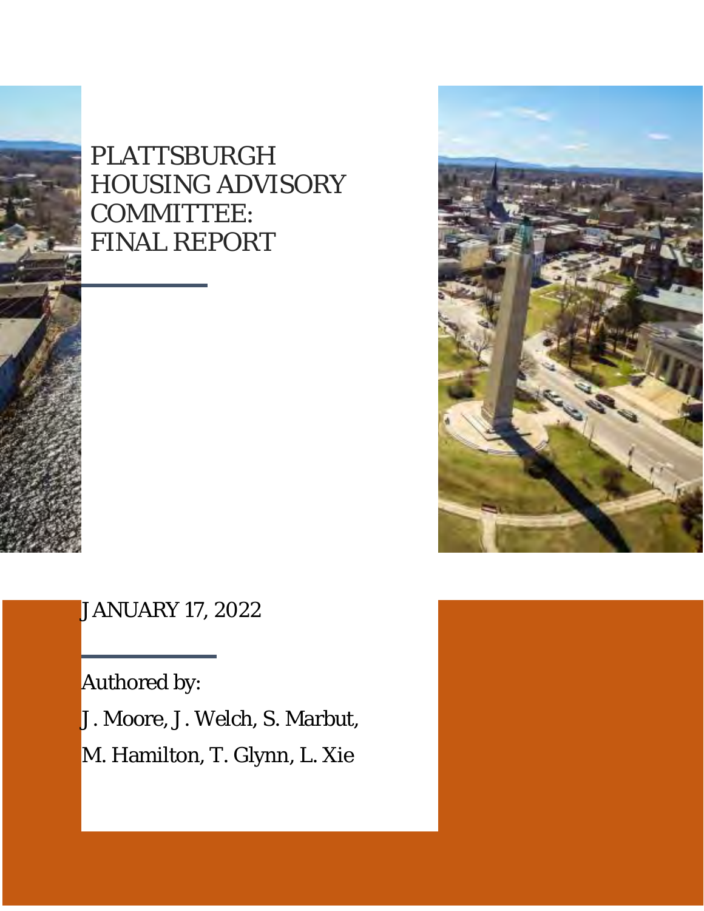# PLATTSBURGH HOUSING ADVISORY COMMITTEE: FINAL REPORT

JANUARY 17, 2022

Authored by:

J. Moore, J. Welch, S. Marbut,

M. Hamilton, T. Glynn, L. Xie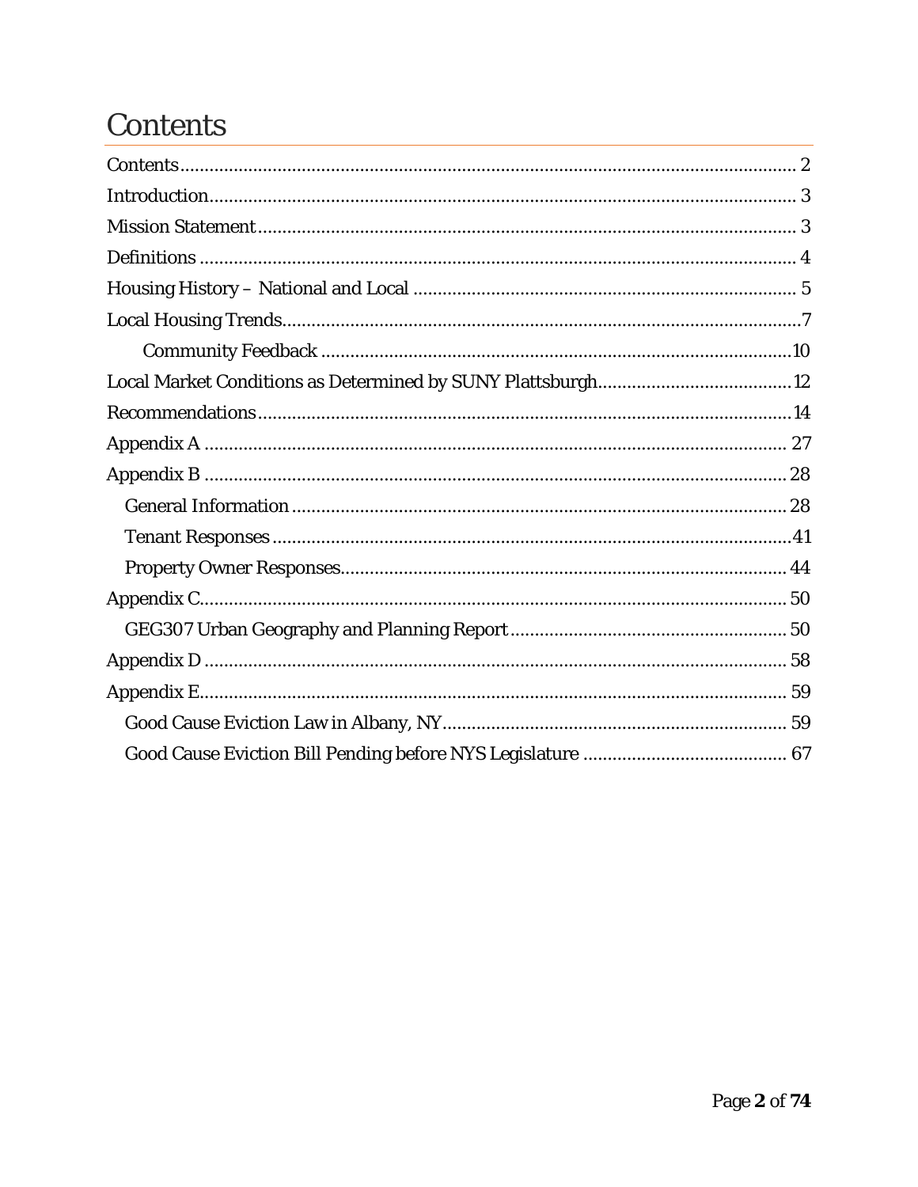# Contents

- Contents ..... 2
- Introduction ..... 3
- Mission Statement ..... 3
- Definitions ..... 4
- Housing History – National and Local ..... 5
- Local Housing Trends ..... 7
    - Community Feedback ..... 10
- Local Market Conditions as Determined by SUNY Plattsburgh ..... 12
- Recommendations ..... 14
- Appendix A ..... 27
- Appendix B ..... 28
    - General Information ..... 28
    - Tenant Responses ..... 41
    - Property Owner Responses ..... 44
- Appendix C ..... 50
    - GEG307 Urban Geography and Planning Report ..... 50
- Appendix D ..... 58
- Appendix E ..... 59
    - Good Cause Eviction Law in Albany, NY ..... 59
    - Good Cause Eviction Bill Pending before NYS Legislature ..... 67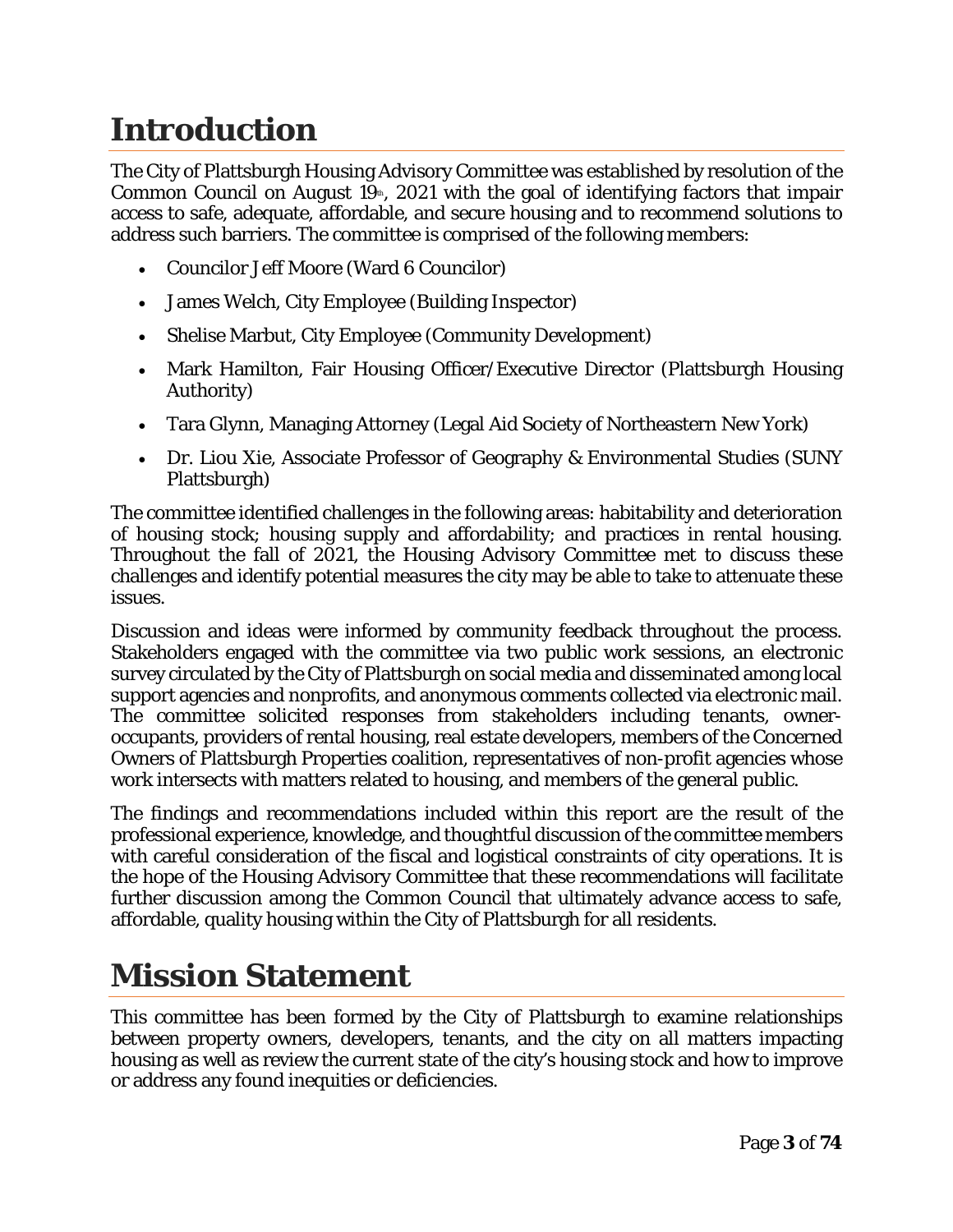# Introduction

The City of Plattsburgh Housing Advisory Committee was established by resolution of the Common Council on August 19th, 2021 with the goal of identifying factors that impair access to safe, adequate, affordable, and secure housing and to recommend solutions to address such barriers. The committee is comprised of the following members:

- Councilor Jeff Moore (Ward 6 Councilor)
- James Welch, City Employee (Building Inspector)
- Shelise Marbut, City Employee (Community Development)
- Mark Hamilton, Fair Housing Officer/Executive Director (Plattsburgh Housing Authority)
- Tara Glynn, Managing Attorney (Legal Aid Society of Northeastern New York)
- Dr. Liou Xie, Associate Professor of Geography & Environmental Studies (SUNY Plattsburgh)

The committee identified challenges in the following areas: habitability and deterioration of housing stock; housing supply and affordability; and practices in rental housing. Throughout the fall of 2021, the Housing Advisory Committee met to discuss these challenges and identify potential measures the city may be able to take to attenuate these issues.

Discussion and ideas were informed by community feedback throughout the process. Stakeholders engaged with the committee via two public work sessions, an electronic survey circulated by the City of Plattsburgh on social media and disseminated among local support agencies and nonprofits, and anonymous comments collected via electronic mail. The committee solicited responses from stakeholders including tenants, owner-occupants, providers of rental housing, real estate developers, members of the Concerned Owners of Plattsburgh Properties coalition, representatives of non-profit agencies whose work intersects with matters related to housing, and members of the general public.

The findings and recommendations included within this report are the result of the professional experience, knowledge, and thoughtful discussion of the committee members with careful consideration of the fiscal and logistical constraints of city operations. It is the hope of the Housing Advisory Committee that these recommendations will facilitate further discussion among the Common Council that ultimately advance access to safe, affordable, quality housing within the City of Plattsburgh for all residents.

# Mission Statement

This committee has been formed by the City of Plattsburgh to examine relationships between property owners, developers, tenants, and the city on all matters impacting housing as well as review the current state of the city's housing stock and how to improve or address any found inequities or deficiencies.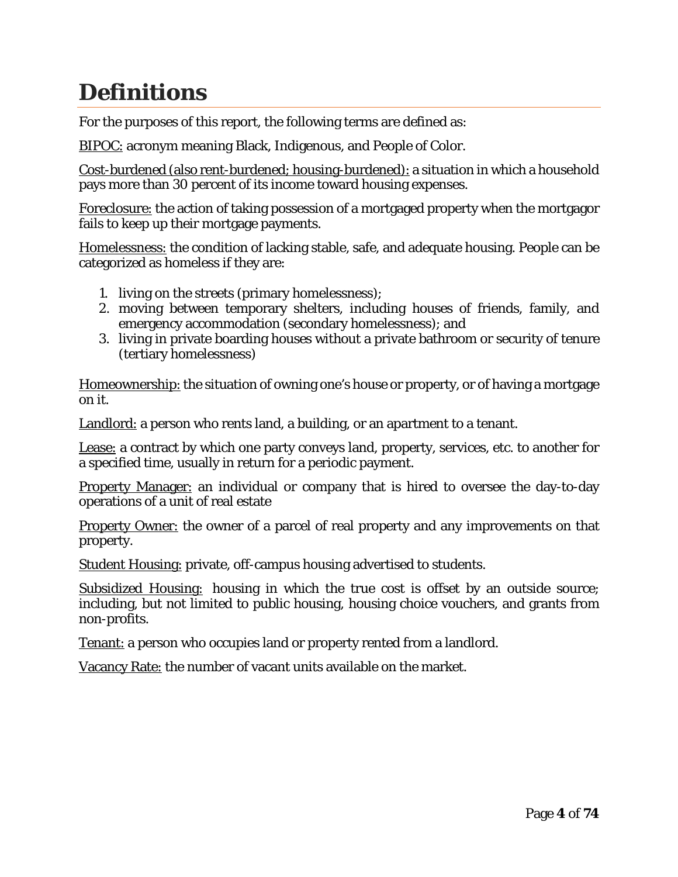# Definitions

For the purposes of this report, the following terms are defined as:

BIPOC: acronym meaning Black, Indigenous, and People of Color.

Cost-burdened (also rent-burdened; housing-burdened): a situation in which a household pays more than 30 percent of its income toward housing expenses.

Foreclosure: the action of taking possession of a mortgaged property when the mortgagor fails to keep up their mortgage payments.

Homelessness: the condition of lacking stable, safe, and adequate housing. People can be categorized as homeless if they are:

1. living on the streets (primary homelessness);
2. moving between temporary shelters, including houses of friends, family, and emergency accommodation (secondary homelessness); and
3. living in private boarding houses without a private bathroom or security of tenure (tertiary homelessness)

Homeownership: the situation of owning one's house or property, or of having a mortgage on it.

Landlord: a person who rents land, a building, or an apartment to a tenant.

Lease: a contract by which one party conveys land, property, services, etc. to another for a specified time, usually in return for a periodic payment.

Property Manager: an individual or company that is hired to oversee the day-to-day operations of a unit of real estate

Property Owner: the owner of a parcel of real property and any improvements on that property.

Student Housing: private, off-campus housing advertised to students.

Subsidized Housing: housing in which the true cost is offset by an outside source; including, but not limited to public housing, housing choice vouchers, and grants from non-profits.

Tenant: a person who occupies land or property rented from a landlord.

Vacancy Rate: the number of vacant units available on the market.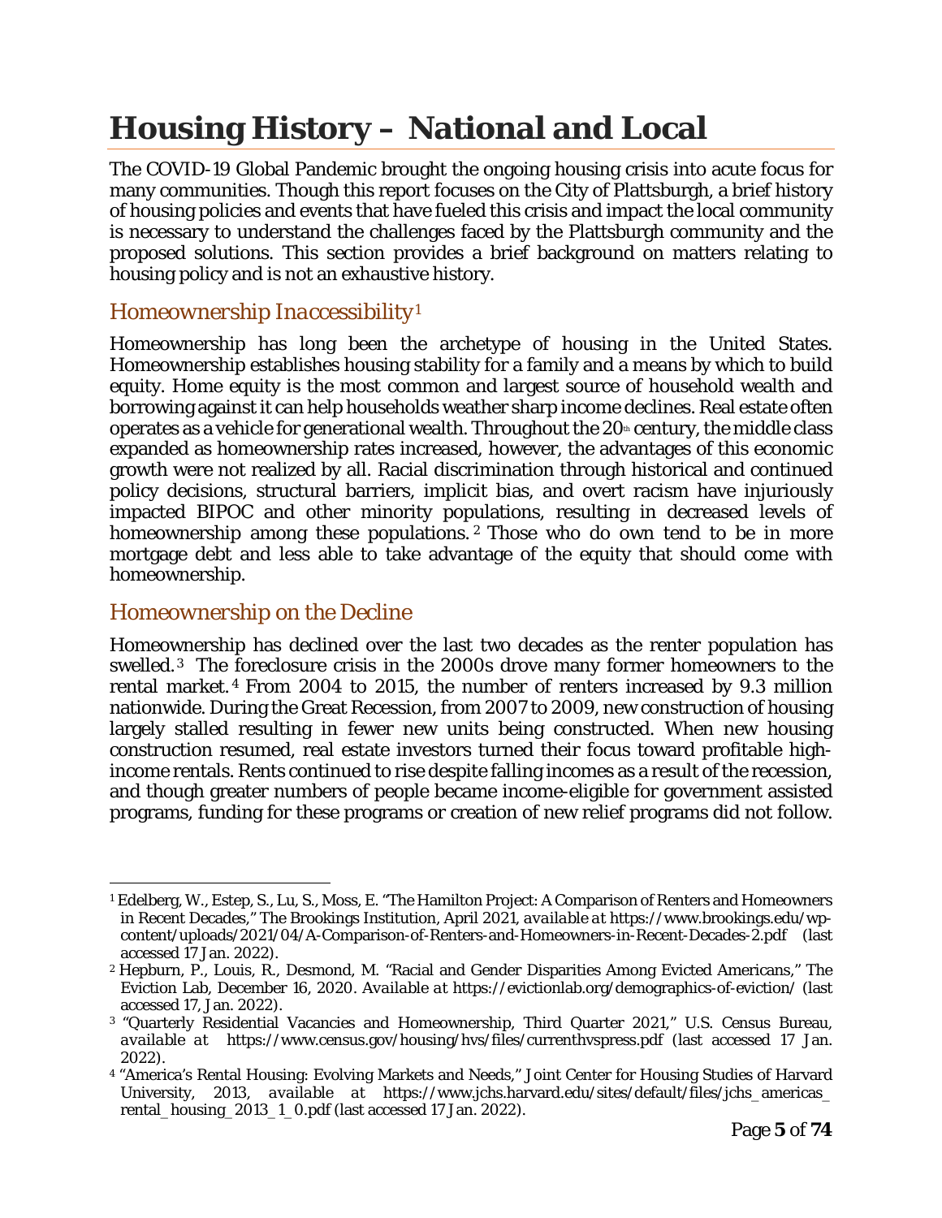# Housing History – National and Local

The COVID-19 Global Pandemic brought the ongoing housing crisis into acute focus for many communities. Though this report focuses on the City of Plattsburgh, a brief history of housing policies and events that have fueled this crisis and impact the local community is necessary to understand the challenges faced by the Plattsburgh community and the proposed solutions. This section provides a brief background on matters relating to housing policy and is not an exhaustive history.

## Homeownership Inaccessibility[1]

Homeownership has long been the archetype of housing in the United States. Homeownership establishes housing stability for a family and a means by which to build equity. Home equity is the most common and largest source of household wealth and borrowing against it can help households weather sharp income declines. Real estate often operates as a vehicle for generational wealth. Throughout the 20th century, the middle class expanded as homeownership rates increased, however, the advantages of this economic growth were not realized by all. Racial discrimination through historical and continued policy decisions, structural barriers, implicit bias, and overt racism have injuriously impacted BIPOC and other minority populations, resulting in decreased levels of homeownership among these populations.[2] Those who do own tend to be in more mortgage debt and less able to take advantage of the equity that should come with homeownership.

## Homeownership on the Decline

Homeownership has declined over the last two decades as the renter population has swelled.[3] The foreclosure crisis in the 2000s drove many former homeowners to the rental market.[4] From 2004 to 2015, the number of renters increased by 9.3 million nationwide. During the Great Recession, from 2007 to 2009, new construction of housing largely stalled resulting in fewer new units being constructed. When new housing construction resumed, real estate investors turned their focus toward profitable high-income rentals. Rents continued to rise despite falling incomes as a result of the recession, and though greater numbers of people became income-eligible for government assisted programs, funding for these programs or creation of new relief programs did not follow.

---

[1] Edelberg, W., Estep, S., Lu, S., Moss, E. "The Hamilton Project: A Comparison of Renters and Homeowners in Recent Decades," The Brookings Institution, April 2021, *available at* https://www.brookings.edu/wp-content/uploads/2021/04/A-Comparison-of-Renters-and-Homeowners-in-Recent-Decades-2.pdf (last accessed 17 Jan. 2022).

[2] Hepburn, P., Louis, R., Desmond, M. "Racial and Gender Disparities Among Evicted Americans," The Eviction Lab, December 16, 2020. *Available at* https://evictionlab.org/demographics-of-eviction/ (last accessed 17, Jan. 2022).

[3] "Quarterly Residential Vacancies and Homeownership, Third Quarter 2021," U.S. Census Bureau, *available at* https://www.census.gov/housing/hvs/files/currenthvspress.pdf (last accessed 17 Jan. 2022).

[4] "America's Rental Housing: Evolving Markets and Needs," Joint Center for Housing Studies of Harvard University, 2013, *available at* https://www.jchs.harvard.edu/sites/default/files/jchs_americas_rental_housing_2013_1_0.pdf (last accessed 17 Jan. 2022).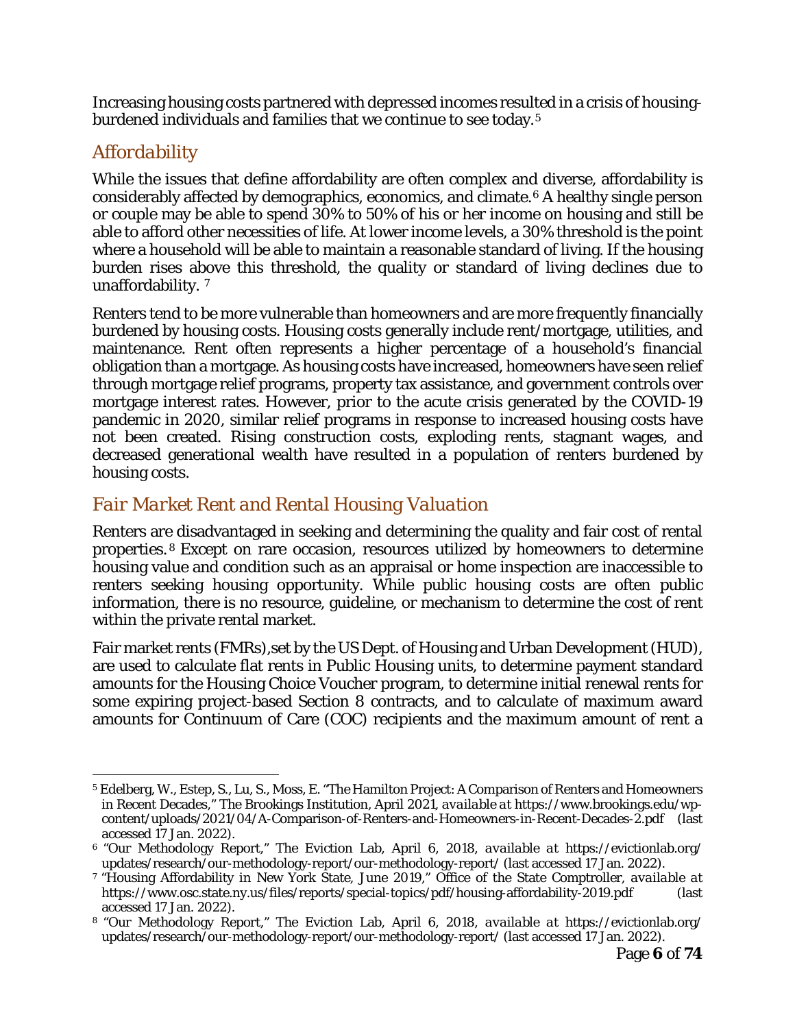Increasing housing costs partnered with depressed incomes resulted in a crisis of housing-burdened individuals and families that we continue to see today.[5]

## Affordability

While the issues that define affordability are often complex and diverse, affordability is considerably affected by demographics, economics, and climate.[6] A healthy single person or couple may be able to spend 30% to 50% of his or her income on housing and still be able to afford other necessities of life. At lower income levels, a 30% threshold is the point where a household will be able to maintain a reasonable standard of living. If the housing burden rises above this threshold, the quality or standard of living declines due to unaffordability. [7]

Renters tend to be more vulnerable than homeowners and are more frequently financially burdened by housing costs. Housing costs generally include rent/mortgage, utilities, and maintenance. Rent often represents a higher percentage of a household's financial obligation than a mortgage. As housing costs have increased, homeowners have seen relief through mortgage relief programs, property tax assistance, and government controls over mortgage interest rates. However, prior to the acute crisis generated by the COVID-19 pandemic in 2020, similar relief programs in response to increased housing costs have not been created. Rising construction costs, exploding rents, stagnant wages, and decreased generational wealth have resulted in a population of renters burdened by housing costs.

## Fair Market Rent and Rental Housing Valuation

Renters are disadvantaged in seeking and determining the quality and fair cost of rental properties.[8] Except on rare occasion, resources utilized by homeowners to determine housing value and condition such as an appraisal or home inspection are inaccessible to renters seeking housing opportunity. While public housing costs are often public information, there is no resource, guideline, or mechanism to determine the cost of rent within the private rental market.

Fair market rents (FMRs),set by the US Dept. of Housing and Urban Development (HUD), are used to calculate flat rents in Public Housing units, to determine payment standard amounts for the Housing Choice Voucher program, to determine initial renewal rents for some expiring project-based Section 8 contracts, and to calculate of maximum award amounts for Continuum of Care (COC) recipients and the maximum amount of rent a

---

[5] Edelberg, W., Estep, S., Lu, S., Moss, E. "The Hamilton Project: A Comparison of Renters and Homeowners in Recent Decades," The Brookings Institution, April 2021, *available at* https://www.brookings.edu/wp-content/uploads/2021/04/A-Comparison-of-Renters-and-Homeowners-in-Recent-Decades-2.pdf (last accessed 17 Jan. 2022).

[6] "Our Methodology Report," The Eviction Lab, April 6, 2018, *available at* https://evictionlab.org/updates/research/our-methodology-report/our-methodology-report/ (last accessed 17 Jan. 2022).

[7] "Housing Affordability in New York State, June 2019," Office of the State Comptroller, *available at* https://www.osc.state.ny.us/files/reports/special-topics/pdf/housing-affordability-2019.pdf (last accessed 17 Jan. 2022).

[8] "Our Methodology Report," The Eviction Lab, April 6, 2018, *available at* https://evictionlab.org/updates/research/our-methodology-report/our-methodology-report/ (last accessed 17 Jan. 2022).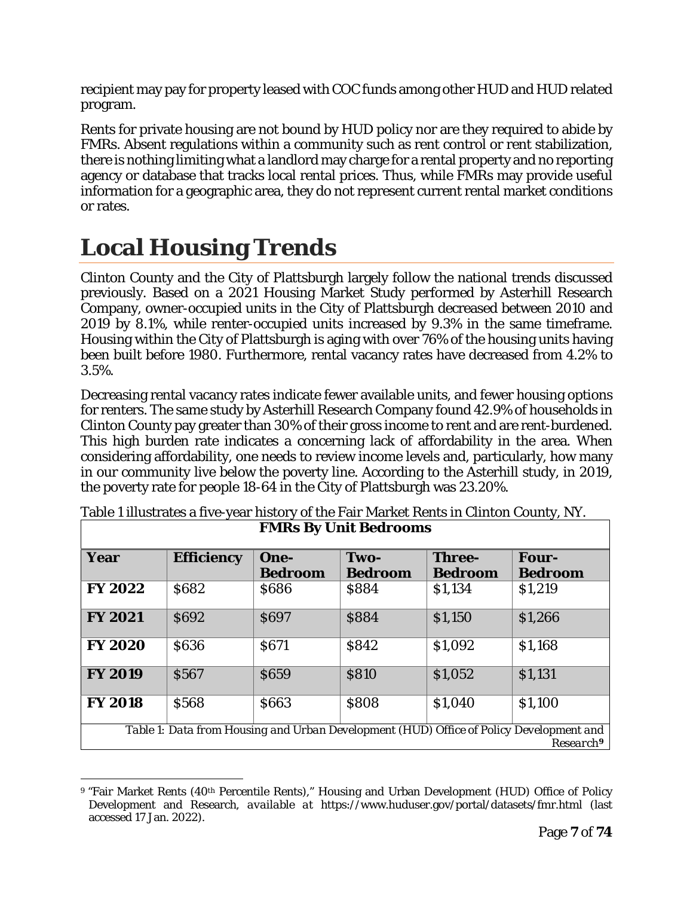recipient may pay for property leased with COC funds among other HUD and HUD related program.

Rents for private housing are not bound by HUD policy nor are they required to abide by FMRs. Absent regulations within a community such as rent control or rent stabilization, there is nothing limiting what a landlord may charge for a rental property and no reporting agency or database that tracks local rental prices. Thus, while FMRs may provide useful information for a geographic area, they do not represent current rental market conditions or rates.

# Local Housing Trends

Clinton County and the City of Plattsburgh largely follow the national trends discussed previously. Based on a 2021 Housing Market Study performed by Asterhill Research Company, owner-occupied units in the City of Plattsburgh decreased between 2010 and 2019 by 8.1%, while renter-occupied units increased by 9.3% in the same timeframe. Housing within the City of Plattsburgh is aging with over 76% of the housing units having been built before 1980. Furthermore, rental vacancy rates have decreased from 4.2% to 3.5%.

Decreasing rental vacancy rates indicate fewer available units, and fewer housing options for renters. The same study by Asterhill Research Company found 42.9% of households in Clinton County pay greater than 30% of their gross income to rent and are rent-burdened. This high burden rate indicates a concerning lack of affordability in the area. When considering affordability, one needs to review income levels and, particularly, how many in our community live below the poverty line. According to the Asterhill study, in 2019, the poverty rate for people 18-64 in the City of Plattsburgh was 23.20%.

Table 1 illustrates a five-year history of the Fair Market Rents in Clinton County, NY.

| **FMRs By Unit Bedrooms** | | | | | |
|---|---|---|---|---|---|
| **Year** | **Efficiency** | **One-Bedroom** | **Two-Bedroom** | **Three-Bedroom** | **Four-Bedroom** |
| **FY 2022** | $682 | $686 | $884 | $1,134 | $1,219 |
| **FY 2021** | $692 | $697 | $884 | $1,150 | $1,266 |
| **FY 2020** | $636 | $671 | $842 | $1,092 | $1,168 |
| **FY 2019** | $567 | $659 | $810 | $1,052 | $1,131 |
| **FY 2018** | $568 | $663 | $808 | $1,040 | $1,100 |

*Table 1: Data from Housing and Urban Development (HUD) Office of Policy Development and Research*[9]

[9] "Fair Market Rents (40th Percentile Rents)," Housing and Urban Development (HUD) Office of Policy Development and Research, *available at* https://www.huduser.gov/portal/datasets/fmr.html (last accessed 17 Jan. 2022).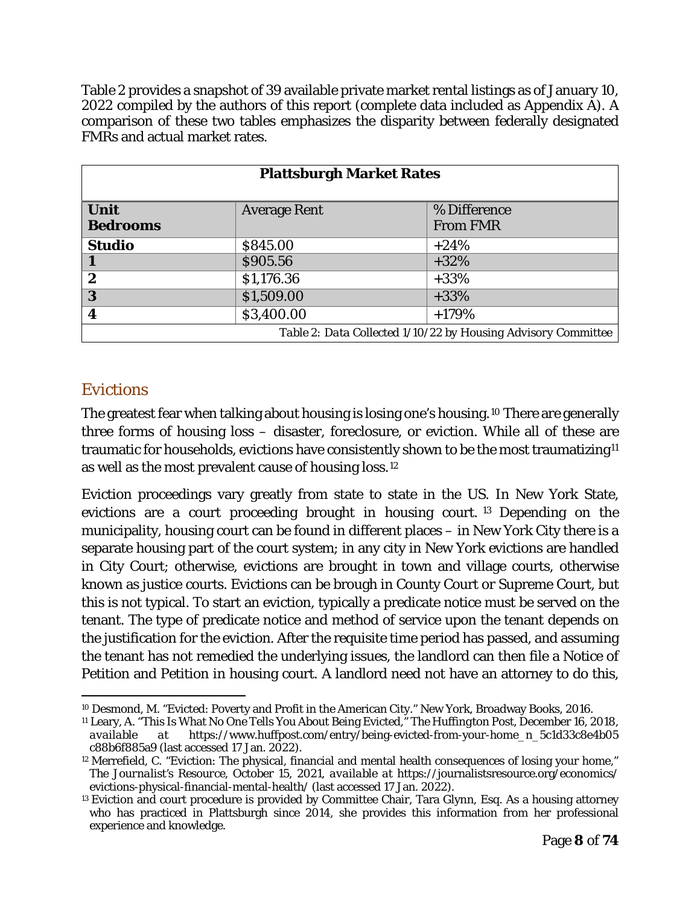Table 2 provides a snapshot of 39 available private market rental listings as of January 10, 2022 compiled by the authors of this report (complete data included as Appendix A). A comparison of these two tables emphasizes the disparity between federally designated FMRs and actual market rates.

| **Plattsburgh Market Rates** | | |
|---|---|---|
| **Unit Bedrooms** | Average Rent | % Difference From FMR |
| **Studio** | $845.00 | +24% |
| **1** | $905.56 | +32% |
| **2** | $1,176.36 | +33% |
| **3** | $1,509.00 | +33% |
| **4** | $3,400.00 | +179% |

*Table 2: Data Collected 1/10/22 by Housing Advisory Committee*

## Evictions

The greatest fear when talking about housing is losing one's housing.[10] There are generally three forms of housing loss – disaster, foreclosure, or eviction. While all of these are traumatic for households, evictions have consistently shown to be the most traumatizing[11] as well as the most prevalent cause of housing loss.[12]

Eviction proceedings vary greatly from state to state in the US. In New York State, evictions are a court proceeding brought in housing court.[13] Depending on the municipality, housing court can be found in different places – in New York City there is a separate housing part of the court system; in any city in New York evictions are handled in City Court; otherwise, evictions are brought in town and village courts, otherwise known as justice courts. Evictions can be brough in County Court or Supreme Court, but this is not typical. To start an eviction, typically a predicate notice must be served on the tenant. The type of predicate notice and method of service upon the tenant depends on the justification for the eviction. After the requisite time period has passed, and assuming the tenant has not remedied the underlying issues, the landlord can then file a Notice of Petition and Petition in housing court. A landlord need not have an attorney to do this,

---

[10] Desmond, M. "Evicted: Poverty and Profit in the American City." New York, Broadway Books, 2016.

[11] Leary, A. "This Is What No One Tells You About Being Evicted," The Huffington Post, December 16, 2018, *available at* https://www.huffpost.com/entry/being-evicted-from-your-home_n_5c1d33c8e4b05c88b6f885a9 (last accessed 17 Jan. 2022).

[12] Merrefield, C. "Eviction: The physical, financial and mental health consequences of losing your home," The Journalist's Resource, October 15, 2021, *available at* https://journalistsresource.org/economics/evictions-physical-financial-mental-health/ (last accessed 17 Jan. 2022).

[13] Eviction and court procedure is provided by Committee Chair, Tara Glynn, Esq. As a housing attorney who has practiced in Plattsburgh since 2014, she provides this information from her professional experience and knowledge.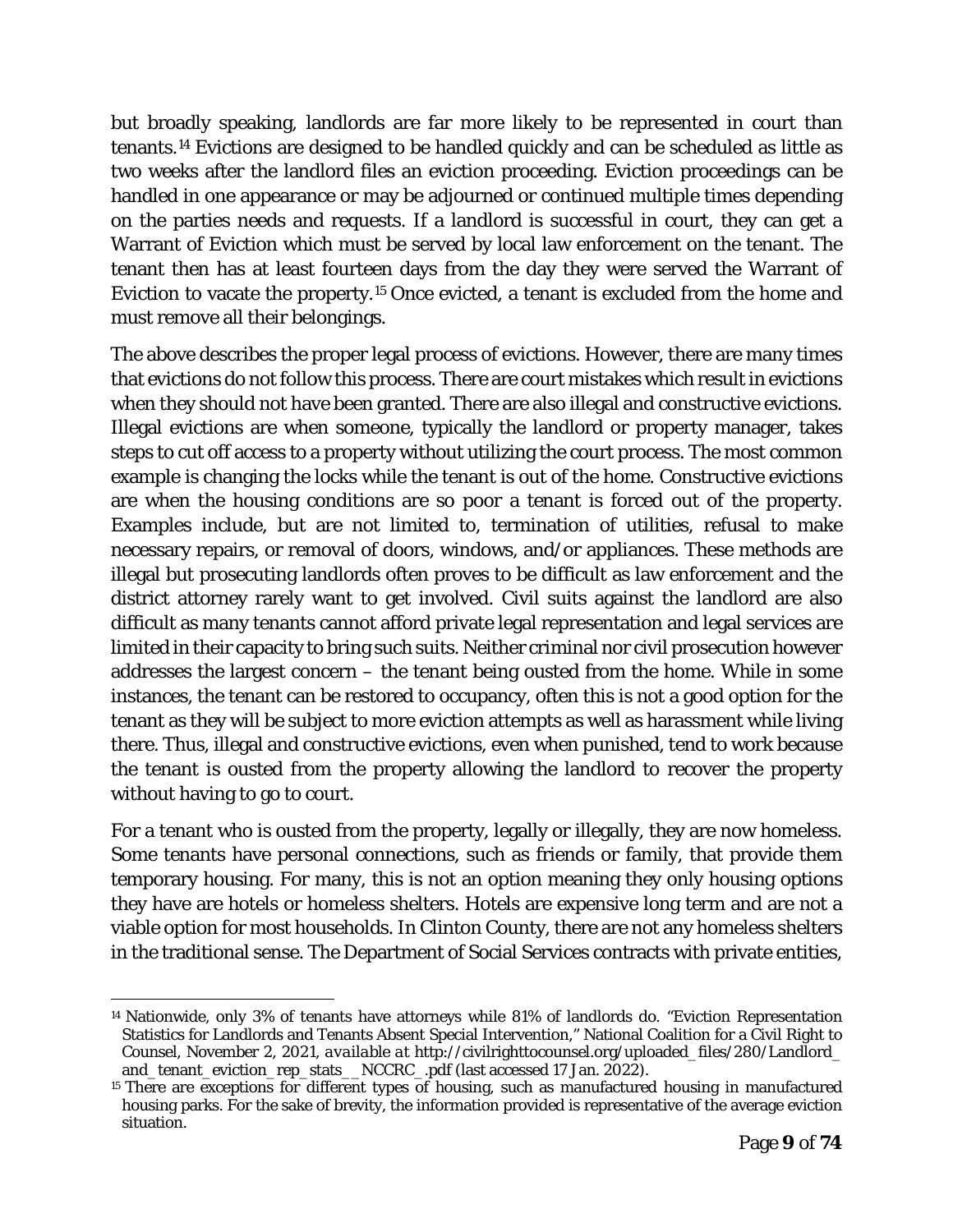but broadly speaking, landlords are far more likely to be represented in court than tenants.[14] Evictions are designed to be handled quickly and can be scheduled as little as two weeks after the landlord files an eviction proceeding. Eviction proceedings can be handled in one appearance or may be adjourned or continued multiple times depending on the parties needs and requests. If a landlord is successful in court, they can get a Warrant of Eviction which must be served by local law enforcement on the tenant. The tenant then has at least fourteen days from the day they were served the Warrant of Eviction to vacate the property.[15] Once evicted, a tenant is excluded from the home and must remove all their belongings.

The above describes the proper legal process of evictions. However, there are many times that evictions do not follow this process. There are court mistakes which result in evictions when they should not have been granted. There are also illegal and constructive evictions. Illegal evictions are when someone, typically the landlord or property manager, takes steps to cut off access to a property without utilizing the court process. The most common example is changing the locks while the tenant is out of the home. Constructive evictions are when the housing conditions are so poor a tenant is forced out of the property. Examples include, but are not limited to, termination of utilities, refusal to make necessary repairs, or removal of doors, windows, and/or appliances. These methods are illegal but prosecuting landlords often proves to be difficult as law enforcement and the district attorney rarely want to get involved. Civil suits against the landlord are also difficult as many tenants cannot afford private legal representation and legal services are limited in their capacity to bring such suits. Neither criminal nor civil prosecution however addresses the largest concern – the tenant being ousted from the home. While in some instances, the tenant can be restored to occupancy, often this is not a good option for the tenant as they will be subject to more eviction attempts as well as harassment while living there. Thus, illegal and constructive evictions, even when punished, tend to work because the tenant is ousted from the property allowing the landlord to recover the property without having to go to court.

For a tenant who is ousted from the property, legally or illegally, they are now homeless. Some tenants have personal connections, such as friends or family, that provide them temporary housing. For many, this is not an option meaning they only housing options they have are hotels or homeless shelters. Hotels are expensive long term and are not a viable option for most households. In Clinton County, there are not any homeless shelters in the traditional sense. The Department of Social Services contracts with private entities,

---

[14] Nationwide, only 3% of tenants have attorneys while 81% of landlords do. "Eviction Representation Statistics for Landlords and Tenants Absent Special Intervention," National Coalition for a Civil Right to Counsel, November 2, 2021, *available at* http://civilrighttocounsel.org/uploaded_files/280/Landlord_and_tenant_eviction_rep_stats__NCCRC_.pdf (last accessed 17 Jan. 2022).

[15] There are exceptions for different types of housing, such as manufactured housing in manufactured housing parks. For the sake of brevity, the information provided is representative of the average eviction situation.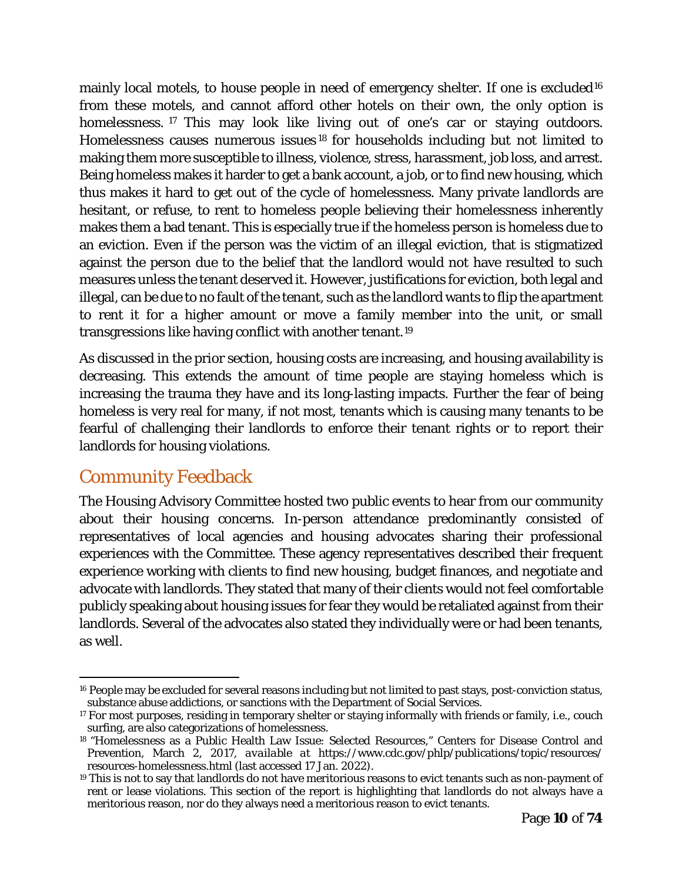mainly local motels, to house people in need of emergency shelter. If one is excluded[16] from these motels, and cannot afford other hotels on their own, the only option is homelessness.[17] This may look like living out of one's car or staying outdoors. Homelessness causes numerous issues[18] for households including but not limited to making them more susceptible to illness, violence, stress, harassment, job loss, and arrest. Being homeless makes it harder to get a bank account, a job, or to find new housing, which thus makes it hard to get out of the cycle of homelessness. Many private landlords are hesitant, or refuse, to rent to homeless people believing their homelessness inherently makes them a bad tenant. This is especially true if the homeless person is homeless due to an eviction. Even if the person was the victim of an illegal eviction, that is stigmatized against the person due to the belief that the landlord would not have resulted to such measures unless the tenant deserved it. However, justifications for eviction, both legal and illegal, can be due to no fault of the tenant, such as the landlord wants to flip the apartment to rent it for a higher amount or move a family member into the unit, or small transgressions like having conflict with another tenant.[19]

As discussed in the prior section, housing costs are increasing, and housing availability is decreasing. This extends the amount of time people are staying homeless which is increasing the trauma they have and its long-lasting impacts. Further the fear of being homeless is very real for many, if not most, tenants which is causing many tenants to be fearful of challenging their landlords to enforce their tenant rights or to report their landlords for housing violations.

## Community Feedback

The Housing Advisory Committee hosted two public events to hear from our community about their housing concerns. In-person attendance predominantly consisted of representatives of local agencies and housing advocates sharing their professional experiences with the Committee. These agency representatives described their frequent experience working with clients to find new housing, budget finances, and negotiate and advocate with landlords. They stated that many of their clients would not feel comfortable publicly speaking about housing issues for fear they would be retaliated against from their landlords. Several of the advocates also stated they individually were or had been tenants, as well.

---

[16] People may be excluded for several reasons including but not limited to past stays, post-conviction status, substance abuse addictions, or sanctions with the Department of Social Services.

[17] For most purposes, residing in temporary shelter or staying informally with friends or family, i.e., couch surfing, are also categorizations of homelessness.

[18] "Homelessness as a Public Health Law Issue: Selected Resources," Centers for Disease Control and Prevention, March 2, 2017, *available at* https://www.cdc.gov/phlp/publications/topic/resources/resources-homelessness.html (last accessed 17 Jan. 2022).

[19] This is not to say that landlords do not have meritorious reasons to evict tenants such as non-payment of rent or lease violations. This section of the report is highlighting that landlords do not always have a meritorious reason, nor do they always need a meritorious reason to evict tenants.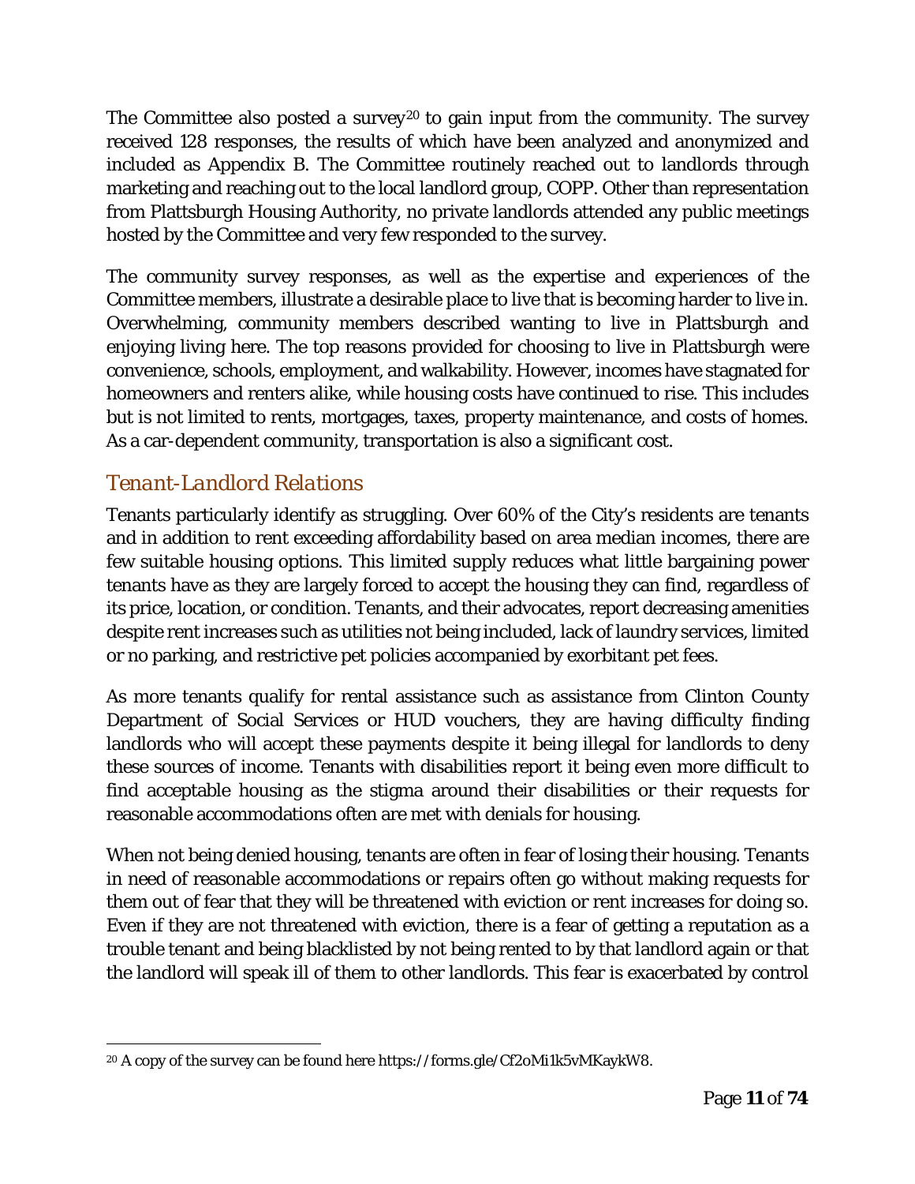The Committee also posted a survey[20] to gain input from the community. The survey received 128 responses, the results of which have been analyzed and anonymized and included as Appendix B. The Committee routinely reached out to landlords through marketing and reaching out to the local landlord group, COPP. Other than representation from Plattsburgh Housing Authority, no private landlords attended any public meetings hosted by the Committee and very few responded to the survey.

The community survey responses, as well as the expertise and experiences of the Committee members, illustrate a desirable place to live that is becoming harder to live in. Overwhelming, community members described wanting to live in Plattsburgh and enjoying living here. The top reasons provided for choosing to live in Plattsburgh were convenience, schools, employment, and walkability. However, incomes have stagnated for homeowners and renters alike, while housing costs have continued to rise. This includes but is not limited to rents, mortgages, taxes, property maintenance, and costs of homes. As a car-dependent community, transportation is also a significant cost.

## *Tenant-Landlord Relations*

Tenants particularly identify as struggling. Over 60% of the City's residents are tenants and in addition to rent exceeding affordability based on area median incomes, there are few suitable housing options. This limited supply reduces what little bargaining power tenants have as they are largely forced to accept the housing they can find, regardless of its price, location, or condition. Tenants, and their advocates, report decreasing amenities despite rent increases such as utilities not being included, lack of laundry services, limited or no parking, and restrictive pet policies accompanied by exorbitant pet fees.

As more tenants qualify for rental assistance such as assistance from Clinton County Department of Social Services or HUD vouchers, they are having difficulty finding landlords who will accept these payments despite it being illegal for landlords to deny these sources of income. Tenants with disabilities report it being even more difficult to find acceptable housing as the stigma around their disabilities or their requests for reasonable accommodations often are met with denials for housing.

When not being denied housing, tenants are often in fear of losing their housing. Tenants in need of reasonable accommodations or repairs often go without making requests for them out of fear that they will be threatened with eviction or rent increases for doing so. Even if they are not threatened with eviction, there is a fear of getting a reputation as a trouble tenant and being blacklisted by not being rented to by that landlord again or that the landlord will speak ill of them to other landlords. This fear is exacerbated by control

---

[20] A copy of the survey can be found here https://forms.gle/Cf2oMi1k5vMKaykW8.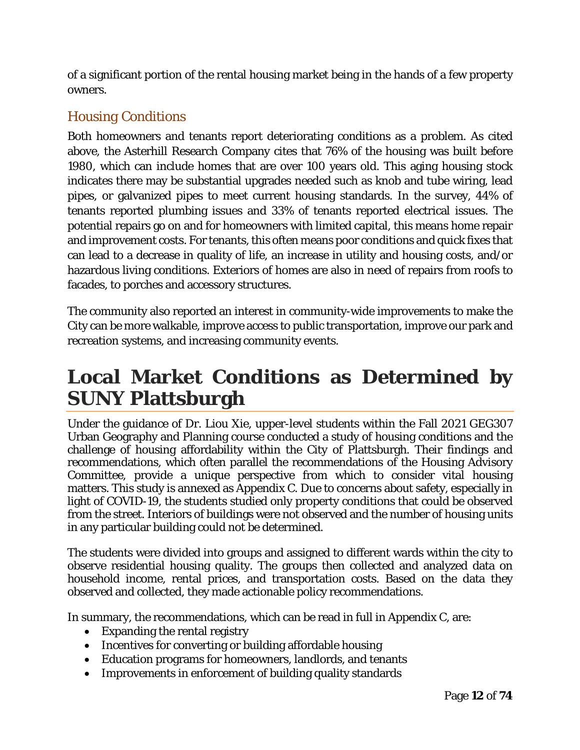of a significant portion of the rental housing market being in the hands of a few property owners.

## Housing Conditions

Both homeowners and tenants report deteriorating conditions as a problem. As cited above, the Asterhill Research Company cites that 76% of the housing was built before 1980, which can include homes that are over 100 years old. This aging housing stock indicates there may be substantial upgrades needed such as knob and tube wiring, lead pipes, or galvanized pipes to meet current housing standards. In the survey, 44% of tenants reported plumbing issues and 33% of tenants reported electrical issues. The potential repairs go on and for homeowners with limited capital, this means home repair and improvement costs. For tenants, this often means poor conditions and quick fixes that can lead to a decrease in quality of life, an increase in utility and housing costs, and/or hazardous living conditions. Exteriors of homes are also in need of repairs from roofs to facades, to porches and accessory structures.

The community also reported an interest in community-wide improvements to make the City can be more walkable, improve access to public transportation, improve our park and recreation systems, and increasing community events.

# Local Market Conditions as Determined by SUNY Plattsburgh

Under the guidance of Dr. Liou Xie, upper-level students within the Fall 2021 GEG307 Urban Geography and Planning course conducted a study of housing conditions and the challenge of housing affordability within the City of Plattsburgh. Their findings and recommendations, which often parallel the recommendations of the Housing Advisory Committee, provide a unique perspective from which to consider vital housing matters. This study is annexed as Appendix C. Due to concerns about safety, especially in light of COVID-19, the students studied only property conditions that could be observed from the street. Interiors of buildings were not observed and the number of housing units in any particular building could not be determined.

The students were divided into groups and assigned to different wards within the city to observe residential housing quality. The groups then collected and analyzed data on household income, rental prices, and transportation costs. Based on the data they observed and collected, they made actionable policy recommendations.

In summary, the recommendations, which can be read in full in Appendix C, are:

- Expanding the rental registry
- Incentives for converting or building affordable housing
- Education programs for homeowners, landlords, and tenants
- Improvements in enforcement of building quality standards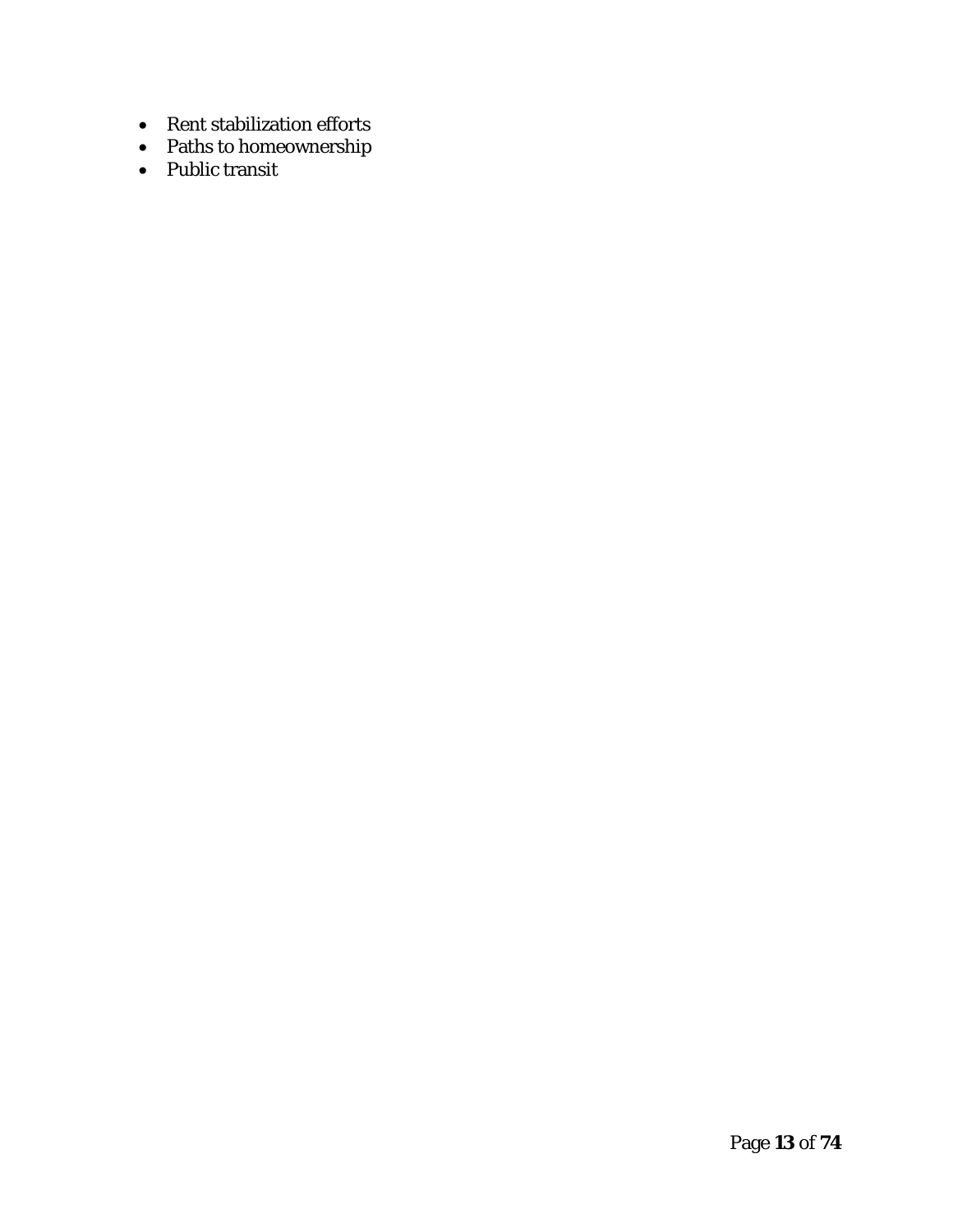- Rent stabilization efforts
- Paths to homeownership
- Public transit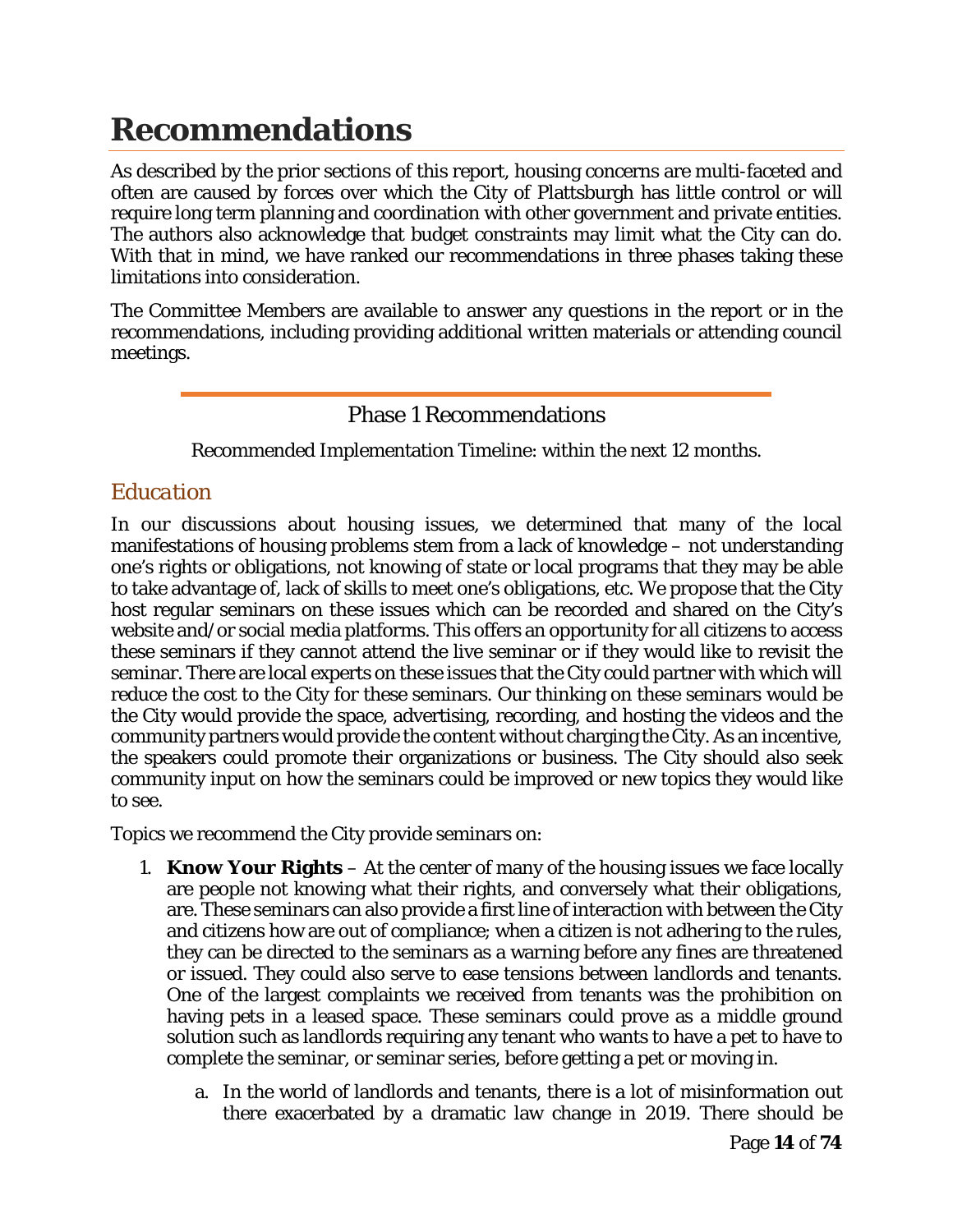# Recommendations

As described by the prior sections of this report, housing concerns are multi-faceted and often are caused by forces over which the City of Plattsburgh has little control or will require long term planning and coordination with other government and private entities. The authors also acknowledge that budget constraints may limit what the City can do. With that in mind, we have ranked our recommendations in three phases taking these limitations into consideration.

The Committee Members are available to answer any questions in the report or in the recommendations, including providing additional written materials or attending council meetings.

---

## Phase 1 Recommendations

Recommended Implementation Timeline: within the next 12 months.

### *Education*

In our discussions about housing issues, we determined that many of the local manifestations of housing problems stem from a lack of knowledge – not understanding one's rights or obligations, not knowing of state or local programs that they may be able to take advantage of, lack of skills to meet one's obligations, etc. We propose that the City host regular seminars on these issues which can be recorded and shared on the City's website and/or social media platforms. This offers an opportunity for all citizens to access these seminars if they cannot attend the live seminar or if they would like to revisit the seminar. There are local experts on these issues that the City could partner with which will reduce the cost to the City for these seminars. Our thinking on these seminars would be the City would provide the space, advertising, recording, and hosting the videos and the community partners would provide the content without charging the City. As an incentive, the speakers could promote their organizations or business. The City should also seek community input on how the seminars could be improved or new topics they would like to see.

Topics we recommend the City provide seminars on:

1. **Know Your Rights** – At the center of many of the housing issues we face locally are people not knowing what their rights, and conversely what their obligations, are. These seminars can also provide a first line of interaction with between the City and citizens how are out of compliance; when a citizen is not adhering to the rules, they can be directed to the seminars as a warning before any fines are threatened or issued. They could also serve to ease tensions between landlords and tenants. One of the largest complaints we received from tenants was the prohibition on having pets in a leased space. These seminars could prove as a middle ground solution such as landlords requiring any tenant who wants to have a pet to have to complete the seminar, or seminar series, before getting a pet or moving in.

    a. In the world of landlords and tenants, there is a lot of misinformation out there exacerbated by a dramatic law change in 2019. There should be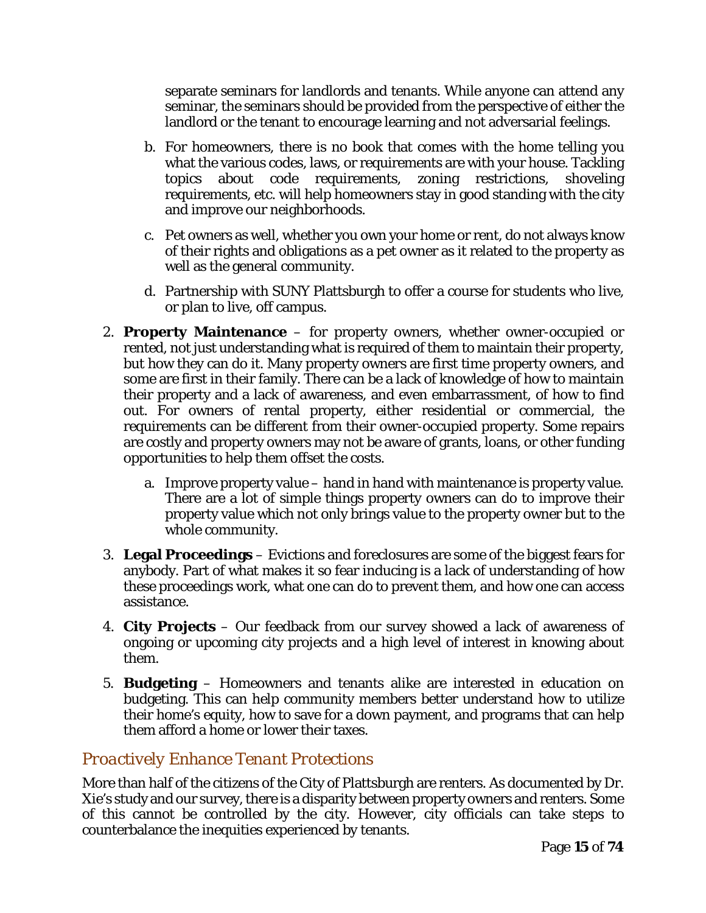separate seminars for landlords and tenants. While anyone can attend any seminar, the seminars should be provided from the perspective of either the landlord or the tenant to encourage learning and not adversarial feelings.

   b. For homeowners, there is no book that comes with the home telling you what the various codes, laws, or requirements are with your house. Tackling topics about code requirements, zoning restrictions, shoveling requirements, etc. will help homeowners stay in good standing with the city and improve our neighborhoods.

   c. Pet owners as well, whether you own your home or rent, do not always know of their rights and obligations as a pet owner as it related to the property as well as the general community.

   d. Partnership with SUNY Plattsburgh to offer a course for students who live, or plan to live, off campus.

2. **Property Maintenance** – for property owners, whether owner-occupied or rented, not just understanding what is required of them to maintain their property, but how they can do it. Many property owners are first time property owners, and some are first in their family. There can be a lack of knowledge of how to maintain their property and a lack of awareness, and even embarrassment, of how to find out. For owners of rental property, either residential or commercial, the requirements can be different from their owner-occupied property. Some repairs are costly and property owners may not be aware of grants, loans, or other funding opportunities to help them offset the costs.

   a. Improve property value – hand in hand with maintenance is property value. There are a lot of simple things property owners can do to improve their property value which not only brings value to the property owner but to the whole community.

3. **Legal Proceedings** – Evictions and foreclosures are some of the biggest fears for anybody. Part of what makes it so fear inducing is a lack of understanding of how these proceedings work, what one can do to prevent them, and how one can access assistance.

4. **City Projects** – Our feedback from our survey showed a lack of awareness of ongoing or upcoming city projects and a high level of interest in knowing about them.

5. **Budgeting** – Homeowners and tenants alike are interested in education on budgeting. This can help community members better understand how to utilize their home's equity, how to save for a down payment, and programs that can help them afford a home or lower their taxes.

## *Proactively Enhance Tenant Protections*

More than half of the citizens of the City of Plattsburgh are renters. As documented by Dr. Xie's study and our survey, there is a disparity between property owners and renters. Some of this cannot be controlled by the city. However, city officials can take steps to counterbalance the inequities experienced by tenants.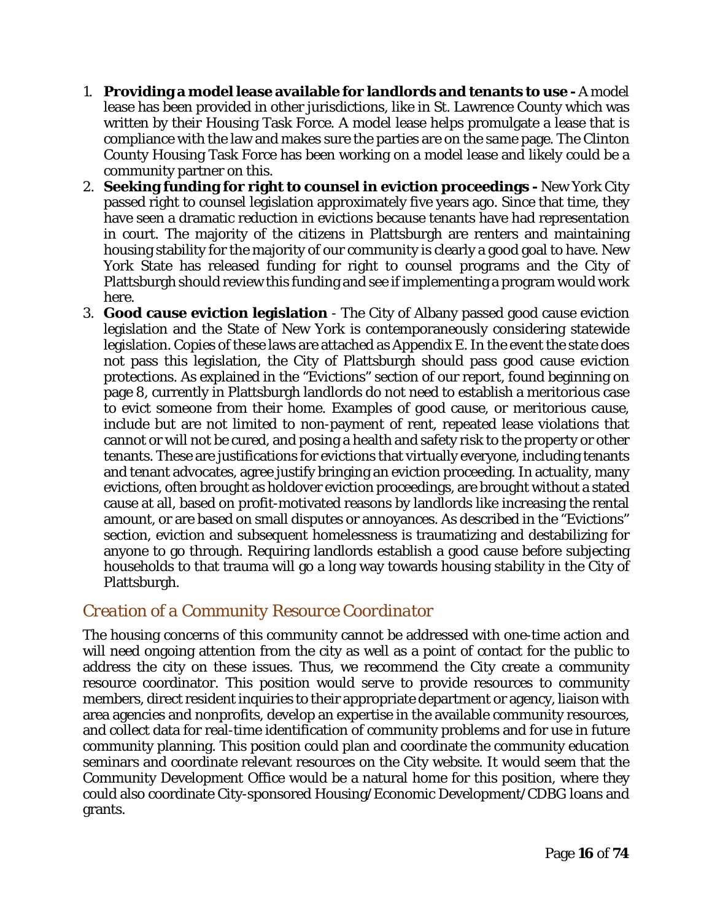1. **Providing a model lease available for landlords and tenants to use -** A model lease has been provided in other jurisdictions, like in St. Lawrence County which was written by their Housing Task Force. A model lease helps promulgate a lease that is compliance with the law and makes sure the parties are on the same page. The Clinton County Housing Task Force has been working on a model lease and likely could be a community partner on this.
2. **Seeking funding for right to counsel in eviction proceedings -** New York City passed right to counsel legislation approximately five years ago. Since that time, they have seen a dramatic reduction in evictions because tenants have had representation in court. The majority of the citizens in Plattsburgh are renters and maintaining housing stability for the majority of our community is clearly a good goal to have. New York State has released funding for right to counsel programs and the City of Plattsburgh should review this funding and see if implementing a program would work here.
3. **Good cause eviction legislation** - The City of Albany passed good cause eviction legislation and the State of New York is contemporaneously considering statewide legislation. Copies of these laws are attached as Appendix E. In the event the state does not pass this legislation, the City of Plattsburgh should pass good cause eviction protections. As explained in the "Evictions" section of our report, found beginning on page 8, currently in Plattsburgh landlords do not need to establish a meritorious case to evict someone from their home. Examples of good cause, or meritorious cause, include but are not limited to non-payment of rent, repeated lease violations that cannot or will not be cured, and posing a health and safety risk to the property or other tenants. These are justifications for evictions that virtually everyone, including tenants and tenant advocates, agree justify bringing an eviction proceeding. In actuality, many evictions, often brought as holdover eviction proceedings, are brought without a stated cause at all, based on profit-motivated reasons by landlords like increasing the rental amount, or are based on small disputes or annoyances. As described in the "Evictions" section, eviction and subsequent homelessness is traumatizing and destabilizing for anyone to go through. Requiring landlords establish a good cause before subjecting households to that trauma will go a long way towards housing stability in the City of Plattsburgh.

## *Creation of a Community Resource Coordinator*

The housing concerns of this community cannot be addressed with one-time action and will need ongoing attention from the city as well as a point of contact for the public to address the city on these issues. Thus, we recommend the City create a community resource coordinator. This position would serve to provide resources to community members, direct resident inquiries to their appropriate department or agency, liaison with area agencies and nonprofits, develop an expertise in the available community resources, and collect data for real-time identification of community problems and for use in future community planning. This position could plan and coordinate the community education seminars and coordinate relevant resources on the City website. It would seem that the Community Development Office would be a natural home for this position, where they could also coordinate City-sponsored Housing/Economic Development/CDBG loans and grants.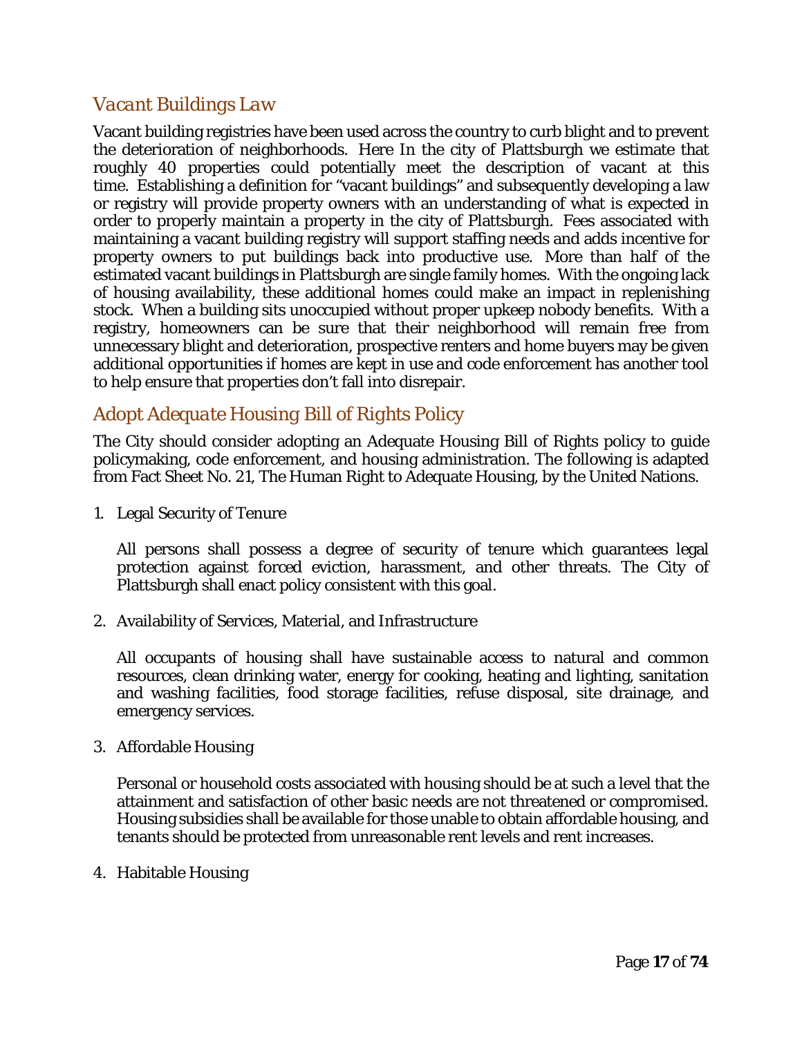## *Vacant Buildings Law*

Vacant building registries have been used across the country to curb blight and to prevent the deterioration of neighborhoods. Here In the city of Plattsburgh we estimate that roughly 40 properties could potentially meet the description of vacant at this time. Establishing a definition for "vacant buildings" and subsequently developing a law or registry will provide property owners with an understanding of what is expected in order to properly maintain a property in the city of Plattsburgh. Fees associated with maintaining a vacant building registry will support staffing needs and adds incentive for property owners to put buildings back into productive use. More than half of the estimated vacant buildings in Plattsburgh are single family homes. With the ongoing lack of housing availability, these additional homes could make an impact in replenishing stock. When a building sits unoccupied without proper upkeep nobody benefits. With a registry, homeowners can be sure that their neighborhood will remain free from unnecessary blight and deterioration, prospective renters and home buyers may be given additional opportunities if homes are kept in use and code enforcement has another tool to help ensure that properties don't fall into disrepair.

## *Adopt Adequate Housing Bill of Rights Policy*

The City should consider adopting an Adequate Housing Bill of Rights policy to guide policymaking, code enforcement, and housing administration. The following is adapted from Fact Sheet No. 21, The Human Right to Adequate Housing, by the United Nations.

1. Legal Security of Tenure

   All persons shall possess a degree of security of tenure which guarantees legal protection against forced eviction, harassment, and other threats. The City of Plattsburgh shall enact policy consistent with this goal.

2. Availability of Services, Material, and Infrastructure

   All occupants of housing shall have sustainable access to natural and common resources, clean drinking water, energy for cooking, heating and lighting, sanitation and washing facilities, food storage facilities, refuse disposal, site drainage, and emergency services.

3. Affordable Housing

   Personal or household costs associated with housing should be at such a level that the attainment and satisfaction of other basic needs are not threatened or compromised. Housing subsidies shall be available for those unable to obtain affordable housing, and tenants should be protected from unreasonable rent levels and rent increases.

4. Habitable Housing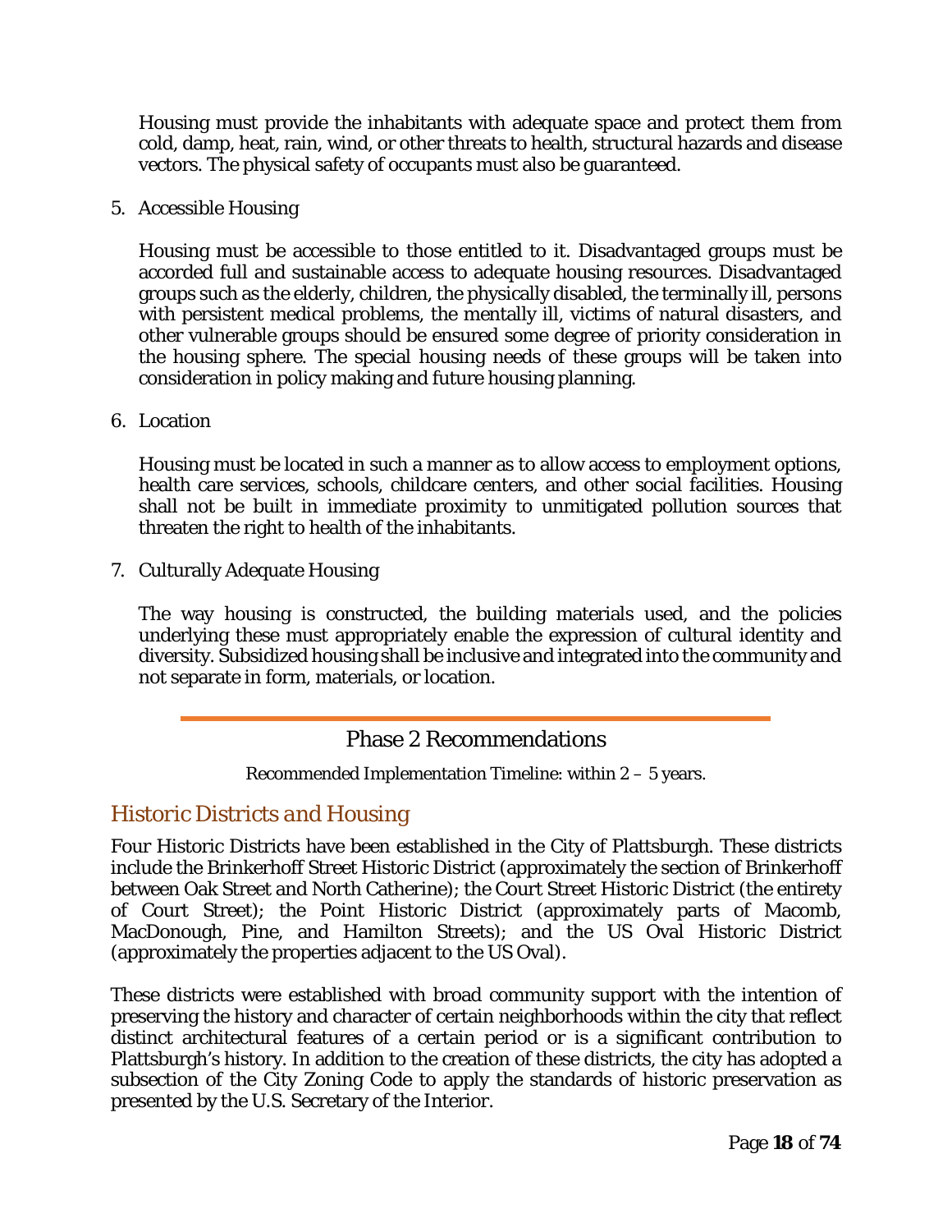Housing must provide the inhabitants with adequate space and protect them from cold, damp, heat, rain, wind, or other threats to health, structural hazards and disease vectors. The physical safety of occupants must also be guaranteed.

5. Accessible Housing

   Housing must be accessible to those entitled to it. Disadvantaged groups must be accorded full and sustainable access to adequate housing resources. Disadvantaged groups such as the elderly, children, the physically disabled, the terminally ill, persons with persistent medical problems, the mentally ill, victims of natural disasters, and other vulnerable groups should be ensured some degree of priority consideration in the housing sphere. The special housing needs of these groups will be taken into consideration in policy making and future housing planning.

6. Location

   Housing must be located in such a manner as to allow access to employment options, health care services, schools, childcare centers, and other social facilities. Housing shall not be built in immediate proximity to unmitigated pollution sources that threaten the right to health of the inhabitants.

7. Culturally Adequate Housing

   The way housing is constructed, the building materials used, and the policies underlying these must appropriately enable the expression of cultural identity and diversity. Subsidized housing shall be inclusive and integrated into the community and not separate in form, materials, or location.

## Phase 2 Recommendations

Recommended Implementation Timeline: within 2 – 5 years.

### *Historic Districts and Housing*

Four Historic Districts have been established in the City of Plattsburgh. These districts include the Brinkerhoff Street Historic District (approximately the section of Brinkerhoff between Oak Street and North Catherine); the Court Street Historic District (the entirety of Court Street); the Point Historic District (approximately parts of Macomb, MacDonough, Pine, and Hamilton Streets); and the US Oval Historic District (approximately the properties adjacent to the US Oval).

These districts were established with broad community support with the intention of preserving the history and character of certain neighborhoods within the city that reflect distinct architectural features of a certain period or is a significant contribution to Plattsburgh's history. In addition to the creation of these districts, the city has adopted a subsection of the City Zoning Code to apply the standards of historic preservation as presented by the U.S. Secretary of the Interior.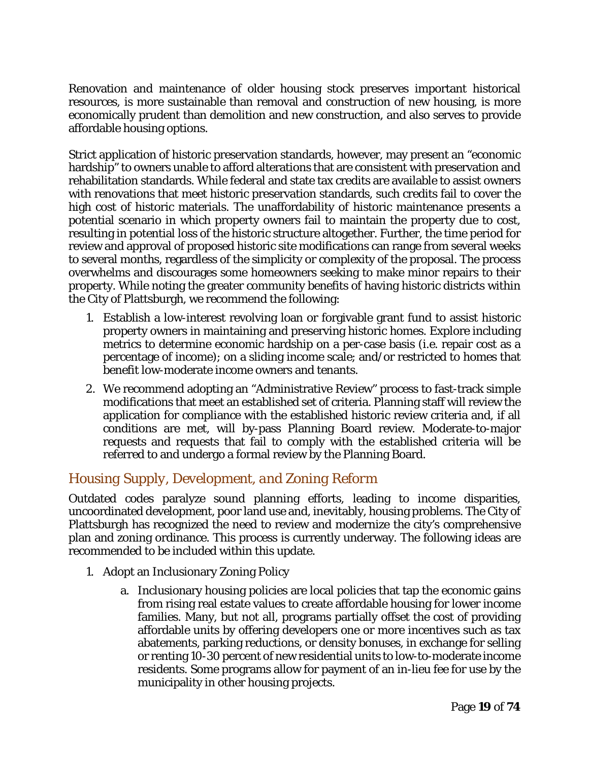Renovation and maintenance of older housing stock preserves important historical resources, is more sustainable than removal and construction of new housing, is more economically prudent than demolition and new construction, and also serves to provide affordable housing options.

Strict application of historic preservation standards, however, may present an "economic hardship" to owners unable to afford alterations that are consistent with preservation and rehabilitation standards. While federal and state tax credits are available to assist owners with renovations that meet historic preservation standards, such credits fail to cover the high cost of historic materials. The unaffordability of historic maintenance presents a potential scenario in which property owners fail to maintain the property due to cost, resulting in potential loss of the historic structure altogether. Further, the time period for review and approval of proposed historic site modifications can range from several weeks to several months, regardless of the simplicity or complexity of the proposal. The process overwhelms and discourages some homeowners seeking to make minor repairs to their property. While noting the greater community benefits of having historic districts within the City of Plattsburgh, we recommend the following:

1. Establish a low-interest revolving loan or forgivable grant fund to assist historic property owners in maintaining and preserving historic homes. Explore including metrics to determine economic hardship on a per-case basis (i.e. repair cost as a percentage of income); on a sliding income scale; and/or restricted to homes that benefit low-moderate income owners and tenants.
2. We recommend adopting an "Administrative Review" process to fast-track simple modifications that meet an established set of criteria. Planning staff will review the application for compliance with the established historic review criteria and, if all conditions are met, will by-pass Planning Board review. Moderate-to-major requests and requests that fail to comply with the established criteria will be referred to and undergo a formal review by the Planning Board.

## Housing Supply, Development, and Zoning Reform

Outdated codes paralyze sound planning efforts, leading to income disparities, uncoordinated development, poor land use and, inevitably, housing problems. The City of Plattsburgh has recognized the need to review and modernize the city's comprehensive plan and zoning ordinance. This process is currently underway. The following ideas are recommended to be included within this update.

1. Adopt an Inclusionary Zoning Policy
    a. Inclusionary housing policies are local policies that tap the economic gains from rising real estate values to create affordable housing for lower income families. Many, but not all, programs partially offset the cost of providing affordable units by offering developers one or more incentives such as tax abatements, parking reductions, or density bonuses, in exchange for selling or renting 10-30 percent of new residential units to low-to-moderate income residents. Some programs allow for payment of an in-lieu fee for use by the municipality in other housing projects.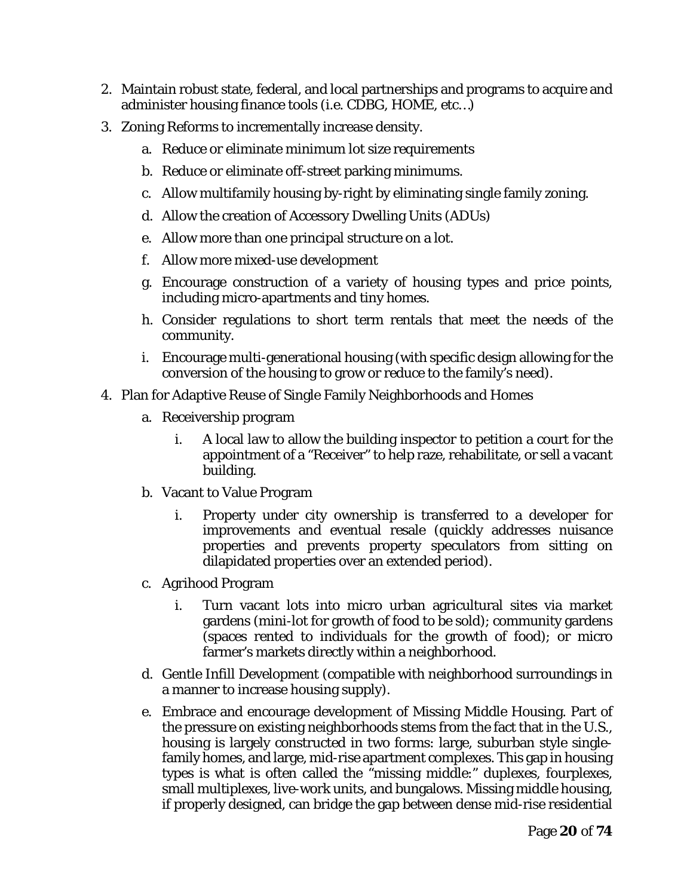2. Maintain robust state, federal, and local partnerships and programs to acquire and administer housing finance tools (i.e. CDBG, HOME, etc…)
3. Zoning Reforms to incrementally increase density.
    a. Reduce or eliminate minimum lot size requirements
    b. Reduce or eliminate off-street parking minimums.
    c. Allow multifamily housing by-right by eliminating single family zoning.
    d. Allow the creation of Accessory Dwelling Units (ADUs)
    e. Allow more than one principal structure on a lot.
    f. Allow more mixed-use development
    g. Encourage construction of a variety of housing types and price points, including micro-apartments and tiny homes.
    h. Consider regulations to short term rentals that meet the needs of the community.
    i. Encourage multi-generational housing (with specific design allowing for the conversion of the housing to grow or reduce to the family's need).
4. Plan for Adaptive Reuse of Single Family Neighborhoods and Homes
    a. Receivership program
        i. A local law to allow the building inspector to petition a court for the appointment of a "Receiver" to help raze, rehabilitate, or sell a vacant building.
    b. Vacant to Value Program
        i. Property under city ownership is transferred to a developer for improvements and eventual resale (quickly addresses nuisance properties and prevents property speculators from sitting on dilapidated properties over an extended period).
    c. Agrihood Program
        i. Turn vacant lots into micro urban agricultural sites via market gardens (mini-lot for growth of food to be sold); community gardens (spaces rented to individuals for the growth of food); or micro farmer's markets directly within a neighborhood.
    d. Gentle Infill Development (compatible with neighborhood surroundings in a manner to increase housing supply).
    e. Embrace and encourage development of Missing Middle Housing. Part of the pressure on existing neighborhoods stems from the fact that in the U.S., housing is largely constructed in two forms: large, suburban style single-family homes, and large, mid-rise apartment complexes. This gap in housing types is what is often called the "missing middle:" duplexes, fourplexes, small multiplexes, live-work units, and bungalows. Missing middle housing, if properly designed, can bridge the gap between dense mid-rise residential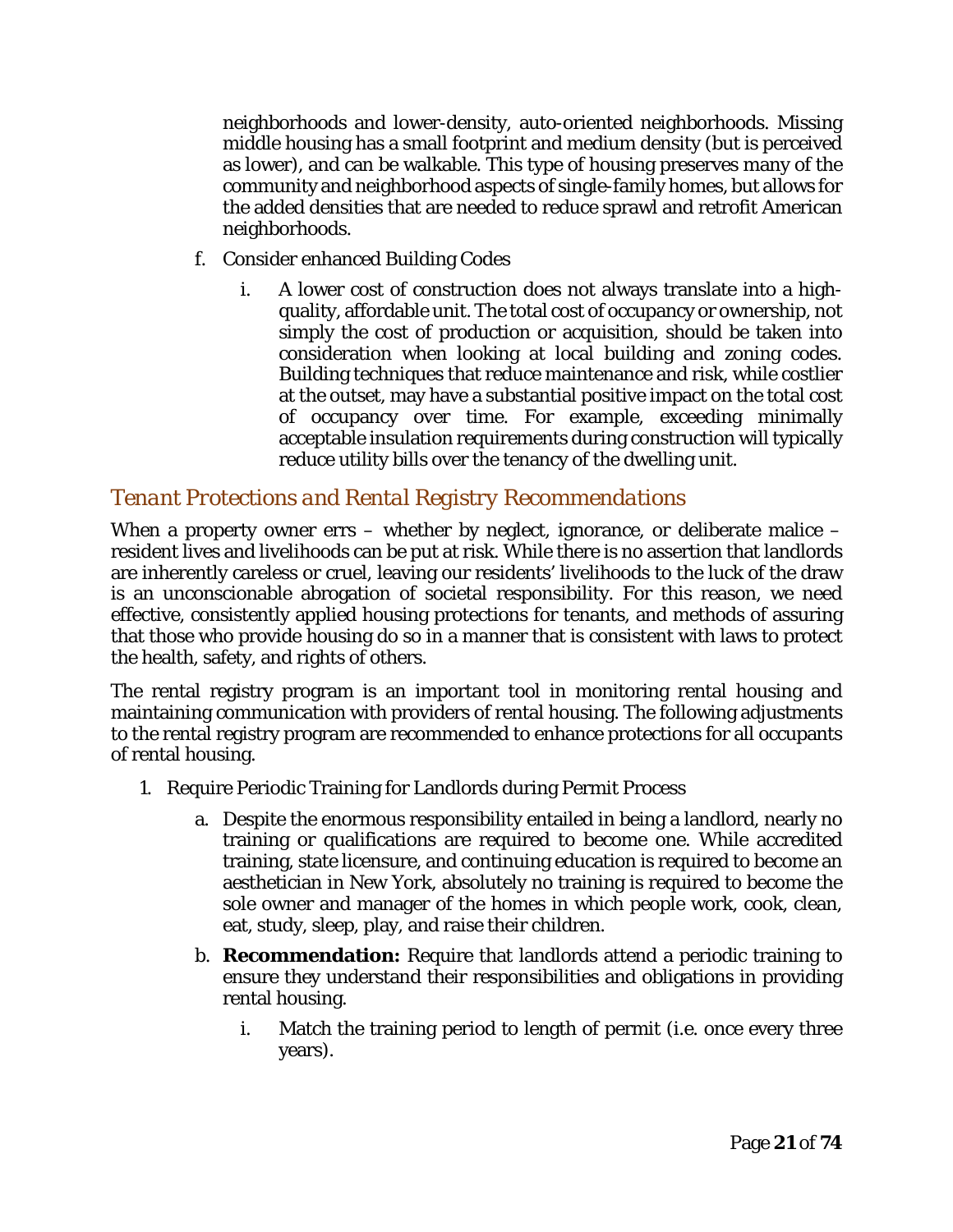neighborhoods and lower-density, auto-oriented neighborhoods. Missing middle housing has a small footprint and medium density (but is perceived as lower), and can be walkable. This type of housing preserves many of the community and neighborhood aspects of single-family homes, but allows for the added densities that are needed to reduce sprawl and retrofit American neighborhoods.

f. Consider enhanced Building Codes

   i. A lower cost of construction does not always translate into a high-quality, affordable unit. The total cost of occupancy or ownership, not simply the cost of production or acquisition, should be taken into consideration when looking at local building and zoning codes. Building techniques that reduce maintenance and risk, while costlier at the outset, may have a substantial positive impact on the total cost of occupancy over time. For example, exceeding minimally acceptable insulation requirements during construction will typically reduce utility bills over the tenancy of the dwelling unit.

## *Tenant Protections and Rental Registry Recommendations*

When a property owner errs – whether by neglect, ignorance, or deliberate malice – resident lives and livelihoods can be put at risk. While there is no assertion that landlords are inherently careless or cruel, leaving our residents' livelihoods to the luck of the draw is an unconscionable abrogation of societal responsibility. For this reason, we need effective, consistently applied housing protections for tenants, and methods of assuring that those who provide housing do so in a manner that is consistent with laws to protect the health, safety, and rights of others.

The rental registry program is an important tool in monitoring rental housing and maintaining communication with providers of rental housing. The following adjustments to the rental registry program are recommended to enhance protections for all occupants of rental housing.

1. Require Periodic Training for Landlords during Permit Process

   a. Despite the enormous responsibility entailed in being a landlord, nearly no training or qualifications are required to become one. While accredited training, state licensure, and continuing education is required to become an aesthetician in New York, absolutely no training is required to become the sole owner and manager of the homes in which people work, cook, clean, eat, study, sleep, play, and raise their children.

   b. **Recommendation:** Require that landlords attend a periodic training to ensure they understand their responsibilities and obligations in providing rental housing.

      i. Match the training period to length of permit (i.e. once every three years).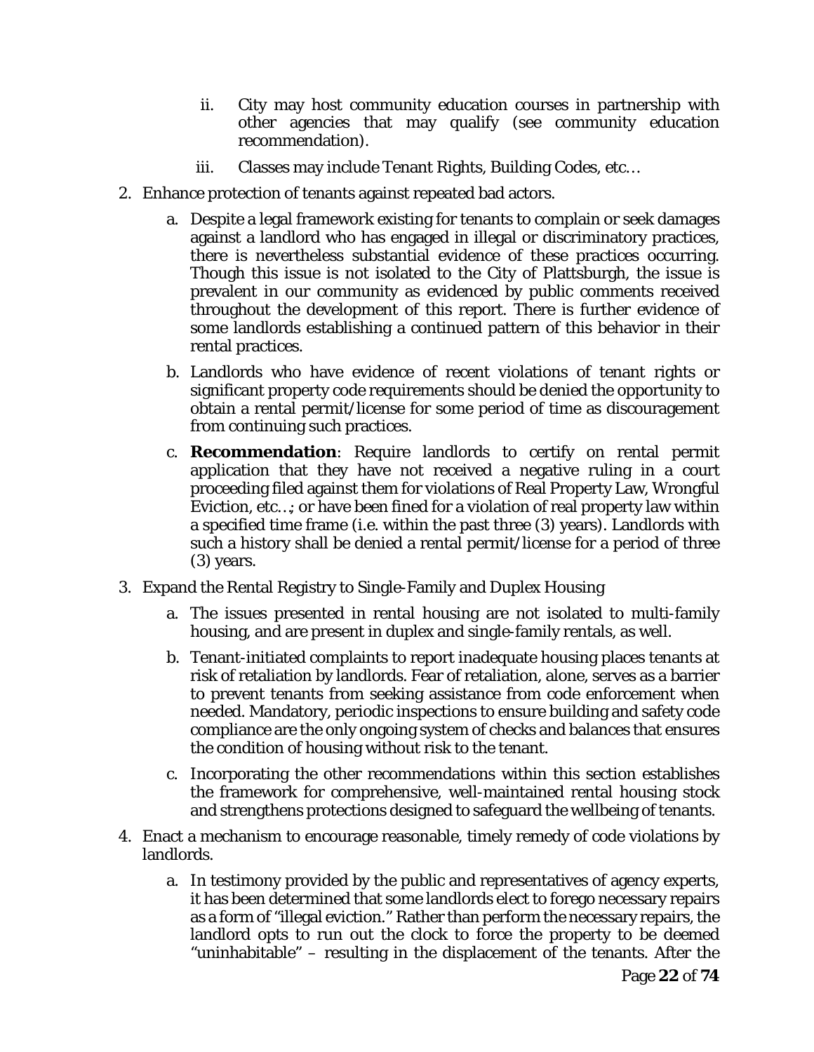ii. City may host community education courses in partnership with other agencies that may qualify (see community education recommendation).

   iii. Classes may include Tenant Rights, Building Codes, etc…

2. Enhance protection of tenants against repeated bad actors.

   a. Despite a legal framework existing for tenants to complain or seek damages against a landlord who has engaged in illegal or discriminatory practices, there is nevertheless substantial evidence of these practices occurring. Though this issue is not isolated to the City of Plattsburgh, the issue is prevalent in our community as evidenced by public comments received throughout the development of this report. There is further evidence of some landlords establishing a continued pattern of this behavior in their rental practices.

   b. Landlords who have evidence of recent violations of tenant rights or significant property code requirements should be denied the opportunity to obtain a rental permit/license for some period of time as discouragement from continuing such practices.

   c. **Recommendation**: Require landlords to certify on rental permit application that they have not received a negative ruling in a court proceeding filed against them for violations of Real Property Law, Wrongful Eviction, etc…; or have been fined for a violation of real property law within a specified time frame (i.e. within the past three (3) years). Landlords with such a history shall be denied a rental permit/license for a period of three (3) years.

3. Expand the Rental Registry to Single-Family and Duplex Housing

   a. The issues presented in rental housing are not isolated to multi-family housing, and are present in duplex and single-family rentals, as well.

   b. Tenant-initiated complaints to report inadequate housing places tenants at risk of retaliation by landlords. Fear of retaliation, alone, serves as a barrier to prevent tenants from seeking assistance from code enforcement when needed. Mandatory, periodic inspections to ensure building and safety code compliance are the only ongoing system of checks and balances that ensures the condition of housing without risk to the tenant.

   c. Incorporating the other recommendations within this section establishes the framework for comprehensive, well-maintained rental housing stock and strengthens protections designed to safeguard the wellbeing of tenants.

4. Enact a mechanism to encourage reasonable, timely remedy of code violations by landlords.

   a. In testimony provided by the public and representatives of agency experts, it has been determined that some landlords elect to forego necessary repairs as a form of "illegal eviction." Rather than perform the necessary repairs, the landlord opts to run out the clock to force the property to be deemed "uninhabitable" – resulting in the displacement of the tenants. After the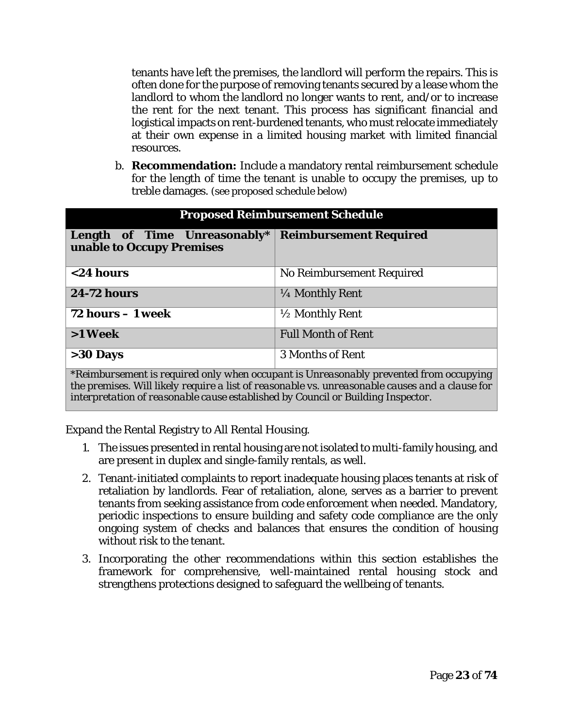tenants have left the premises, the landlord will perform the repairs. This is often done for the purpose of removing tenants secured by a lease whom the landlord to whom the landlord no longer wants to rent, and/or to increase the rent for the next tenant. This process has significant financial and logistical impacts on rent-burdened tenants, who must relocate immediately at their own expense in a limited housing market with limited financial resources.

b. **Recommendation:** Include a mandatory rental reimbursement schedule for the length of time the tenant is unable to occupy the premises, up to treble damages. (see proposed schedule below)

| **Proposed Reimbursement Schedule** | |
|---|---|
| **Length of Time Unreasonably\* unable to Occupy Premises** | **Reimbursement Required** |
| **<24 hours** | No Reimbursement Required |
| **24-72 hours** | ¼ Monthly Rent |
| **72 hours – 1 week** | ½ Monthly Rent |
| **>1 Week** | Full Month of Rent |
| **>30 Days** | 3 Months of Rent |
| *\*Reimbursement is required only when occupant is Unreasonably prevented from occupying the premises. Will likely require a list of reasonable vs. unreasonable causes and a clause for interpretation of reasonable cause established by Council or Building Inspector.* | |

Expand the Rental Registry to All Rental Housing.

1. The issues presented in rental housing are not isolated to multi-family housing, and are present in duplex and single-family rentals, as well.
2. Tenant-initiated complaints to report inadequate housing places tenants at risk of retaliation by landlords. Fear of retaliation, alone, serves as a barrier to prevent tenants from seeking assistance from code enforcement when needed. Mandatory, periodic inspections to ensure building and safety code compliance are the only ongoing system of checks and balances that ensures the condition of housing without risk to the tenant.
3. Incorporating the other recommendations within this section establishes the framework for comprehensive, well-maintained rental housing stock and strengthens protections designed to safeguard the wellbeing of tenants.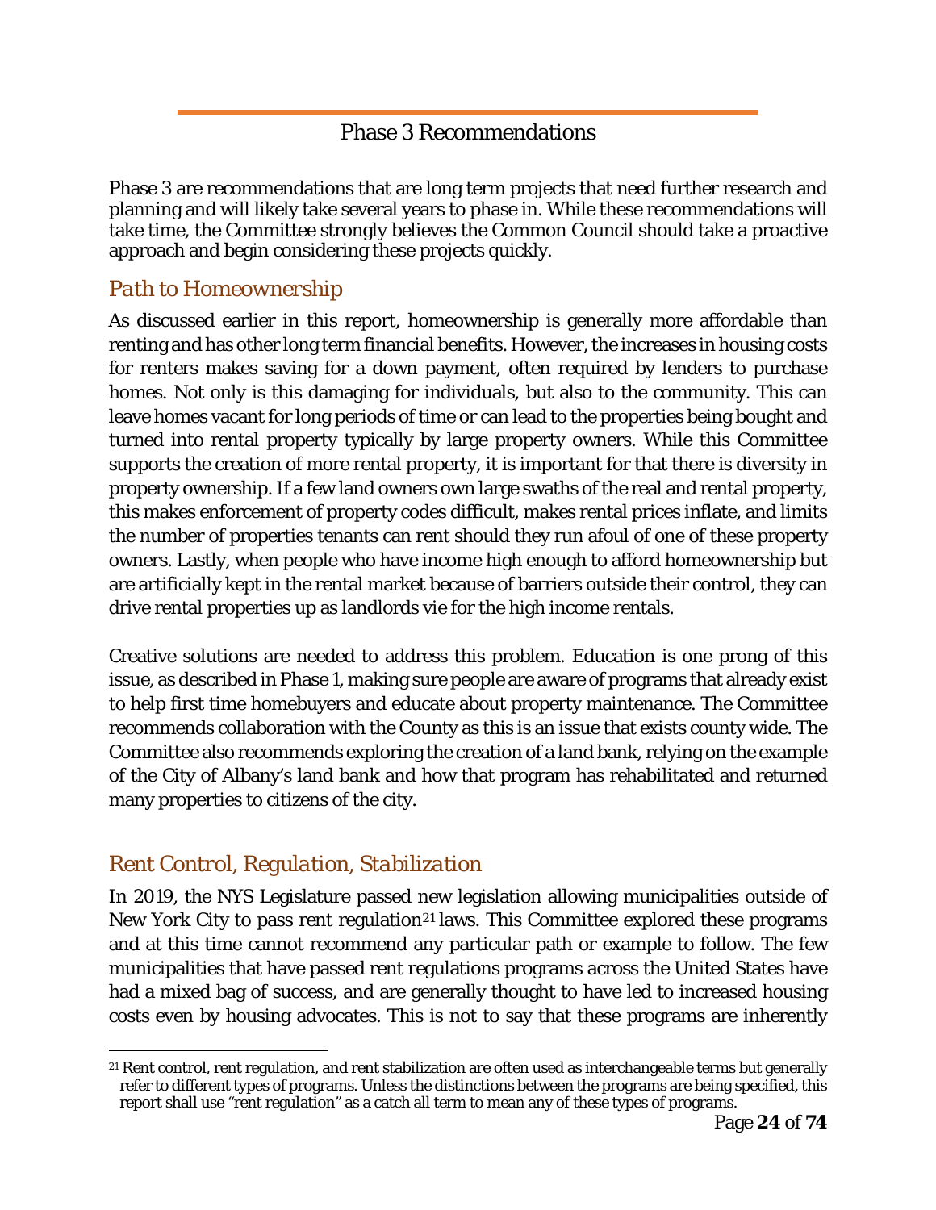## Phase 3 Recommendations

Phase 3 are recommendations that are long term projects that need further research and planning and will likely take several years to phase in. While these recommendations will take time, the Committee strongly believes the Common Council should take a proactive approach and begin considering these projects quickly.

### *Path to Homeownership*

As discussed earlier in this report, homeownership is generally more affordable than renting and has other long term financial benefits. However, the increases in housing costs for renters makes saving for a down payment, often required by lenders to purchase homes. Not only is this damaging for individuals, but also to the community. This can leave homes vacant for long periods of time or can lead to the properties being bought and turned into rental property typically by large property owners. While this Committee supports the creation of more rental property, it is important for that there is diversity in property ownership. If a few land owners own large swaths of the real and rental property, this makes enforcement of property codes difficult, makes rental prices inflate, and limits the number of properties tenants can rent should they run afoul of one of these property owners. Lastly, when people who have income high enough to afford homeownership but are artificially kept in the rental market because of barriers outside their control, they can drive rental properties up as landlords vie for the high income rentals.

Creative solutions are needed to address this problem. Education is one prong of this issue, as described in Phase 1, making sure people are aware of programs that already exist to help first time homebuyers and educate about property maintenance. The Committee recommends collaboration with the County as this is an issue that exists county wide. The Committee also recommends exploring the creation of a land bank, relying on the example of the City of Albany's land bank and how that program has rehabilitated and returned many properties to citizens of the city.

### *Rent Control, Regulation, Stabilization*

In 2019, the NYS Legislature passed new legislation allowing municipalities outside of New York City to pass rent regulation[21] laws. This Committee explored these programs and at this time cannot recommend any particular path or example to follow. The few municipalities that have passed rent regulations programs across the United States have had a mixed bag of success, and are generally thought to have led to increased housing costs even by housing advocates. This is not to say that these programs are inherently

[21] Rent control, rent regulation, and rent stabilization are often used as interchangeable terms but generally refer to different types of programs. Unless the distinctions between the programs are being specified, this report shall use "rent regulation" as a catch all term to mean any of these types of programs.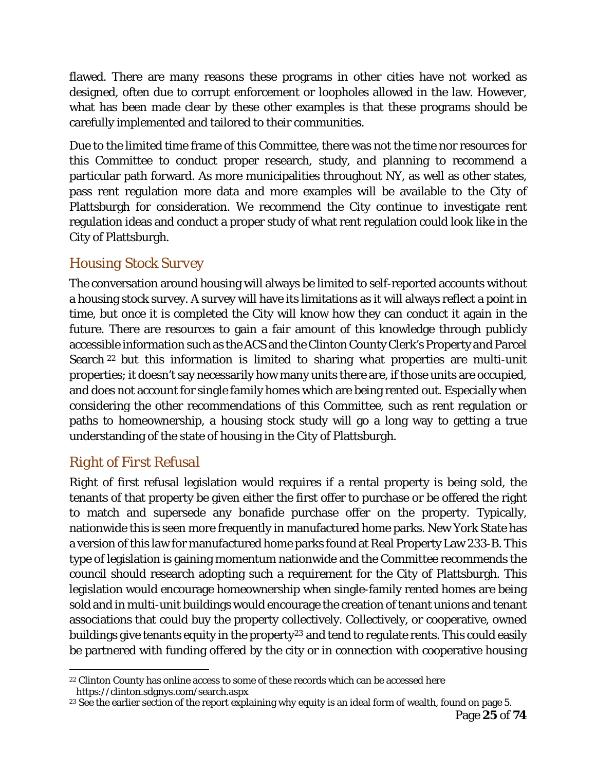flawed. There are many reasons these programs in other cities have not worked as designed, often due to corrupt enforcement or loopholes allowed in the law. However, what has been made clear by these other examples is that these programs should be carefully implemented and tailored to their communities.

Due to the limited time frame of this Committee, there was not the time nor resources for this Committee to conduct proper research, study, and planning to recommend a particular path forward. As more municipalities throughout NY, as well as other states, pass rent regulation more data and more examples will be available to the City of Plattsburgh for consideration. We recommend the City continue to investigate rent regulation ideas and conduct a proper study of what rent regulation could look like in the City of Plattsburgh.

## Housing Stock Survey

The conversation around housing will always be limited to self-reported accounts without a housing stock survey. A survey will have its limitations as it will always reflect a point in time, but once it is completed the City will know how they can conduct it again in the future. There are resources to gain a fair amount of this knowledge through publicly accessible information such as the ACS and the Clinton County Clerk's Property and Parcel Search [22] but this information is limited to sharing what properties are multi-unit properties; it doesn't say necessarily how many units there are, if those units are occupied, and does not account for single family homes which are being rented out. Especially when considering the other recommendations of this Committee, such as rent regulation or paths to homeownership, a housing stock study will go a long way to getting a true understanding of the state of housing in the City of Plattsburgh.

## Right of First Refusal

Right of first refusal legislation would requires if a rental property is being sold, the tenants of that property be given either the first offer to purchase or be offered the right to match and supersede any bonafide purchase offer on the property. Typically, nationwide this is seen more frequently in manufactured home parks. New York State has a version of this law for manufactured home parks found at Real Property Law 233-B. This type of legislation is gaining momentum nationwide and the Committee recommends the council should research adopting such a requirement for the City of Plattsburgh. This legislation would encourage homeownership when single-family rented homes are being sold and in multi-unit buildings would encourage the creation of tenant unions and tenant associations that could buy the property collectively. Collectively, or cooperative, owned buildings give tenants equity in the property[23] and tend to regulate rents. This could easily be partnered with funding offered by the city or in connection with cooperative housing

---

[22] Clinton County has online access to some of these records which can be accessed here https://clinton.sdgnys.com/search.aspx

[23] See the earlier section of the report explaining why equity is an ideal form of wealth, found on page 5.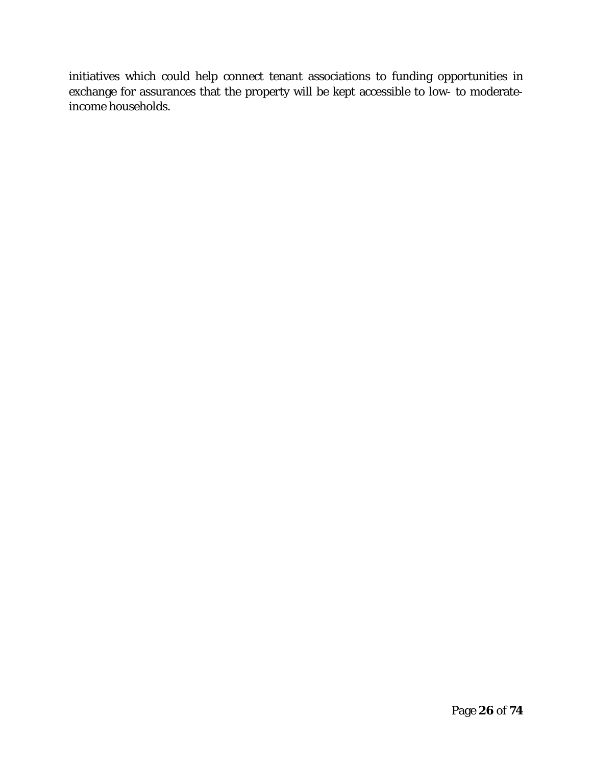initiatives which could help connect tenant associations to funding opportunities in exchange for assurances that the property will be kept accessible to low- to moderate-income households.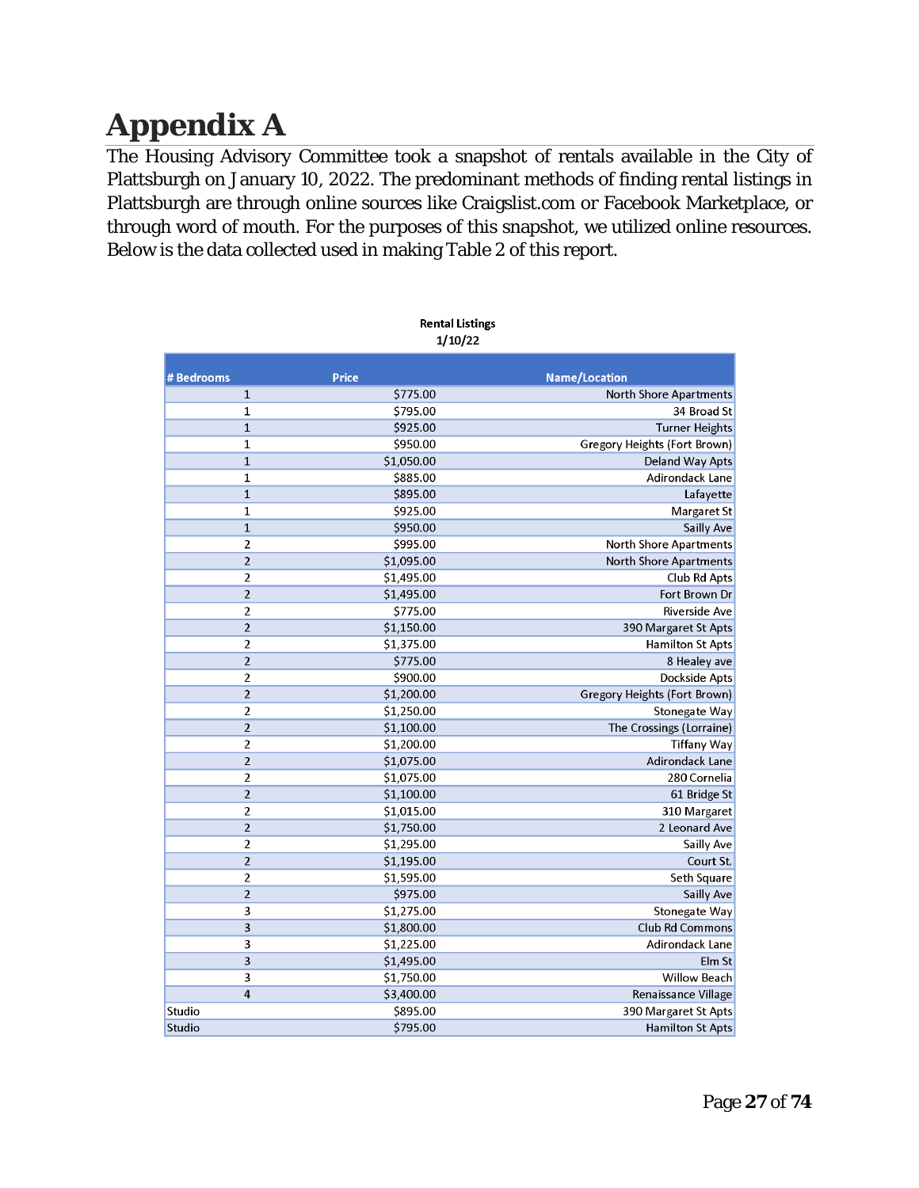# Appendix A

The Housing Advisory Committee took a snapshot of rentals available in the City of Plattsburgh on January 10, 2022. The predominant methods of finding rental listings in Plattsburgh are through online sources like Craigslist.com or Facebook Marketplace, or through word of mouth. For the purposes of this snapshot, we utilized online resources. Below is the data collected used in making Table 2 of this report.

**Rental Listings**
**1/10/22**

| # Bedrooms | Price | Name/Location |
|---|---|---|
| 1 | $775.00 | North Shore Apartments |
| 1 | $795.00 | 34 Broad St |
| 1 | $925.00 | Turner Heights |
| 1 | $950.00 | Gregory Heights (Fort Brown) |
| 1 | $1,050.00 | Deland Way Apts |
| 1 | $885.00 | Adirondack Lane |
| 1 | $895.00 | Lafayette |
| 1 | $925.00 | Margaret St |
| 1 | $950.00 | Sailly Ave |
| 2 | $995.00 | North Shore Apartments |
| 2 | $1,095.00 | North Shore Apartments |
| 2 | $1,495.00 | Club Rd Apts |
| 2 | $1,495.00 | Fort Brown Dr |
| 2 | $775.00 | Riverside Ave |
| 2 | $1,150.00 | 390 Margaret St Apts |
| 2 | $1,375.00 | Hamilton St Apts |
| 2 | $775.00 | 8 Healey ave |
| 2 | $900.00 | Dockside Apts |
| 2 | $1,200.00 | Gregory Heights (Fort Brown) |
| 2 | $1,250.00 | Stonegate Way |
| 2 | $1,100.00 | The Crossings (Lorraine) |
| 2 | $1,200.00 | Tiffany Way |
| 2 | $1,075.00 | Adirondack Lane |
| 2 | $1,075.00 | 280 Cornelia |
| 2 | $1,100.00 | 61 Bridge St |
| 2 | $1,015.00 | 310 Margaret |
| 2 | $1,750.00 | 2 Leonard Ave |
| 2 | $1,295.00 | Sailly Ave |
| 2 | $1,195.00 | Court St. |
| 2 | $1,595.00 | Seth Square |
| 2 | $975.00 | Sailly Ave |
| 3 | $1,275.00 | Stonegate Way |
| 3 | $1,800.00 | Club Rd Commons |
| 3 | $1,225.00 | Adirondack Lane |
| 3 | $1,495.00 | Elm St |
| 3 | $1,750.00 | Willow Beach |
| 4 | $3,400.00 | Renaissance Village |
| Studio | $895.00 | 390 Margaret St Apts |
| Studio | $795.00 | Hamilton St Apts |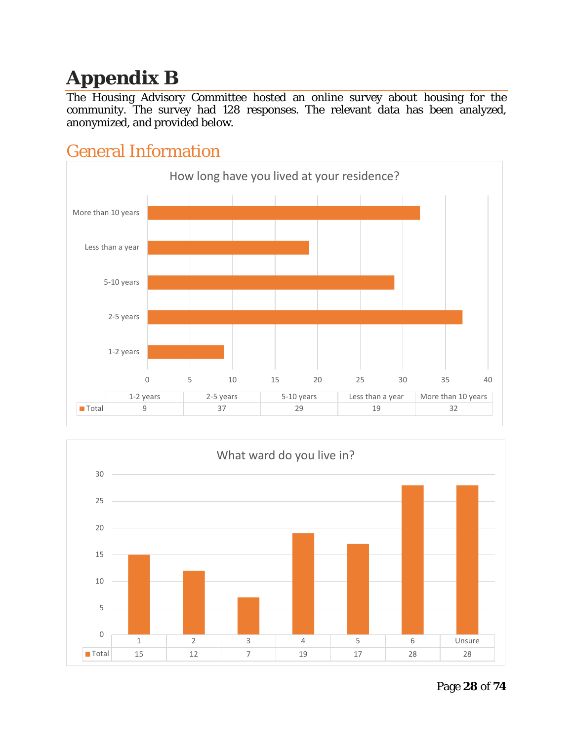# Appendix B

The Housing Advisory Committee hosted an online survey about housing for the community. The survey had 128 responses. The relevant data has been analyzed, anonymized, and provided below.

## General Information

**How long have you lived at your residence?**

| | 1-2 years | 2-5 years | 5-10 years | Less than a year | More than 10 years |
|---|---|---|---|---|---|
| Total | 9 | 37 | 29 | 19 | 32 |

**What ward do you live in?**

| | 1 | 2 | 3 | 4 | 5 | 6 | Unsure |
|---|---|---|---|---|---|---|---|
| Total | 15 | 12 | 7 | 19 | 17 | 28 | 28 |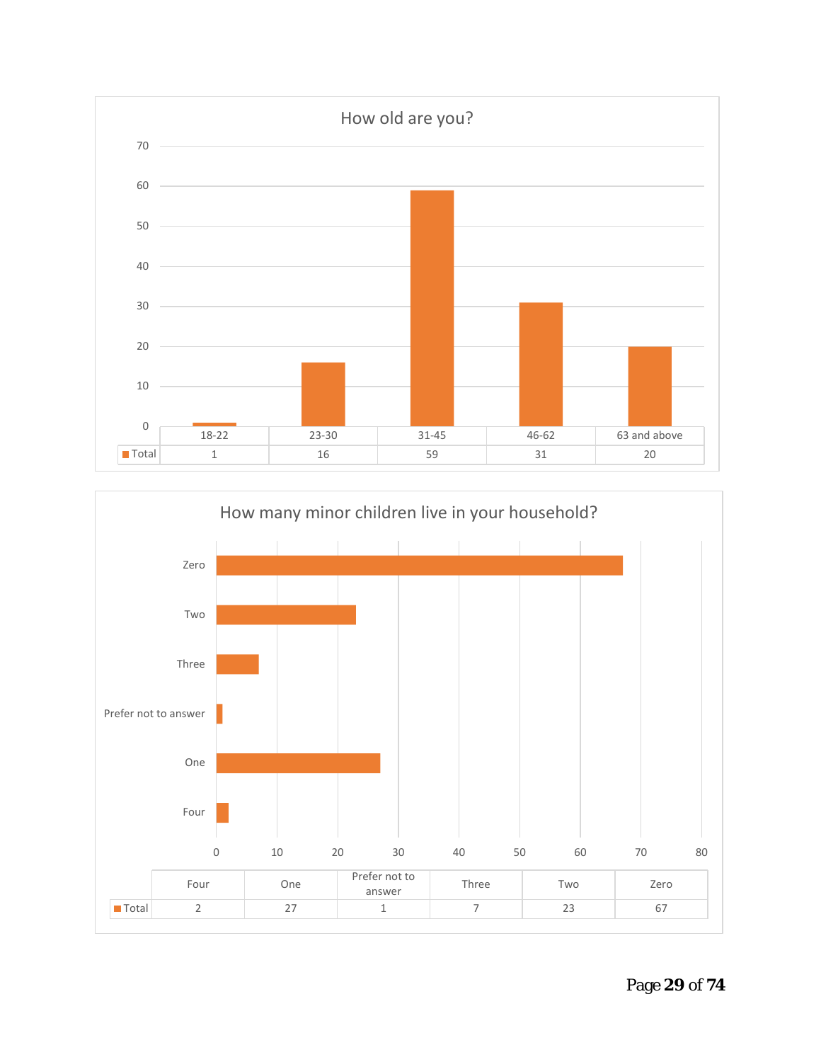## How old are you?

| | 18-22 | 23-30 | 31-45 | 46-62 | 63 and above |
|---|---|---|---|---|---|
| Total | 1 | 16 | 59 | 31 | 20 |

## How many minor children live in your household?

| | Four | One | Prefer not to answer | Three | Two | Zero |
|---|---|---|---|---|---|---|
| Total | 2 | 27 | 1 | 7 | 23 | 67 |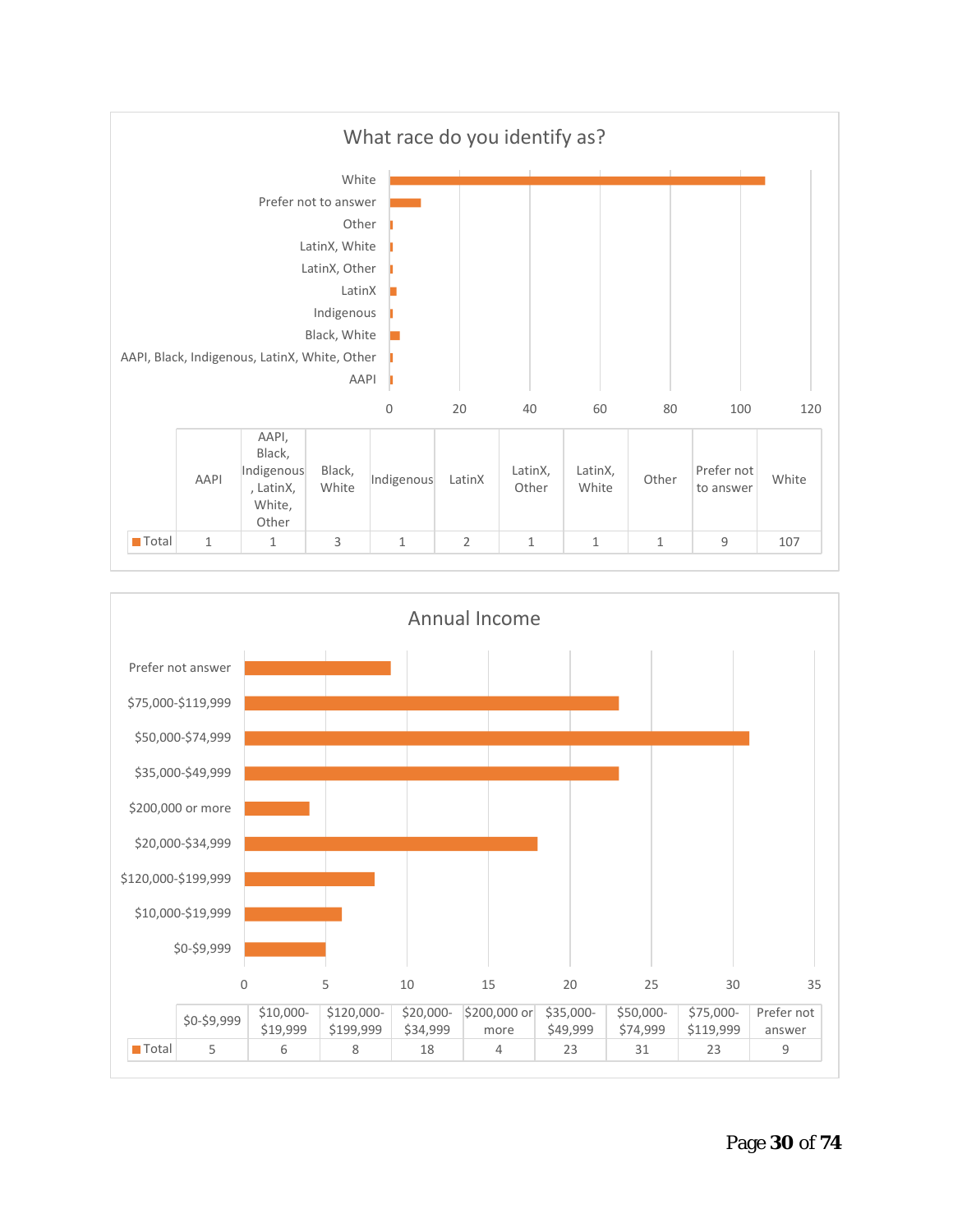## What race do you identify as?

| | AAPI | AAPI, Black, Indigenous, LatinX, White, Other | Black, White | Indigenous | LatinX | LatinX, Other | LatinX, White | Other | Prefer not to answer | White |
|---|---|---|---|---|---|---|---|---|---|---|
| Total | 1 | 1 | 3 | 1 | 2 | 1 | 1 | 1 | 9 | 107 |

## Annual Income

| | $0-$9,999 | $10,000-$19,999 | $120,000-$199,999 | $20,000-$34,999 | $200,000 or more | $35,000-$49,999 | $50,000-$74,999 | $75,000-$119,999 | Prefer not answer |
|---|---|---|---|---|---|---|---|---|---|
| Total | 5 | 6 | 8 | 18 | 4 | 23 | 31 | 23 | 9 |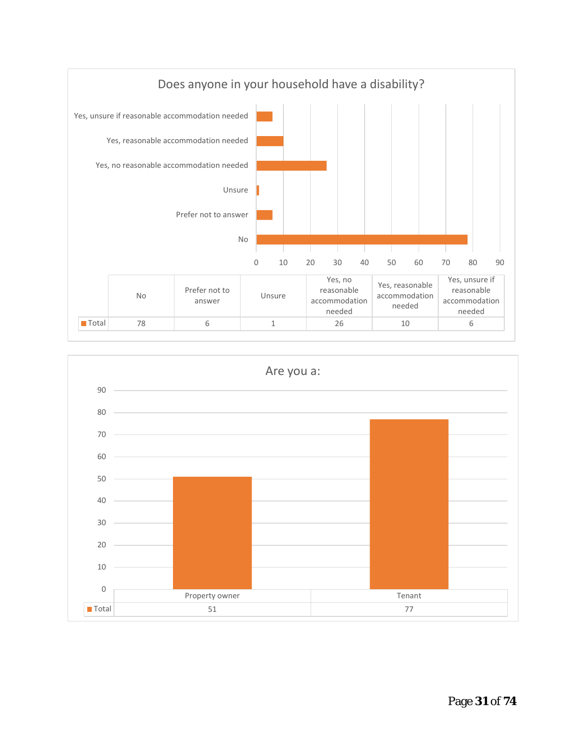## Does anyone in your household have a disability?

| | No | Prefer not to answer | Unsure | Yes, no reasonable accommodation needed | Yes, reasonable accommodation needed | Yes, unsure if reasonable accommodation needed |
|---|---|---|---|---|---|---|
| Total | 78 | 6 | 1 | 26 | 10 | 6 |

## Are you a:

| | Property owner | Tenant |
|---|---|---|
| Total | 51 | 77 |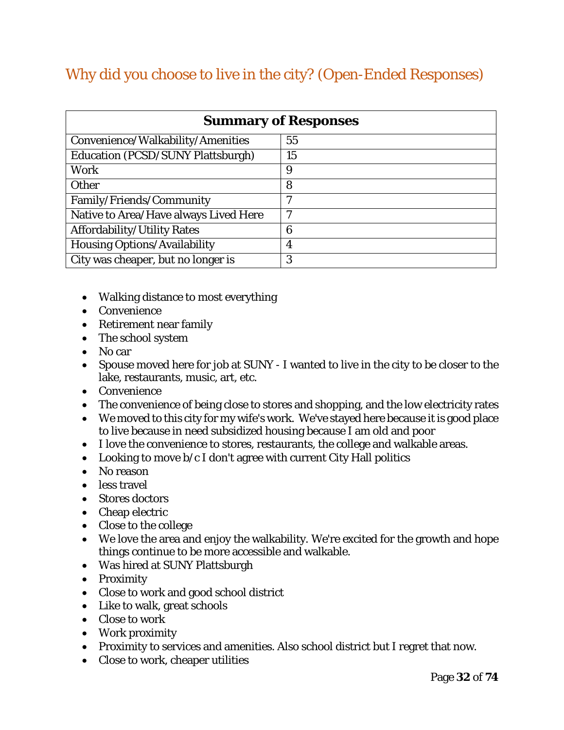## Why did you choose to live in the city? (Open-Ended Responses)

| Summary of Responses | |
|---|---|
| Convenience/Walkability/Amenities | 55 |
| Education (PCSD/SUNY Plattsburgh) | 15 |
| Work | 9 |
| Other | 8 |
| Family/Friends/Community | 7 |
| Native to Area/Have always Lived Here | 7 |
| Affordability/Utility Rates | 6 |
| Housing Options/Availability | 4 |
| City was cheaper, but no longer is | 3 |

- Walking distance to most everything
- Convenience
- Retirement near family
- The school system
- No car
- Spouse moved here for job at SUNY - I wanted to live in the city to be closer to the lake, restaurants, music, art, etc.
- Convenience
- The convenience of being close to stores and shopping, and the low electricity rates
- We moved to this city for my wife's work. We've stayed here because it is good place to live because in need subsidized housing because I am old and poor
- I love the convenience to stores, restaurants, the college and walkable areas.
- Looking to move b/c I don't agree with current City Hall politics
- No reason
- less travel
- Stores doctors
- Cheap electric
- Close to the college
- We love the area and enjoy the walkability. We're excited for the growth and hope things continue to be more accessible and walkable.
- Was hired at SUNY Plattsburgh
- Proximity
- Close to work and good school district
- Like to walk, great schools
- Close to work
- Work proximity
- Proximity to services and amenities. Also school district but I regret that now.
- Close to work, cheaper utilities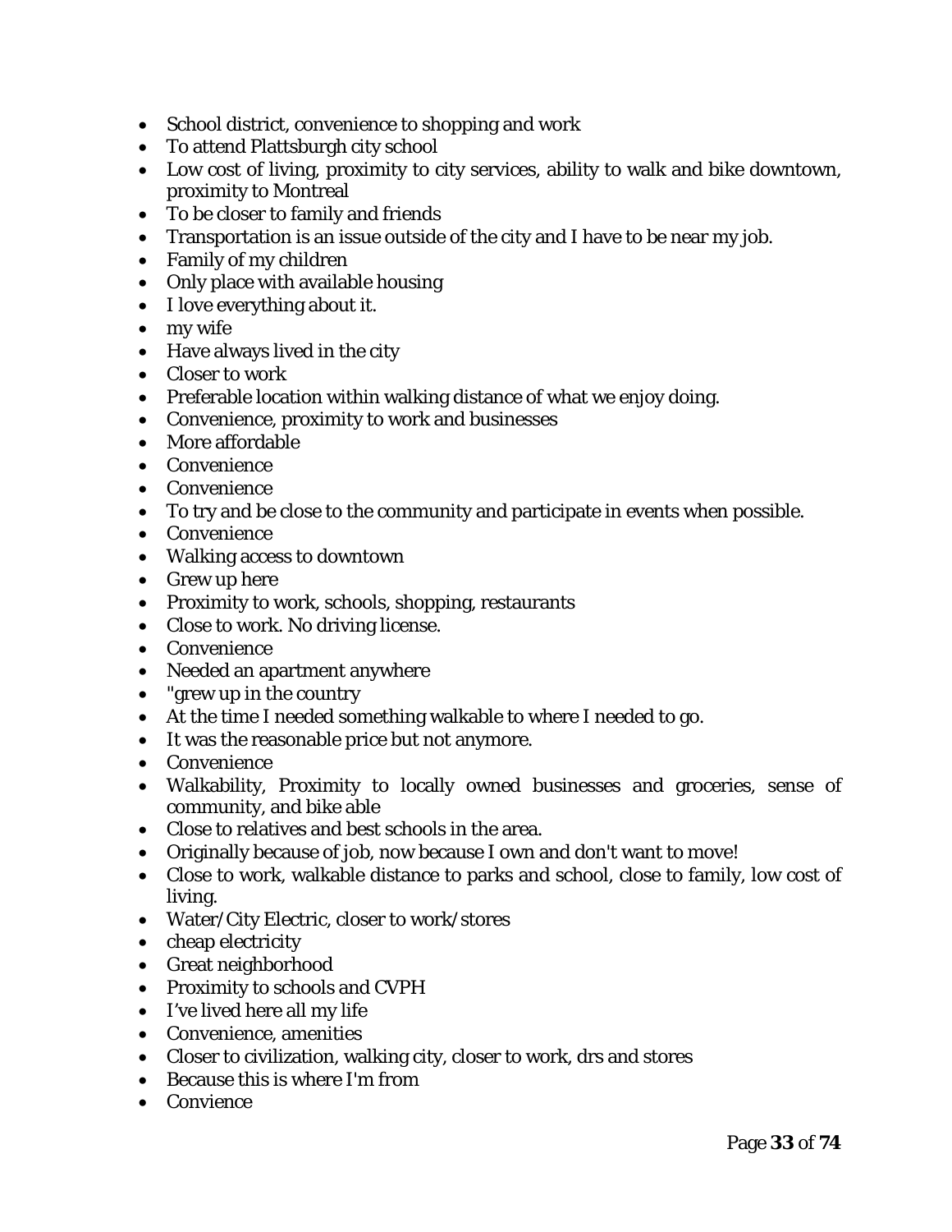- School district, convenience to shopping and work
- To attend Plattsburgh city school
- Low cost of living, proximity to city services, ability to walk and bike downtown, proximity to Montreal
- To be closer to family and friends
- Transportation is an issue outside of the city and I have to be near my job.
- Family of my children
- Only place with available housing
- I love everything about it.
- my wife
- Have always lived in the city
- Closer to work
- Preferable location within walking distance of what we enjoy doing.
- Convenience, proximity to work and businesses
- More affordable
- Convenience
- Convenience
- To try and be close to the community and participate in events when possible.
- Convenience
- Walking access to downtown
- Grew up here
- Proximity to work, schools, shopping, restaurants
- Close to work. No driving license.
- Convenience
- Needed an apartment anywhere
- "grew up in the country
- At the time I needed something walkable to where I needed to go.
- It was the reasonable price but not anymore.
- Convenience
- Walkability, Proximity to locally owned businesses and groceries, sense of community, and bike able
- Close to relatives and best schools in the area.
- Originally because of job, now because I own and don't want to move!
- Close to work, walkable distance to parks and school, close to family, low cost of living.
- Water/City Electric, closer to work/stores
- cheap electricity
- Great neighborhood
- Proximity to schools and CVPH
- I've lived here all my life
- Convenience, amenities
- Closer to civilization, walking city, closer to work, drs and stores
- Because this is where I'm from
- Convience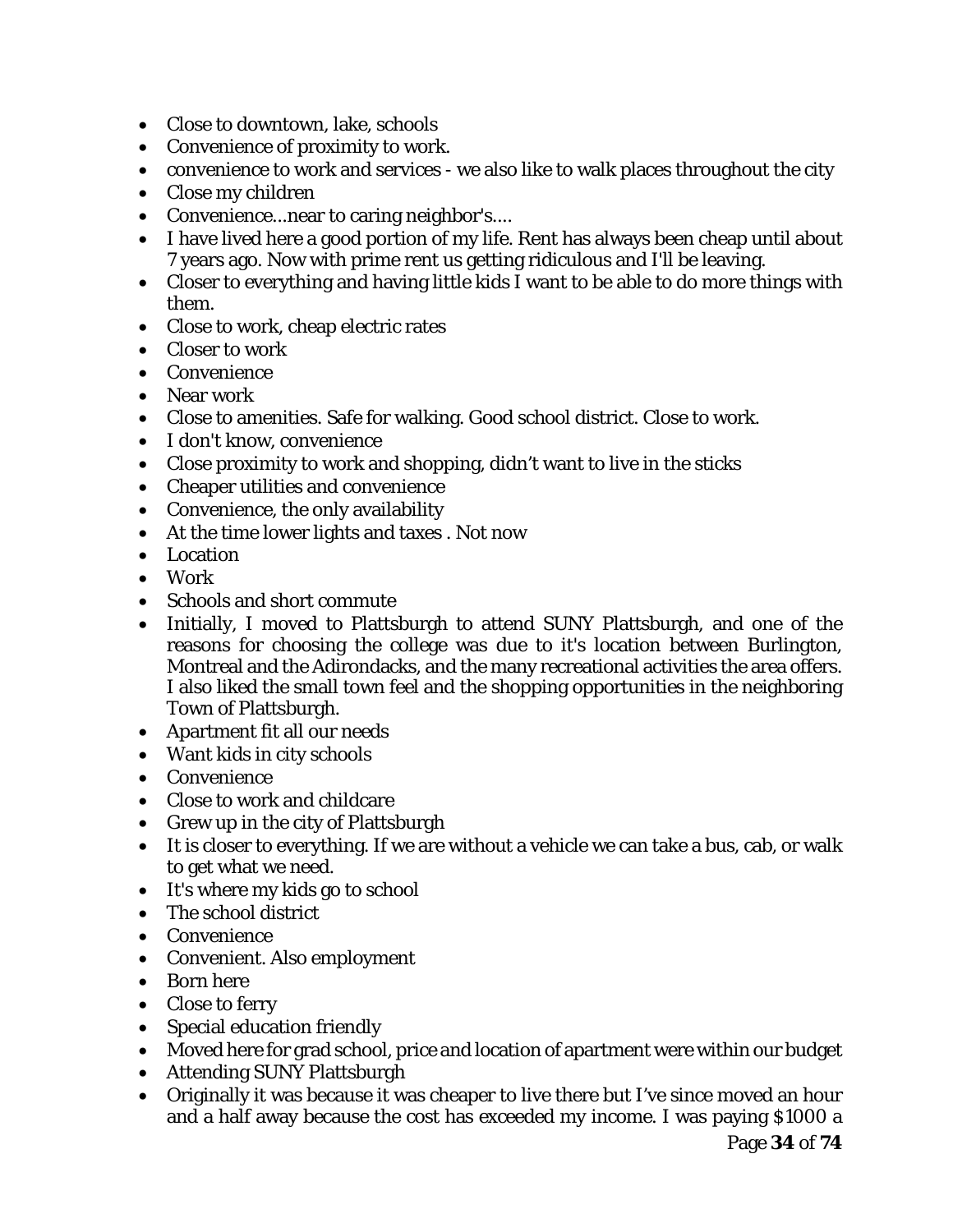- Close to downtown, lake, schools
- Convenience of proximity to work.
- convenience to work and services - we also like to walk places throughout the city
- Close my children
- Convenience...near to caring neighbor's....
- I have lived here a good portion of my life. Rent has always been cheap until about 7 years ago. Now with prime rent us getting ridiculous and I'll be leaving.
- Closer to everything and having little kids I want to be able to do more things with them.
- Close to work, cheap electric rates
- Closer to work
- Convenience
- Near work
- Close to amenities. Safe for walking. Good school district. Close to work.
- I don't know, convenience
- Close proximity to work and shopping, didn't want to live in the sticks
- Cheaper utilities and convenience
- Convenience, the only availability
- At the time lower lights and taxes . Not now
- Location
- Work
- Schools and short commute
- Initially, I moved to Plattsburgh to attend SUNY Plattsburgh, and one of the reasons for choosing the college was due to it's location between Burlington, Montreal and the Adirondacks, and the many recreational activities the area offers. I also liked the small town feel and the shopping opportunities in the neighboring Town of Plattsburgh.
- Apartment fit all our needs
- Want kids in city schools
- Convenience
- Close to work and childcare
- Grew up in the city of Plattsburgh
- It is closer to everything. If we are without a vehicle we can take a bus, cab, or walk to get what we need.
- It's where my kids go to school
- The school district
- Convenience
- Convenient. Also employment
- Born here
- Close to ferry
- Special education friendly
- Moved here for grad school, price and location of apartment were within our budget
- Attending SUNY Plattsburgh
- Originally it was because it was cheaper to live there but I've since moved an hour and a half away because the cost has exceeded my income. I was paying $1000 a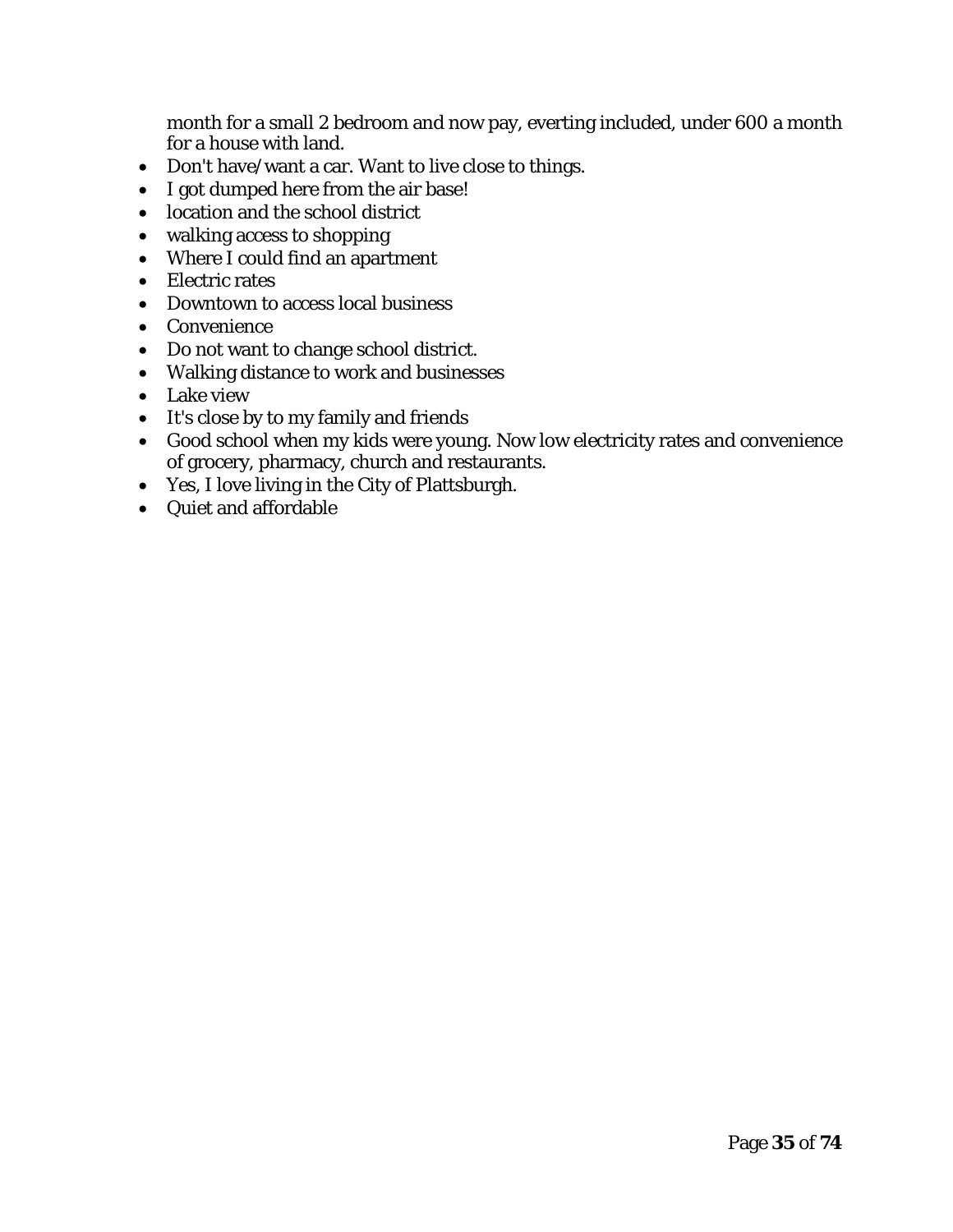month for a small 2 bedroom and now pay, everting included, under 600 a month for a house with land.

- Don't have/want a car. Want to live close to things.
- I got dumped here from the air base!
- location and the school district
- walking access to shopping
- Where I could find an apartment
- Electric rates
- Downtown to access local business
- Convenience
- Do not want to change school district.
- Walking distance to work and businesses
- Lake view
- It's close by to my family and friends
- Good school when my kids were young. Now low electricity rates and convenience of grocery, pharmacy, church and restaurants.
- Yes, I love living in the City of Plattsburgh.
- Quiet and affordable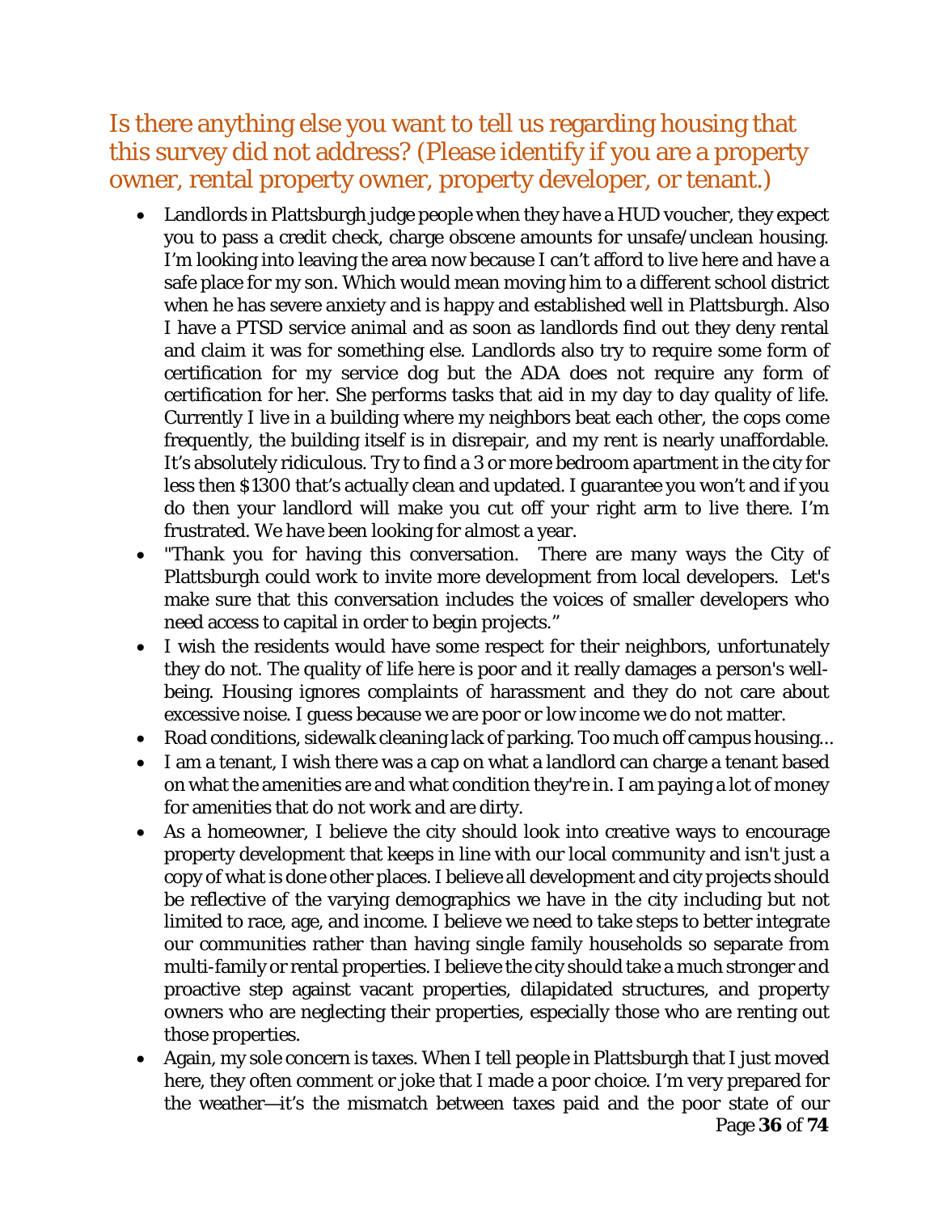## Is there anything else you want to tell us regarding housing that this survey did not address? (Please identify if you are a property owner, rental property owner, property developer, or tenant.)

- Landlords in Plattsburgh judge people when they have a HUD voucher, they expect you to pass a credit check, charge obscene amounts for unsafe/unclean housing. I'm looking into leaving the area now because I can't afford to live here and have a safe place for my son. Which would mean moving him to a different school district when he has severe anxiety and is happy and established well in Plattsburgh. Also I have a PTSD service animal and as soon as landlords find out they deny rental and claim it was for something else. Landlords also try to require some form of certification for my service dog but the ADA does not require any form of certification for her. She performs tasks that aid in my day to day quality of life. Currently I live in a building where my neighbors beat each other, the cops come frequently, the building itself is in disrepair, and my rent is nearly unaffordable. It's absolutely ridiculous. Try to find a 3 or more bedroom apartment in the city for less then $1300 that's actually clean and updated. I guarantee you won't and if you do then your landlord will make you cut off your right arm to live there. I'm frustrated. We have been looking for almost a year.
- "Thank you for having this conversation. There are many ways the City of Plattsburgh could work to invite more development from local developers. Let's make sure that this conversation includes the voices of smaller developers who need access to capital in order to begin projects."
- I wish the residents would have some respect for their neighbors, unfortunately they do not. The quality of life here is poor and it really damages a person's well-being. Housing ignores complaints of harassment and they do not care about excessive noise. I guess because we are poor or low income we do not matter.
- Road conditions, sidewalk cleaning lack of parking. Too much off campus housing...
- I am a tenant, I wish there was a cap on what a landlord can charge a tenant based on what the amenities are and what condition they're in. I am paying a lot of money for amenities that do not work and are dirty.
- As a homeowner, I believe the city should look into creative ways to encourage property development that keeps in line with our local community and isn't just a copy of what is done other places. I believe all development and city projects should be reflective of the varying demographics we have in the city including but not limited to race, age, and income. I believe we need to take steps to better integrate our communities rather than having single family households so separate from multi-family or rental properties. I believe the city should take a much stronger and proactive step against vacant properties, dilapidated structures, and property owners who are neglecting their properties, especially those who are renting out those properties.
- Again, my sole concern is taxes. When I tell people in Plattsburgh that I just moved here, they often comment or joke that I made a poor choice. I'm very prepared for the weather—it's the mismatch between taxes paid and the poor state of our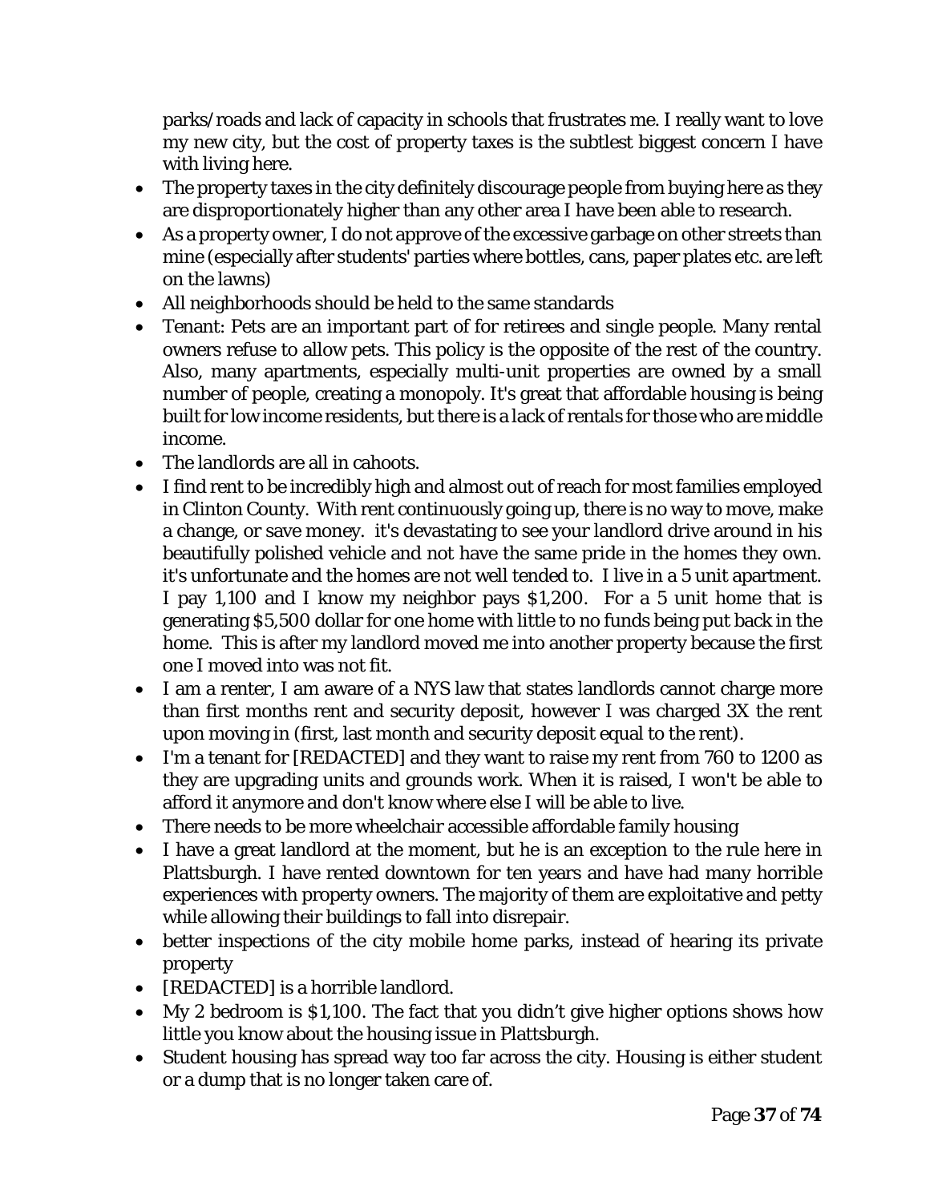parks/roads and lack of capacity in schools that frustrates me. I really want to love my new city, but the cost of property taxes is the subtlest biggest concern I have with living here.

- The property taxes in the city definitely discourage people from buying here as they are disproportionately higher than any other area I have been able to research.
- As a property owner, I do not approve of the excessive garbage on other streets than mine (especially after students' parties where bottles, cans, paper plates etc. are left on the lawns)
- All neighborhoods should be held to the same standards
- Tenant: Pets are an important part of for retirees and single people. Many rental owners refuse to allow pets. This policy is the opposite of the rest of the country. Also, many apartments, especially multi-unit properties are owned by a small number of people, creating a monopoly. It's great that affordable housing is being built for low income residents, but there is a lack of rentals for those who are middle income.
- The landlords are all in cahoots.
- I find rent to be incredibly high and almost out of reach for most families employed in Clinton County. With rent continuously going up, there is no way to move, make a change, or save money. it's devastating to see your landlord drive around in his beautifully polished vehicle and not have the same pride in the homes they own. it's unfortunate and the homes are not well tended to. I live in a 5 unit apartment. I pay 1,100 and I know my neighbor pays $1,200. For a 5 unit home that is generating $5,500 dollar for one home with little to no funds being put back in the home. This is after my landlord moved me into another property because the first one I moved into was not fit.
- I am a renter, I am aware of a NYS law that states landlords cannot charge more than first months rent and security deposit, however I was charged 3X the rent upon moving in (first, last month and security deposit equal to the rent).
- I'm a tenant for [REDACTED] and they want to raise my rent from 760 to 1200 as they are upgrading units and grounds work. When it is raised, I won't be able to afford it anymore and don't know where else I will be able to live.
- There needs to be more wheelchair accessible affordable family housing
- I have a great landlord at the moment, but he is an exception to the rule here in Plattsburgh. I have rented downtown for ten years and have had many horrible experiences with property owners. The majority of them are exploitative and petty while allowing their buildings to fall into disrepair.
- better inspections of the city mobile home parks, instead of hearing its private property
- [REDACTED] is a horrible landlord.
- My 2 bedroom is $1,100. The fact that you didn't give higher options shows how little you know about the housing issue in Plattsburgh.
- Student housing has spread way too far across the city. Housing is either student or a dump that is no longer taken care of.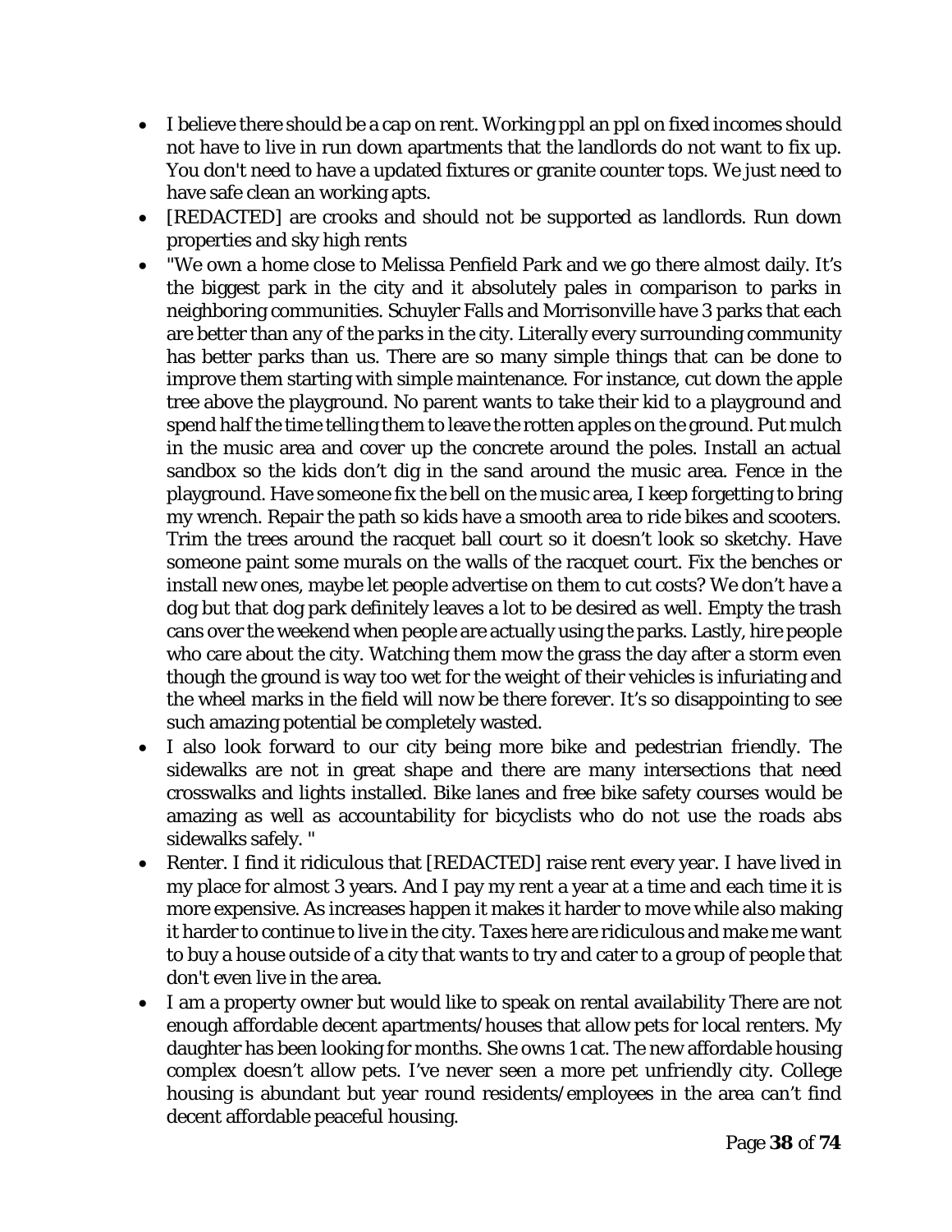- I believe there should be a cap on rent. Working ppl an ppl on fixed incomes should not have to live in run down apartments that the landlords do not want to fix up. You don't need to have a updated fixtures or granite counter tops. We just need to have safe clean an working apts.
- [REDACTED] are crooks and should not be supported as landlords. Run down properties and sky high rents
- "We own a home close to Melissa Penfield Park and we go there almost daily. It's the biggest park in the city and it absolutely pales in comparison to parks in neighboring communities. Schuyler Falls and Morrisonville have 3 parks that each are better than any of the parks in the city. Literally every surrounding community has better parks than us. There are so many simple things that can be done to improve them starting with simple maintenance. For instance, cut down the apple tree above the playground. No parent wants to take their kid to a playground and spend half the time telling them to leave the rotten apples on the ground. Put mulch in the music area and cover up the concrete around the poles. Install an actual sandbox so the kids don't dig in the sand around the music area. Fence in the playground. Have someone fix the bell on the music area, I keep forgetting to bring my wrench. Repair the path so kids have a smooth area to ride bikes and scooters. Trim the trees around the racquet ball court so it doesn't look so sketchy. Have someone paint some murals on the walls of the racquet court. Fix the benches or install new ones, maybe let people advertise on them to cut costs? We don't have a dog but that dog park definitely leaves a lot to be desired as well. Empty the trash cans over the weekend when people are actually using the parks. Lastly, hire people who care about the city. Watching them mow the grass the day after a storm even though the ground is way too wet for the weight of their vehicles is infuriating and the wheel marks in the field will now be there forever. It's so disappointing to see such amazing potential be completely wasted.
- I also look forward to our city being more bike and pedestrian friendly. The sidewalks are not in great shape and there are many intersections that need crosswalks and lights installed. Bike lanes and free bike safety courses would be amazing as well as accountability for bicyclists who do not use the roads abs sidewalks safely. "
- Renter. I find it ridiculous that [REDACTED] raise rent every year. I have lived in my place for almost 3 years. And I pay my rent a year at a time and each time it is more expensive. As increases happen it makes it harder to move while also making it harder to continue to live in the city. Taxes here are ridiculous and make me want to buy a house outside of a city that wants to try and cater to a group of people that don't even live in the area.
- I am a property owner but would like to speak on rental availability There are not enough affordable decent apartments/houses that allow pets for local renters. My daughter has been looking for months. She owns 1 cat. The new affordable housing complex doesn't allow pets. I've never seen a more pet unfriendly city. College housing is abundant but year round residents/employees in the area can't find decent affordable peaceful housing.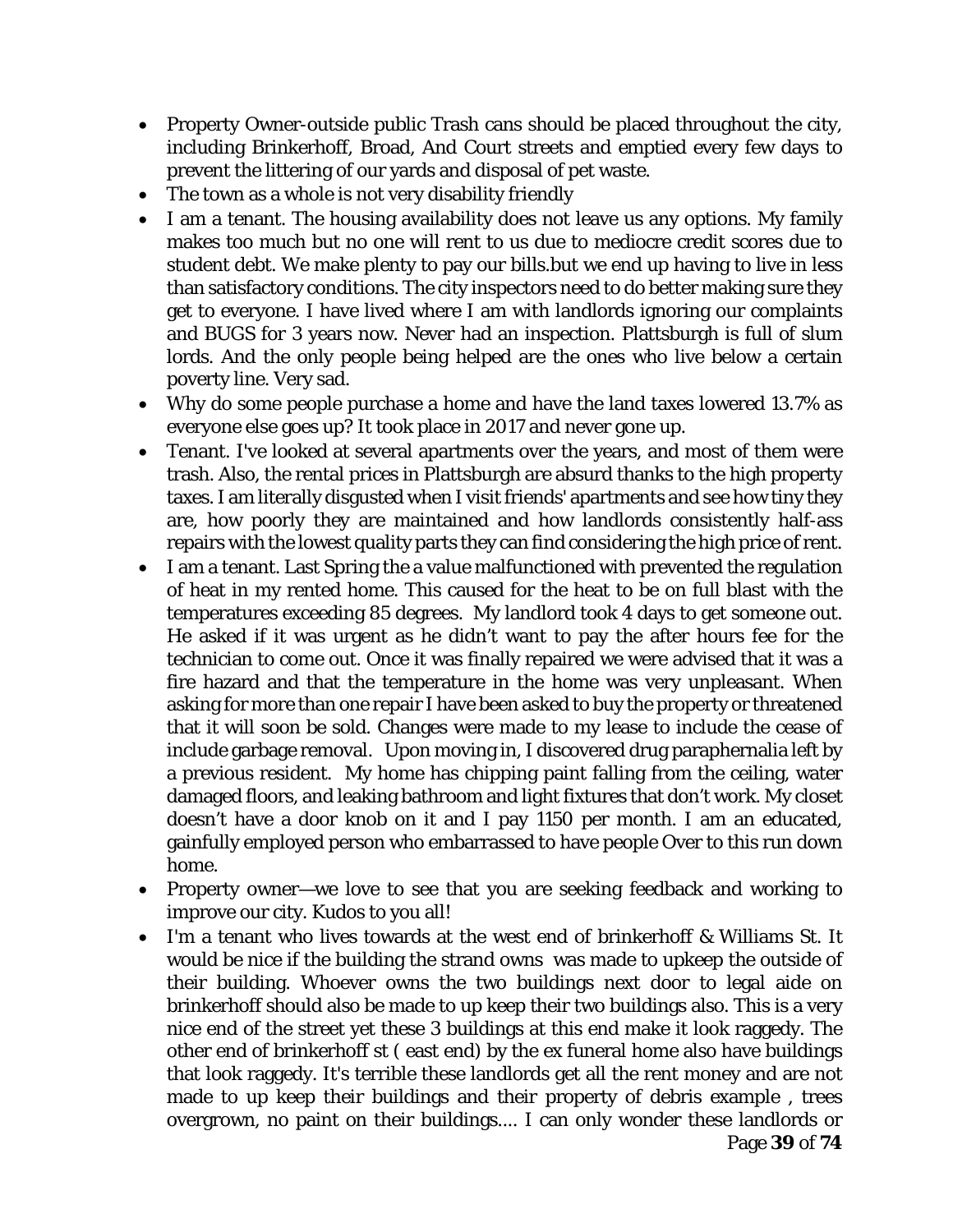- Property Owner-outside public Trash cans should be placed throughout the city, including Brinkerhoff, Broad, And Court streets and emptied every few days to prevent the littering of our yards and disposal of pet waste.
- The town as a whole is not very disability friendly
- I am a tenant. The housing availability does not leave us any options. My family makes too much but no one will rent to us due to mediocre credit scores due to student debt. We make plenty to pay our bills.but we end up having to live in less than satisfactory conditions. The city inspectors need to do better making sure they get to everyone. I have lived where I am with landlords ignoring our complaints and BUGS for 3 years now. Never had an inspection. Plattsburgh is full of slum lords. And the only people being helped are the ones who live below a certain poverty line. Very sad.
- Why do some people purchase a home and have the land taxes lowered 13.7% as everyone else goes up? It took place in 2017 and never gone up.
- Tenant. I've looked at several apartments over the years, and most of them were trash. Also, the rental prices in Plattsburgh are absurd thanks to the high property taxes. I am literally disgusted when I visit friends' apartments and see how tiny they are, how poorly they are maintained and how landlords consistently half-ass repairs with the lowest quality parts they can find considering the high price of rent.
- I am a tenant. Last Spring the a value malfunctioned with prevented the regulation of heat in my rented home. This caused for the heat to be on full blast with the temperatures exceeding 85 degrees. My landlord took 4 days to get someone out. He asked if it was urgent as he didn't want to pay the after hours fee for the technician to come out. Once it was finally repaired we were advised that it was a fire hazard and that the temperature in the home was very unpleasant. When asking for more than one repair I have been asked to buy the property or threatened that it will soon be sold. Changes were made to my lease to include the cease of include garbage removal. Upon moving in, I discovered drug paraphernalia left by a previous resident. My home has chipping paint falling from the ceiling, water damaged floors, and leaking bathroom and light fixtures that don't work. My closet doesn't have a door knob on it and I pay 1150 per month. I am an educated, gainfully employed person who embarrassed to have people Over to this run down home.
- Property owner—we love to see that you are seeking feedback and working to improve our city. Kudos to you all!
- I'm a tenant who lives towards at the west end of brinkerhoff & Williams St. It would be nice if the building the strand owns was made to upkeep the outside of their building. Whoever owns the two buildings next door to legal aide on brinkerhoff should also be made to up keep their two buildings also. This is a very nice end of the street yet these 3 buildings at this end make it look raggedy. The other end of brinkerhoff st ( east end) by the ex funeral home also have buildings that look raggedy. It's terrible these landlords get all the rent money and are not made to up keep their buildings and their property of debris example , trees overgrown, no paint on their buildings.... I can only wonder these landlords or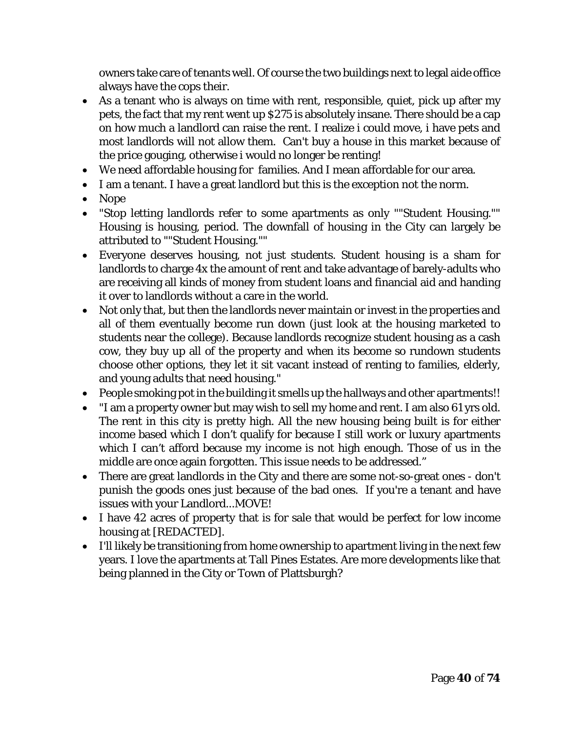owners take care of tenants well. Of course the two buildings next to legal aide office always have the cops their.

- As a tenant who is always on time with rent, responsible, quiet, pick up after my pets, the fact that my rent went up $275 is absolutely insane. There should be a cap on how much a landlord can raise the rent. I realize i could move, i have pets and most landlords will not allow them. Can't buy a house in this market because of the price gouging, otherwise i would no longer be renting!
- We need affordable housing for families. And I mean affordable for our area.
- I am a tenant. I have a great landlord but this is the exception not the norm.
- Nope
- "Stop letting landlords refer to some apartments as only ""Student Housing."" Housing is housing, period. The downfall of housing in the City can largely be attributed to ""Student Housing.""
- Everyone deserves housing, not just students. Student housing is a sham for landlords to charge 4x the amount of rent and take advantage of barely-adults who are receiving all kinds of money from student loans and financial aid and handing it over to landlords without a care in the world.
- Not only that, but then the landlords never maintain or invest in the properties and all of them eventually become run down (just look at the housing marketed to students near the college). Because landlords recognize student housing as a cash cow, they buy up all of the property and when its become so rundown students choose other options, they let it sit vacant instead of renting to families, elderly, and young adults that need housing."
- People smoking pot in the building it smells up the hallways and other apartments!!
- "I am a property owner but may wish to sell my home and rent. I am also 61 yrs old. The rent in this city is pretty high. All the new housing being built is for either income based which I don't qualify for because I still work or luxury apartments which I can't afford because my income is not high enough. Those of us in the middle are once again forgotten. This issue needs to be addressed."
- There are great landlords in the City and there are some not-so-great ones - don't punish the goods ones just because of the bad ones. If you're a tenant and have issues with your Landlord...MOVE!
- I have 42 acres of property that is for sale that would be perfect for low income housing at [REDACTED].
- I'll likely be transitioning from home ownership to apartment living in the next few years. I love the apartments at Tall Pines Estates. Are more developments like that being planned in the City or Town of Plattsburgh?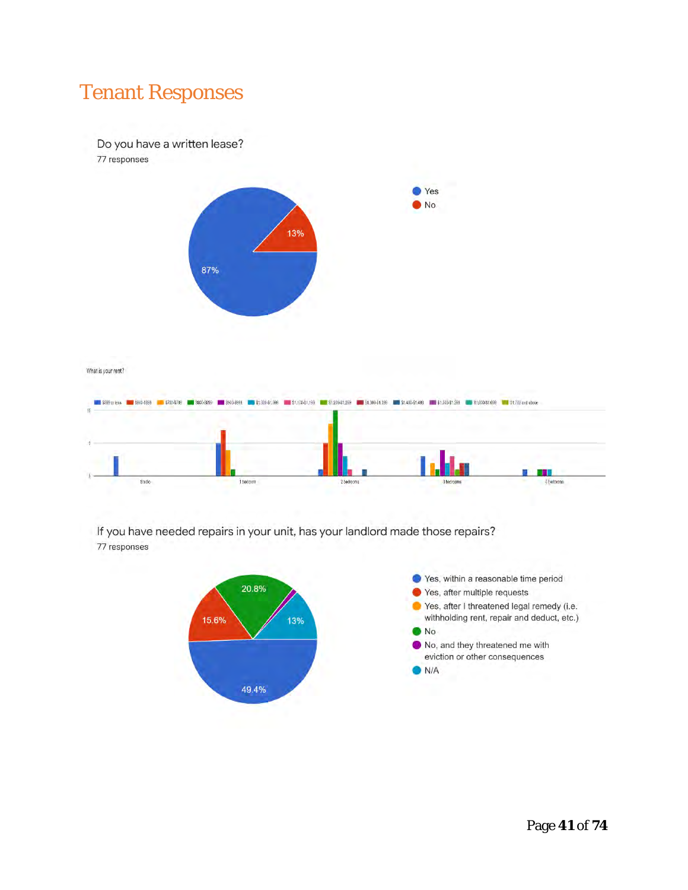# Tenant Responses

Do you have a written lease?

77 responses

- Yes: 87%
- No: 13%

What is your rent?

- $599 or less
- $600-$699
- $700-$799
- $800-$899
- $900-$999
- $1,000-$1,099
- $1,100-$1,199
- $1,200-$1,299
- $1,300-$1,399
- $1,400-$1,499
- $1,500-$1,599
- $1,600-$1,699
- $1,700 and above

Studio | 1 bedroom | 2 bedrooms | 3 bedrooms | 4 bedrooms

If you have needed repairs in your unit, has your landlord made those repairs?

77 responses

- Yes, within a reasonable time period: 49.4%
- Yes, after multiple requests: 15.6%
- Yes, after I threatened legal remedy (i.e. withholding rent, repair and deduct, etc.)
- No: 20.8%
- No, and they threatened me with eviction or other consequences
- N/A: 13%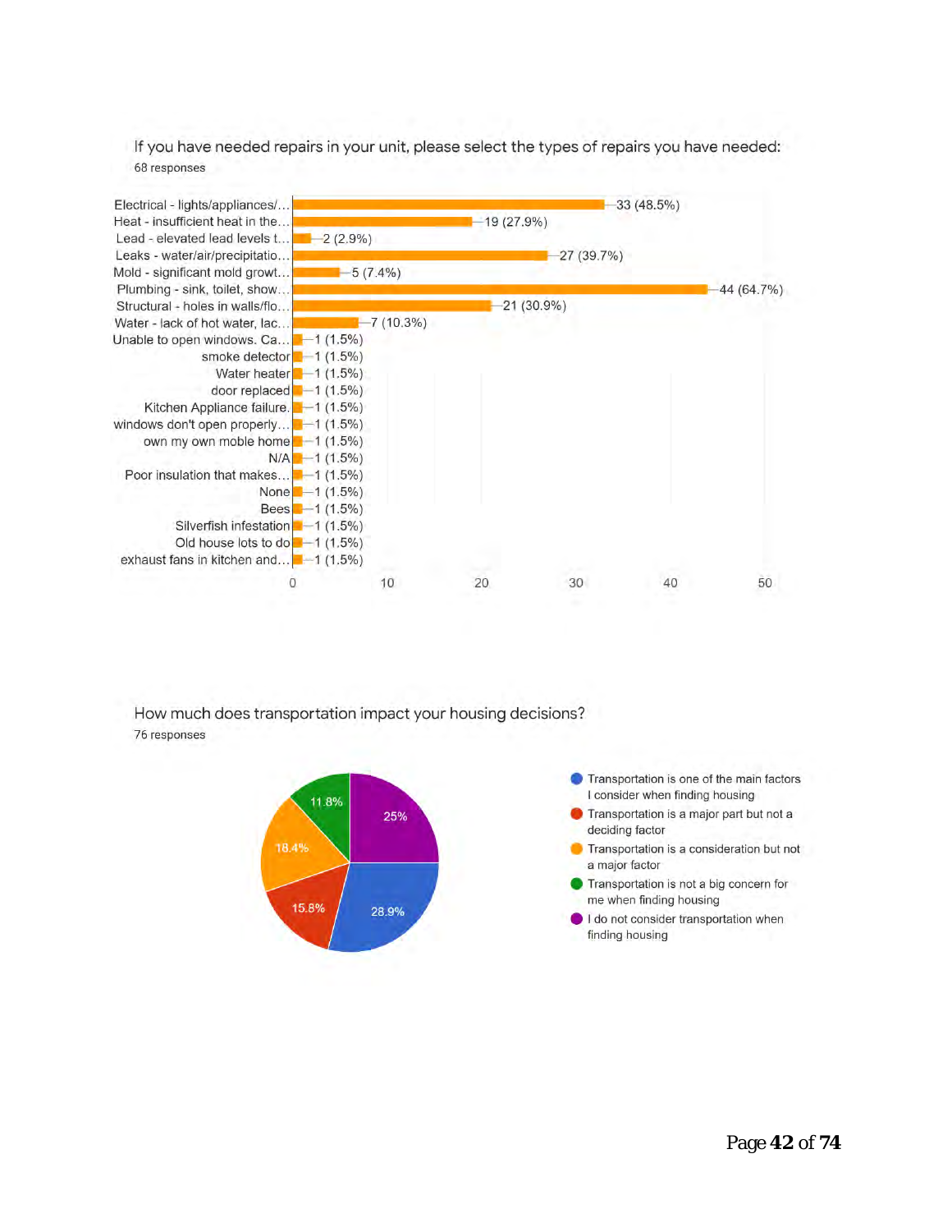If you have needed repairs in your unit, please select the types of repairs you have needed:

68 responses

| Repair type | Responses |
|---|---|
| Electrical - lights/appliances/… | 33 (48.5%) |
| Heat - insufficient heat in the… | 19 (27.9%) |
| Lead - elevated lead levels t… | 2 (2.9%) |
| Leaks - water/air/precipitatio… | 27 (39.7%) |
| Mold - significant mold growt… | 5 (7.4%) |
| Plumbing - sink, toilet, show… | 44 (64.7%) |
| Structural - holes in walls/flo… | 21 (30.9%) |
| Water - lack of hot water, lac… | 7 (10.3%) |
| Unable to open windows. Ca… | 1 (1.5%) |
| smoke detector | 1 (1.5%) |
| Water heater | 1 (1.5%) |
| door replaced | 1 (1.5%) |
| Kitchen Appliance failure. | 1 (1.5%) |
| windows don't open properly… | 1 (1.5%) |
| own my own moble home | 1 (1.5%) |
| N/A | 1 (1.5%) |
| Poor insulation that makes… | 1 (1.5%) |
| None | 1 (1.5%) |
| Bees | 1 (1.5%) |
| Silverfish infestation | 1 (1.5%) |
| Old house lots to do | 1 (1.5%) |
| exhaust fans in kitchen and… | 1 (1.5%) |

How much does transportation impact your housing decisions?

76 responses

| Response | Percentage |
|---|---|
| Transportation is one of the main factors I consider when finding housing | 28.9% |
| Transportation is a major part but not a deciding factor | 15.8% |
| Transportation is a consideration but not a major factor | 18.4% |
| Transportation is not a big concern for me when finding housing | 11.8% |
| I do not consider transportation when finding housing | 25% |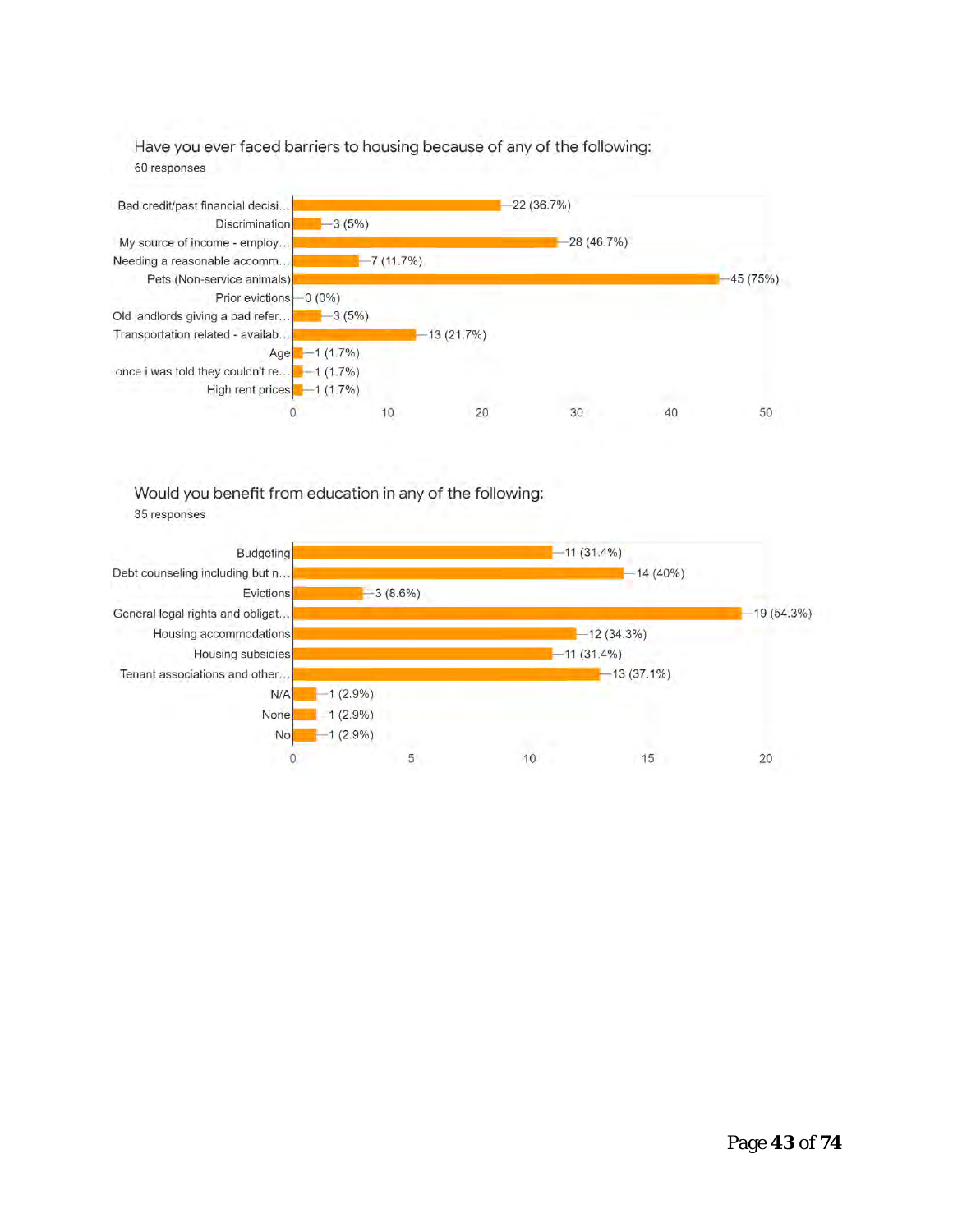Have you ever faced barriers to housing because of any of the following:

60 responses

| Response | Count (%) |
|---|---|
| Bad credit/past financial decisi… | 22 (36.7%) |
| Discrimination | 3 (5%) |
| My source of income - employ… | 28 (46.7%) |
| Needing a reasonable accomm… | 7 (11.7%) |
| Pets (Non-service animals) | 45 (75%) |
| Prior evictions | 0 (0%) |
| Old landlords giving a bad refer… | 3 (5%) |
| Transportation related - availab… | 13 (21.7%) |
| Age | 1 (1.7%) |
| once i was told they couldn't re… | 1 (1.7%) |
| High rent prices | 1 (1.7%) |

Would you benefit from education in any of the following:

35 responses

| Response | Count (%) |
|---|---|
| Budgeting | 11 (31.4%) |
| Debt counseling including but n… | 14 (40%) |
| Evictions | 3 (8.6%) |
| General legal rights and obligat… | 19 (54.3%) |
| Housing accommodations | 12 (34.3%) |
| Housing subsidies | 11 (31.4%) |
| Tenant associations and other… | 13 (37.1%) |
| N/A | 1 (2.9%) |
| None | 1 (2.9%) |
| No | 1 (2.9%) |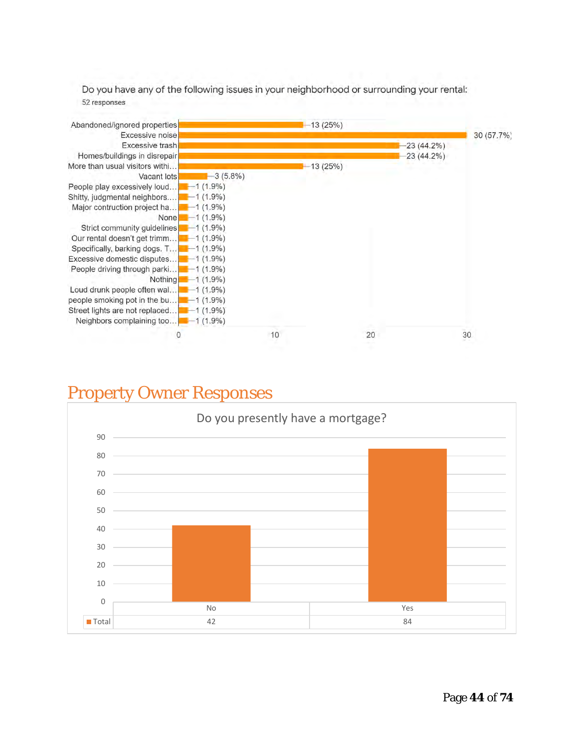Do you have any of the following issues in your neighborhood or surrounding your rental:

52 responses

| Issue | Responses |
|---|---|
| Abandoned/ignored properties | 13 (25%) |
| Excessive noise | 30 (57.7%) |
| Excessive trash | 23 (44.2%) |
| Homes/buildings in disrepair | 23 (44.2%) |
| More than usual visitors withi… | 13 (25%) |
| Vacant lots | 3 (5.8%) |
| People play excessively loud… | 1 (1.9%) |
| Shitty, judgmental neighbors.… | 1 (1.9%) |
| Major contruction project ha… | 1 (1.9%) |
| None | 1 (1.9%) |
| Strict community guidelines | 1 (1.9%) |
| Our rental doesn't get trimm… | 1 (1.9%) |
| Specifically, barking dogs. T… | 1 (1.9%) |
| Excessive domestic disputes… | 1 (1.9%) |
| People driving through parki… | 1 (1.9%) |
| Nothing | 1 (1.9%) |
| Loud drunk people often wal… | 1 (1.9%) |
| people smoking pot in the bu… | 1 (1.9%) |
| Street lights are not replaced… | 1 (1.9%) |
| Neighbors complaining too… | 1 (1.9%) |

## Property Owner Responses

Do you presently have a mortgage?

| | No | Yes |
|---|---|---|
| Total | 42 | 84 |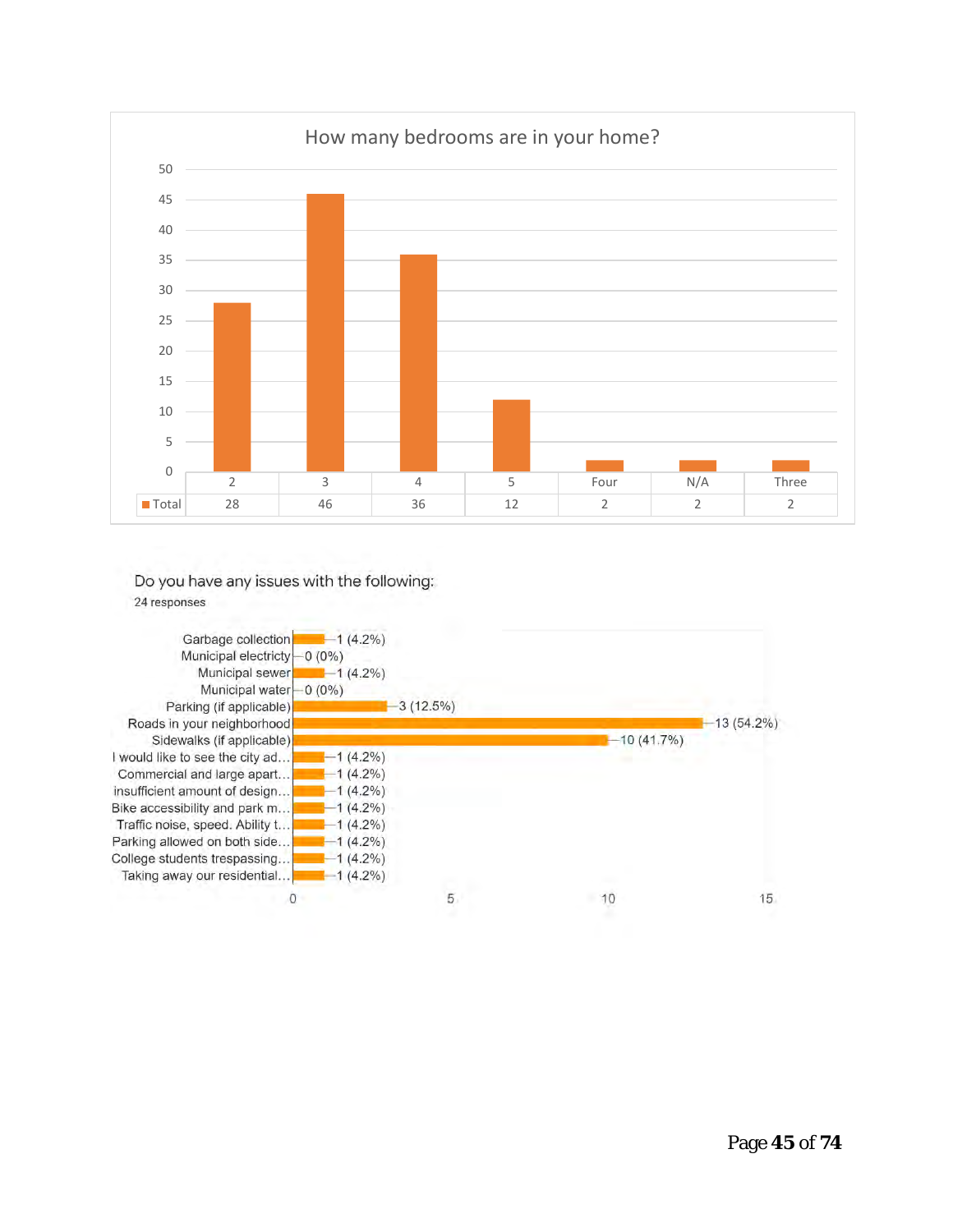## How many bedrooms are in your home?

| | 2 | 3 | 4 | 5 | Four | N/A | Three |
|---|---|---|---|---|---|---|---|
| Total | 28 | 46 | 36 | 12 | 2 | 2 | 2 |

## Do you have any issues with the following:

24 responses

| Issue | Responses |
|---|---|
| Garbage collection | 1 (4.2%) |
| Municipal electricty | 0 (0%) |
| Municipal sewer | 1 (4.2%) |
| Municipal water | 0 (0%) |
| Parking (if applicable) | 3 (12.5%) |
| Roads in your neighborhood | 13 (54.2%) |
| Sidewalks (if applicable) | 10 (41.7%) |
| I would like to see the city ad… | 1 (4.2%) |
| Commercial and large apart… | 1 (4.2%) |
| insufficient amount of design… | 1 (4.2%) |
| Bike accessibility and park m… | 1 (4.2%) |
| Traffic noise, speed. Ability t… | 1 (4.2%) |
| Parking allowed on both side… | 1 (4.2%) |
| College students trespassing… | 1 (4.2%) |
| Taking away our residential… | 1 (4.2%) |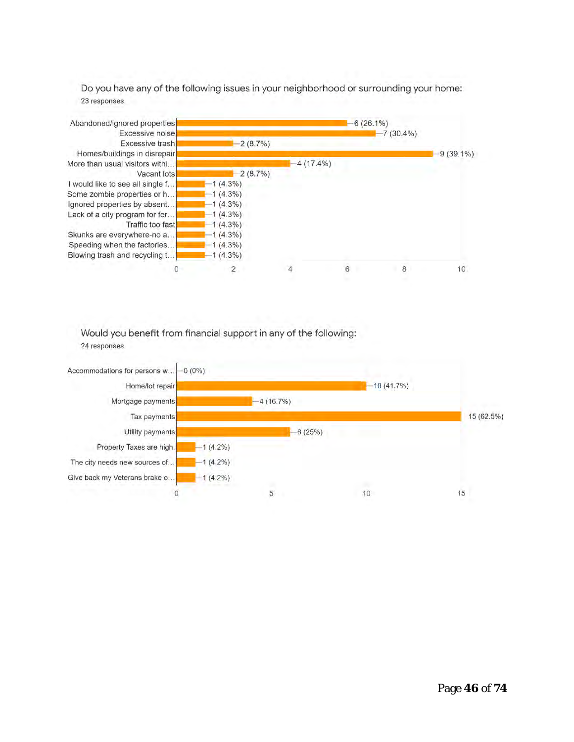Do you have any of the following issues in your neighborhood or surrounding your home:

23 responses

| Issue | Responses |
|---|---|
| Abandoned/ignored properties | 6 (26.1%) |
| Excessive noise | 7 (30.4%) |
| Excessive trash | 2 (8.7%) |
| Homes/buildings in disrepair | 9 (39.1%) |
| More than usual visitors withi… | 4 (17.4%) |
| Vacant lots | 2 (8.7%) |
| I would like to see all single f… | 1 (4.3%) |
| Some zombie properties or h… | 1 (4.3%) |
| Ignored properties by absent… | 1 (4.3%) |
| Lack of a city program for fer… | 1 (4.3%) |
| Traffic too fast | 1 (4.3%) |
| Skunks are everywhere-no a… | 1 (4.3%) |
| Speeding when the factories… | 1 (4.3%) |
| Blowing trash and recycling t… | 1 (4.3%) |

Would you benefit from financial support in any of the following:

24 responses

| Option | Responses |
|---|---|
| Accommodations for persons w… | 0 (0%) |
| Home/lot repair | 10 (41.7%) |
| Mortgage payments | 4 (16.7%) |
| Tax payments | 15 (62.5%) |
| Utility payments | 6 (25%) |
| Property Taxes are high. | 1 (4.2%) |
| The city needs new sources of… | 1 (4.2%) |
| Give back my Veterans brake o… | 1 (4.2%) |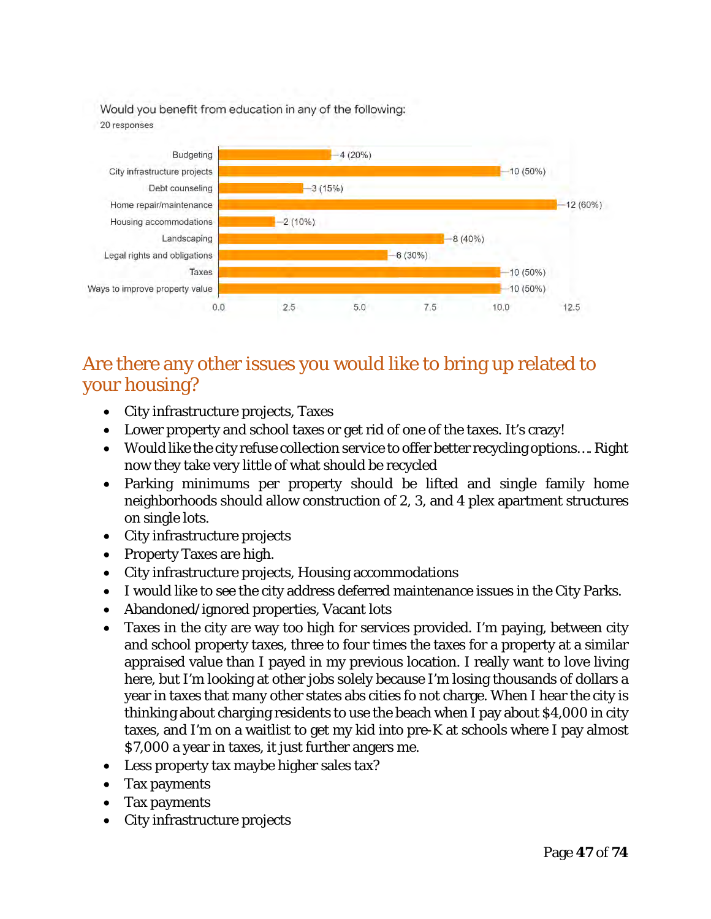Would you benefit from education in any of the following:

20 responses

| Option | Responses |
| --- | --- |
| Budgeting | 4 (20%) |
| City infrastructure projects | 10 (50%) |
| Debt counseling | 3 (15%) |
| Home repair/maintenance | 12 (60%) |
| Housing accommodations | 2 (10%) |
| Landscaping | 8 (40%) |
| Legal rights and obligations | 6 (30%) |
| Taxes | 10 (50%) |
| Ways to improve property value | 10 (50%) |

## Are there any other issues you would like to bring up related to your housing?

- City infrastructure projects, Taxes
- Lower property and school taxes or get rid of one of the taxes. It's crazy!
- Would like the city refuse collection service to offer better recycling options…. Right now they take very little of what should be recycled
- Parking minimums per property should be lifted and single family home neighborhoods should allow construction of 2, 3, and 4 plex apartment structures on single lots.
- City infrastructure projects
- Property Taxes are high.
- City infrastructure projects, Housing accommodations
- I would like to see the city address deferred maintenance issues in the City Parks.
- Abandoned/ignored properties, Vacant lots
- Taxes in the city are way too high for services provided. I'm paying, between city and school property taxes, three to four times the taxes for a property at a similar appraised value than I payed in my previous location. I really want to love living here, but I'm looking at other jobs solely because I'm losing thousands of dollars a year in taxes that many other states abs cities fo not charge. When I hear the city is thinking about charging residents to use the beach when I pay about $4,000 in city taxes, and I'm on a waitlist to get my kid into pre-K at schools where I pay almost $7,000 a year in taxes, it just further angers me.
- Less property tax maybe higher sales tax?
- Tax payments
- Tax payments
- City infrastructure projects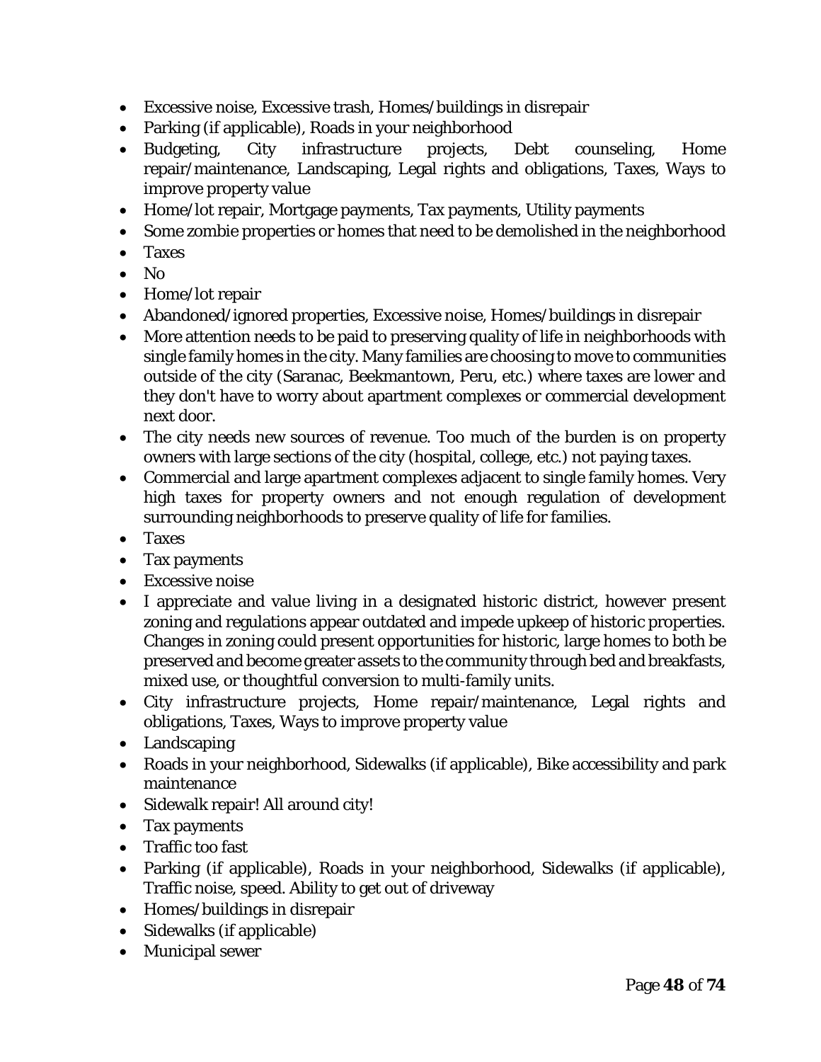- Excessive noise, Excessive trash, Homes/buildings in disrepair
- Parking (if applicable), Roads in your neighborhood
- Budgeting, City infrastructure projects, Debt counseling, Home repair/maintenance, Landscaping, Legal rights and obligations, Taxes, Ways to improve property value
- Home/lot repair, Mortgage payments, Tax payments, Utility payments
- Some zombie properties or homes that need to be demolished in the neighborhood
- Taxes
- No
- Home/lot repair
- Abandoned/ignored properties, Excessive noise, Homes/buildings in disrepair
- More attention needs to be paid to preserving quality of life in neighborhoods with single family homes in the city. Many families are choosing to move to communities outside of the city (Saranac, Beekmantown, Peru, etc.) where taxes are lower and they don't have to worry about apartment complexes or commercial development next door.
- The city needs new sources of revenue. Too much of the burden is on property owners with large sections of the city (hospital, college, etc.) not paying taxes.
- Commercial and large apartment complexes adjacent to single family homes. Very high taxes for property owners and not enough regulation of development surrounding neighborhoods to preserve quality of life for families.
- Taxes
- Tax payments
- Excessive noise
- I appreciate and value living in a designated historic district, however present zoning and regulations appear outdated and impede upkeep of historic properties. Changes in zoning could present opportunities for historic, large homes to both be preserved and become greater assets to the community through bed and breakfasts, mixed use, or thoughtful conversion to multi-family units.
- City infrastructure projects, Home repair/maintenance, Legal rights and obligations, Taxes, Ways to improve property value
- Landscaping
- Roads in your neighborhood, Sidewalks (if applicable), Bike accessibility and park maintenance
- Sidewalk repair! All around city!
- Tax payments
- Traffic too fast
- Parking (if applicable), Roads in your neighborhood, Sidewalks (if applicable), Traffic noise, speed. Ability to get out of driveway
- Homes/buildings in disrepair
- Sidewalks (if applicable)
- Municipal sewer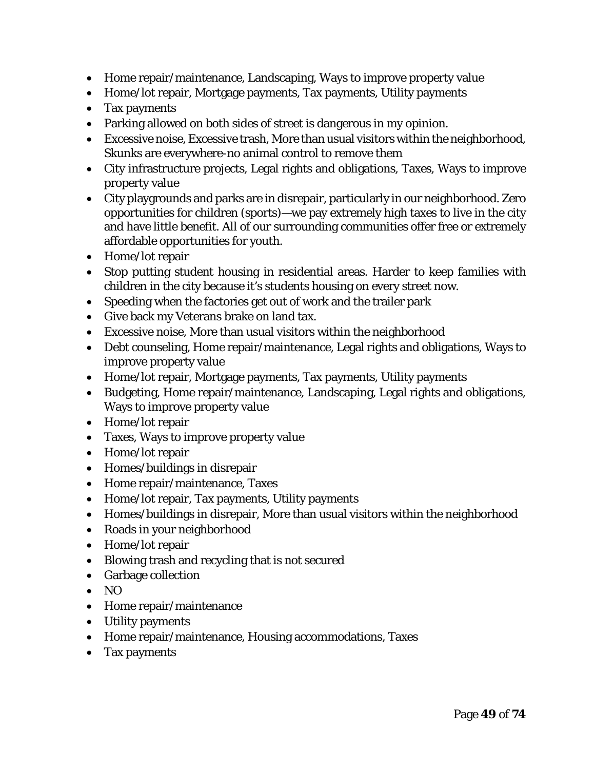- Home repair/maintenance, Landscaping, Ways to improve property value
- Home/lot repair, Mortgage payments, Tax payments, Utility payments
- Tax payments
- Parking allowed on both sides of street is dangerous in my opinion.
- Excessive noise, Excessive trash, More than usual visitors within the neighborhood, Skunks are everywhere-no animal control to remove them
- City infrastructure projects, Legal rights and obligations, Taxes, Ways to improve property value
- City playgrounds and parks are in disrepair, particularly in our neighborhood. Zero opportunities for children (sports)—we pay extremely high taxes to live in the city and have little benefit. All of our surrounding communities offer free or extremely affordable opportunities for youth.
- Home/lot repair
- Stop putting student housing in residential areas. Harder to keep families with children in the city because it's students housing on every street now.
- Speeding when the factories get out of work and the trailer park
- Give back my Veterans brake on land tax.
- Excessive noise, More than usual visitors within the neighborhood
- Debt counseling, Home repair/maintenance, Legal rights and obligations, Ways to improve property value
- Home/lot repair, Mortgage payments, Tax payments, Utility payments
- Budgeting, Home repair/maintenance, Landscaping, Legal rights and obligations, Ways to improve property value
- Home/lot repair
- Taxes, Ways to improve property value
- Home/lot repair
- Homes/buildings in disrepair
- Home repair/maintenance, Taxes
- Home/lot repair, Tax payments, Utility payments
- Homes/buildings in disrepair, More than usual visitors within the neighborhood
- Roads in your neighborhood
- Home/lot repair
- Blowing trash and recycling that is not secured
- Garbage collection
- NO
- Home repair/maintenance
- Utility payments
- Home repair/maintenance, Housing accommodations, Taxes
- Tax payments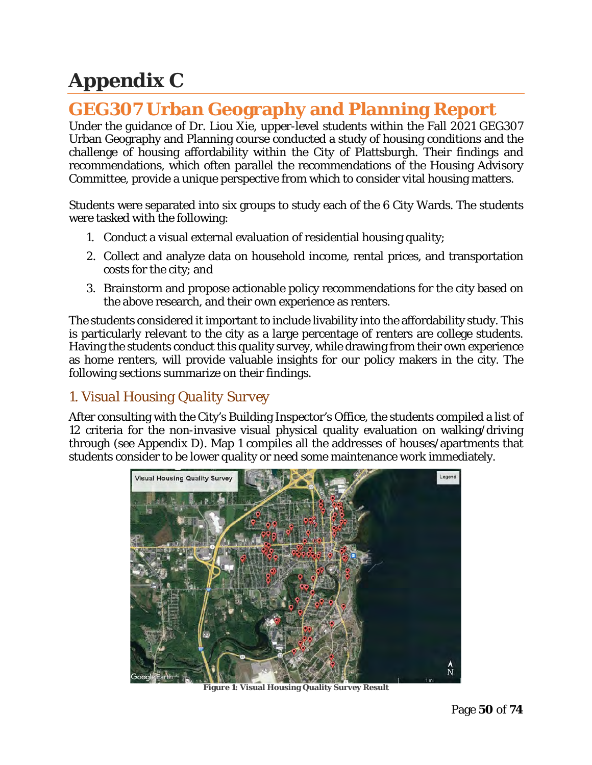# Appendix C

## GEG307 Urban Geography and Planning Report

Under the guidance of Dr. Liou Xie, upper-level students within the Fall 2021 GEG307 Urban Geography and Planning course conducted a study of housing conditions and the challenge of housing affordability within the City of Plattsburgh. Their findings and recommendations, which often parallel the recommendations of the Housing Advisory Committee, provide a unique perspective from which to consider vital housing matters.

Students were separated into six groups to study each of the 6 City Wards. The students were tasked with the following:

1. Conduct a visual external evaluation of residential housing quality;
2. Collect and analyze data on household income, rental prices, and transportation costs for the city; and
3. Brainstorm and propose actionable policy recommendations for the city based on the above research, and their own experience as renters.

The students considered it important to include livability into the affordability study. This is particularly relevant to the city as a large percentage of renters are college students. Having the students conduct this quality survey, while drawing from their own experience as home renters, will provide valuable insights for our policy makers in the city. The following sections summarize on their findings.

### 1. Visual Housing Quality Survey

After consulting with the City's Building Inspector's Office, the students compiled a list of 12 criteria for the non-invasive visual physical quality evaluation on walking/driving through (see Appendix D). Map 1 compiles all the addresses of houses/apartments that students consider to be lower quality or need some maintenance work immediately.

**Figure 1: Visual Housing Quality Survey Result**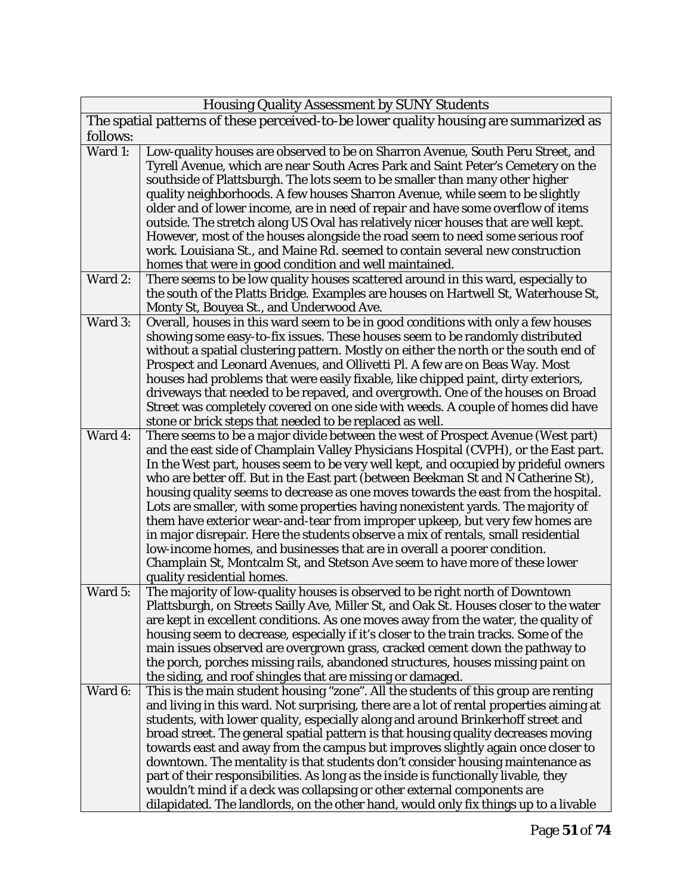| Housing Quality Assessment by SUNY Students | |
|---|---|
| The spatial patterns of these perceived-to-be lower quality housing are summarized as follows: | |
| Ward 1: | Low-quality houses are observed to be on Sharron Avenue, South Peru Street, and Tyrell Avenue, which are near South Acres Park and Saint Peter's Cemetery on the southside of Plattsburgh. The lots seem to be smaller than many other higher quality neighborhoods. A few houses Sharron Avenue, while seem to be slightly older and of lower income, are in need of repair and have some overflow of items outside. The stretch along US Oval has relatively nicer houses that are well kept. However, most of the houses alongside the road seem to need some serious roof work. Louisiana St., and Maine Rd. seemed to contain several new construction homes that were in good condition and well maintained. |
| Ward 2: | There seems to be low quality houses scattered around in this ward, especially to the south of the Platts Bridge. Examples are houses on Hartwell St, Waterhouse St, Monty St, Bouyea St., and Underwood Ave. |
| Ward 3: | Overall, houses in this ward seem to be in good conditions with only a few houses showing some easy-to-fix issues. These houses seem to be randomly distributed without a spatial clustering pattern. Mostly on either the north or the south end of Prospect and Leonard Avenues, and Ollivetti Pl. A few are on Beas Way. Most houses had problems that were easily fixable, like chipped paint, dirty exteriors, driveways that needed to be repaved, and overgrowth. One of the houses on Broad Street was completely covered on one side with weeds. A couple of homes did have stone or brick steps that needed to be replaced as well. |
| Ward 4: | There seems to be a major divide between the west of Prospect Avenue (West part) and the east side of Champlain Valley Physicians Hospital (CVPH), or the East part. In the West part, houses seem to be very well kept, and occupied by prideful owners who are better off. But in the East part (between Beekman St and N Catherine St), housing quality seems to decrease as one moves towards the east from the hospital. Lots are smaller, with some properties having nonexistent yards. The majority of them have exterior wear-and-tear from improper upkeep, but very few homes are in major disrepair. Here the students observe a mix of rentals, small residential low-income homes, and businesses that are in overall a poorer condition. Champlain St, Montcalm St, and Stetson Ave seem to have more of these lower quality residential homes. |
| Ward 5: | The majority of low-quality houses is observed to be right north of Downtown Plattsburgh, on Streets Sailly Ave, Miller St, and Oak St. Houses closer to the water are kept in excellent conditions. As one moves away from the water, the quality of housing seem to decrease, especially if it's closer to the train tracks. Some of the main issues observed are overgrown grass, cracked cement down the pathway to the porch, porches missing rails, abandoned structures, houses missing paint on the siding, and roof shingles that are missing or damaged. |
| Ward 6: | This is the main student housing "zone". All the students of this group are renting and living in this ward. Not surprising, there are a lot of rental properties aiming at students, with lower quality, especially along and around Brinkerhoff street and broad street. The general spatial pattern is that housing quality decreases moving towards east and away from the campus but improves slightly again once closer to downtown. The mentality is that students don't consider housing maintenance as part of their responsibilities. As long as the inside is functionally livable, they wouldn't mind if a deck was collapsing or other external components are dilapidated. The landlords, on the other hand, would only fix things up to a livable |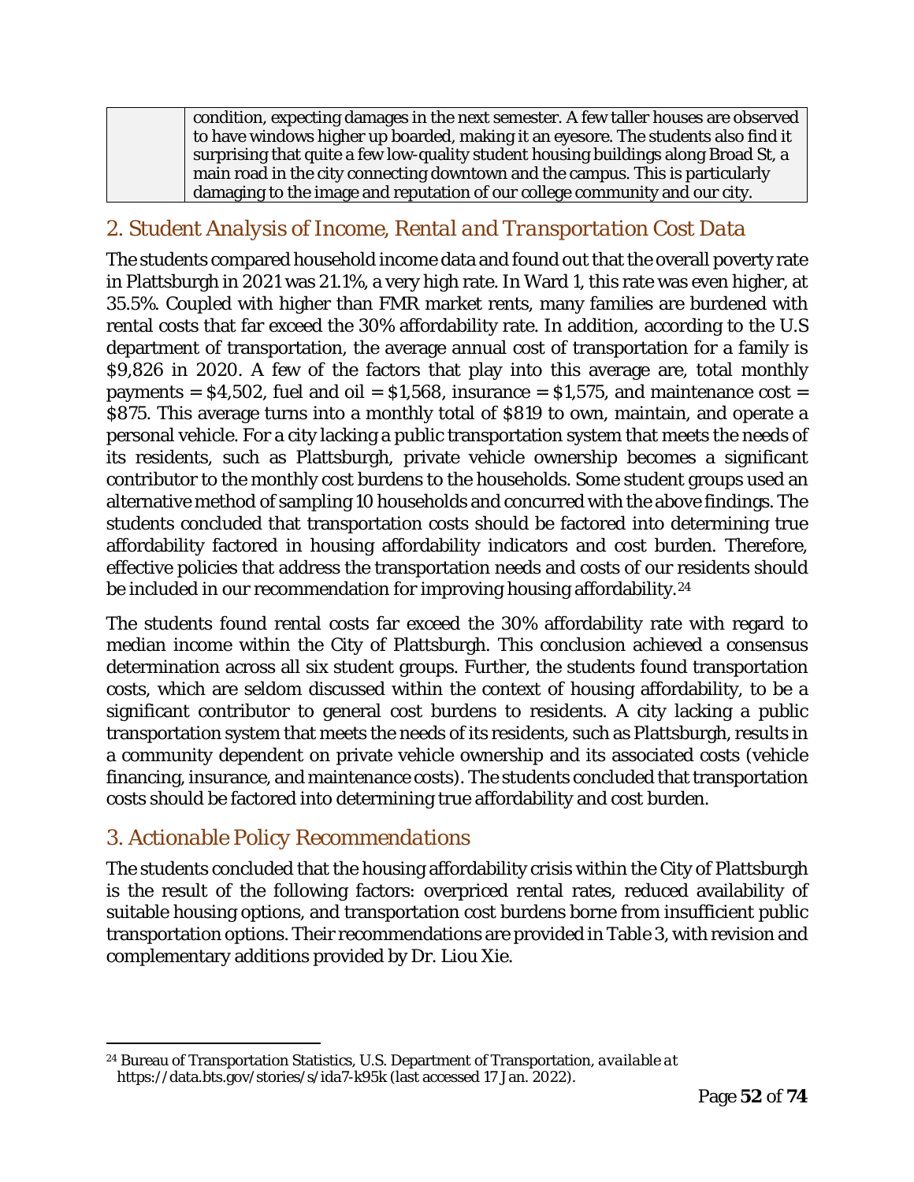| | condition, expecting damages in the next semester. A few taller houses are observed to have windows higher up boarded, making it an eyesore. The students also find it surprising that quite a few low-quality student housing buildings along Broad St, a main road in the city connecting downtown and the campus. This is particularly damaging to the image and reputation of our college community and our city. |
|---|---|

## 2. Student Analysis of Income, Rental and Transportation Cost Data

The students compared household income data and found out that the overall poverty rate in Plattsburgh in 2021 was 21.1%, a very high rate. In Ward 1, this rate was even higher, at 35.5%. Coupled with higher than FMR market rents, many families are burdened with rental costs that far exceed the 30% affordability rate. In addition, according to the U.S department of transportation, the average annual cost of transportation for a family is \$9,826 in 2020. A few of the factors that play into this average are, total monthly payments = \$4,502, fuel and oil = \$1,568, insurance = \$1,575, and maintenance cost = \$875. This average turns into a monthly total of \$819 to own, maintain, and operate a personal vehicle. For a city lacking a public transportation system that meets the needs of its residents, such as Plattsburgh, private vehicle ownership becomes a significant contributor to the monthly cost burdens to the households. Some student groups used an alternative method of sampling 10 households and concurred with the above findings. The students concluded that transportation costs should be factored into determining true affordability factored in housing affordability indicators and cost burden. Therefore, effective policies that address the transportation needs and costs of our residents should be included in our recommendation for improving housing affordability.[24]

The students found rental costs far exceed the 30% affordability rate with regard to median income within the City of Plattsburgh. This conclusion achieved a consensus determination across all six student groups. Further, the students found transportation costs, which are seldom discussed within the context of housing affordability, to be a significant contributor to general cost burdens to residents. A city lacking a public transportation system that meets the needs of its residents, such as Plattsburgh, results in a community dependent on private vehicle ownership and its associated costs (vehicle financing, insurance, and maintenance costs). The students concluded that transportation costs should be factored into determining true affordability and cost burden.

## 3. Actionable Policy Recommendations

The students concluded that the housing affordability crisis within the City of Plattsburgh is the result of the following factors: overpriced rental rates, reduced availability of suitable housing options, and transportation cost burdens borne from insufficient public transportation options. Their recommendations are provided in Table 3, with revision and complementary additions provided by Dr. Liou Xie.

---

[24] Bureau of Transportation Statistics, U.S. Department of Transportation, *available at* https://data.bts.gov/stories/s/ida7-k95k (last accessed 17 Jan. 2022).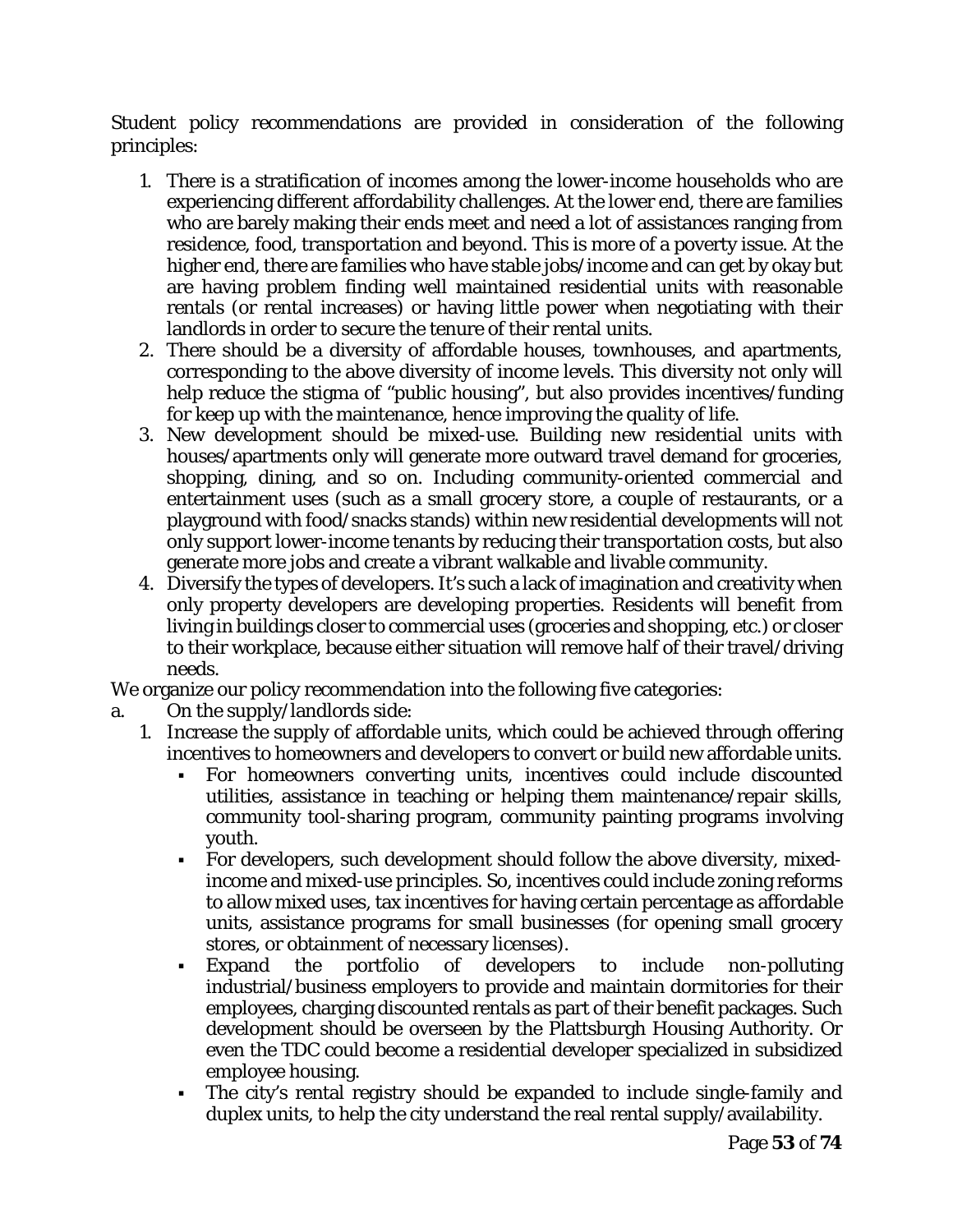Student policy recommendations are provided in consideration of the following principles:

1. There is a stratification of incomes among the lower-income households who are experiencing different affordability challenges. At the lower end, there are families who are barely making their ends meet and need a lot of assistances ranging from residence, food, transportation and beyond. This is more of a poverty issue. At the higher end, there are families who have stable jobs/income and can get by okay but are having problem finding well maintained residential units with reasonable rentals (or rental increases) or having little power when negotiating with their landlords in order to secure the tenure of their rental units.
2. There should be a diversity of affordable houses, townhouses, and apartments, corresponding to the above diversity of income levels. This diversity not only will help reduce the stigma of "public housing", but also provides incentives/funding for keep up with the maintenance, hence improving the quality of life.
3. New development should be mixed-use. Building new residential units with houses/apartments only will generate more outward travel demand for groceries, shopping, dining, and so on. Including community-oriented commercial and entertainment uses (such as a small grocery store, a couple of restaurants, or a playground with food/snacks stands) within new residential developments will not only support lower-income tenants by reducing their transportation costs, but also generate more jobs and create a vibrant walkable and livable community.
4. Diversify the types of developers. It's such a lack of imagination and creativity when only property developers are developing properties. Residents will benefit from living in buildings closer to commercial uses (groceries and shopping, etc.) or closer to their workplace, because either situation will remove half of their travel/driving needs.

We organize our policy recommendation into the following five categories:

a. On the supply/landlords side:

1. Increase the supply of affordable units, which could be achieved through offering incentives to homeowners and developers to convert or build new affordable units.
   - For homeowners converting units, incentives could include discounted utilities, assistance in teaching or helping them maintenance/repair skills, community tool-sharing program, community painting programs involving youth.
   - For developers, such development should follow the above diversity, mixed-income and mixed-use principles. So, incentives could include zoning reforms to allow mixed uses, tax incentives for having certain percentage as affordable units, assistance programs for small businesses (for opening small grocery stores, or obtainment of necessary licenses).
   - Expand the portfolio of developers to include non-polluting industrial/business employers to provide and maintain dormitories for their employees, charging discounted rentals as part of their benefit packages. Such development should be overseen by the Plattsburgh Housing Authority. Or even the TDC could become a residential developer specialized in subsidized employee housing.
   - The city's rental registry should be expanded to include single-family and duplex units, to help the city understand the real rental supply/availability.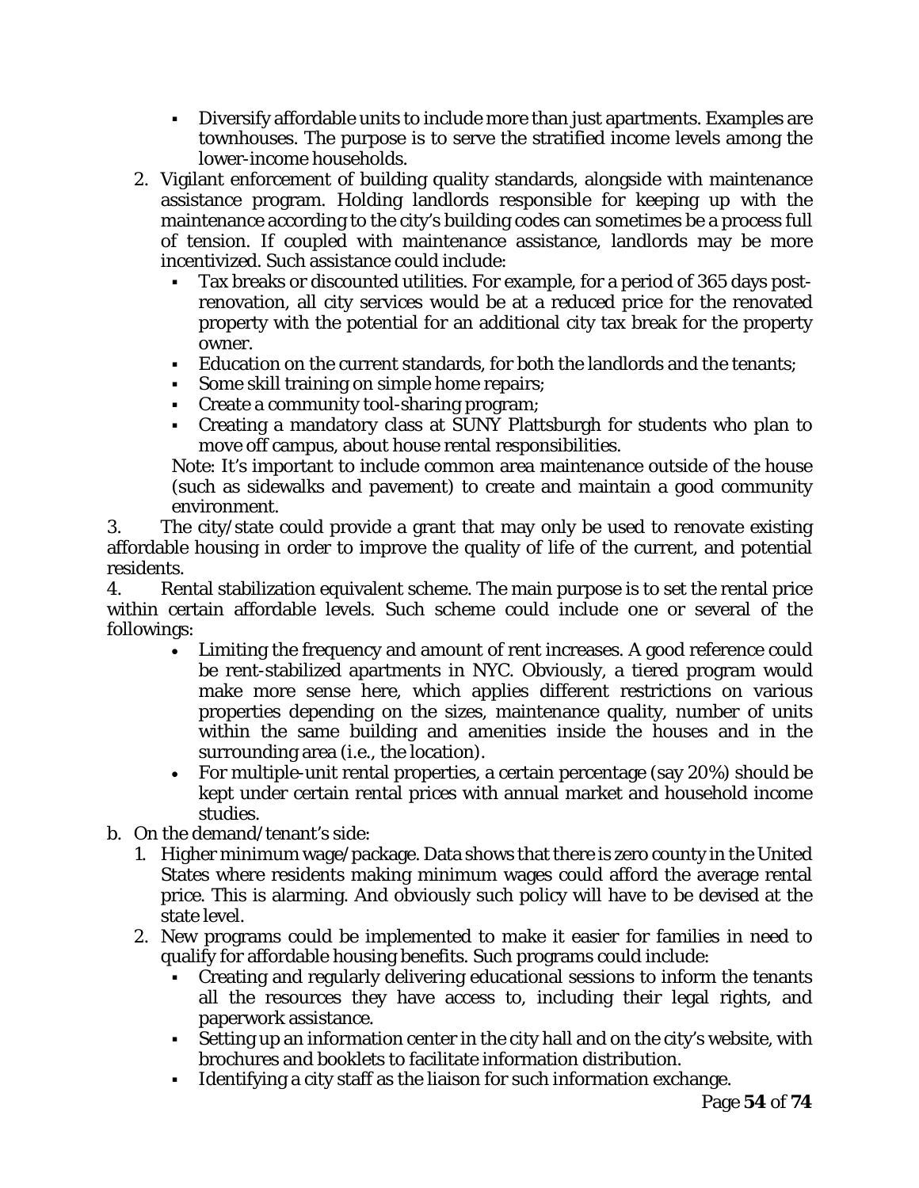- Diversify affordable units to include more than just apartments. Examples are townhouses. The purpose is to serve the stratified income levels among the lower-income households.

2. Vigilant enforcement of building quality standards, alongside with maintenance assistance program. Holding landlords responsible for keeping up with the maintenance according to the city's building codes can sometimes be a process full of tension. If coupled with maintenance assistance, landlords may be more incentivized. Such assistance could include:
   - Tax breaks or discounted utilities. For example, for a period of 365 days post-renovation, all city services would be at a reduced price for the renovated property with the potential for an additional city tax break for the property owner.
   - Education on the current standards, for both the landlords and the tenants;
   - Some skill training on simple home repairs;
   - Create a community tool-sharing program;
   - Creating a mandatory class at SUNY Plattsburgh for students who plan to move off campus, about house rental responsibilities.

   Note: It's important to include common area maintenance outside of the house (such as sidewalks and pavement) to create and maintain a good community environment.

3. The city/state could provide a grant that may only be used to renovate existing affordable housing in order to improve the quality of life of the current, and potential residents.

4. Rental stabilization equivalent scheme. The main purpose is to set the rental price within certain affordable levels. Such scheme could include one or several of the followings:
   - Limiting the frequency and amount of rent increases. A good reference could be rent-stabilized apartments in NYC. Obviously, a tiered program would make more sense here, which applies different restrictions on various properties depending on the sizes, maintenance quality, number of units within the same building and amenities inside the houses and in the surrounding area (i.e., the location).
   - For multiple-unit rental properties, a certain percentage (say 20%) should be kept under certain rental prices with annual market and household income studies.

b. On the demand/tenant's side:

1. Higher minimum wage/package. Data shows that there is zero county in the United States where residents making minimum wages could afford the average rental price. This is alarming. And obviously such policy will have to be devised at the state level.

2. New programs could be implemented to make it easier for families in need to qualify for affordable housing benefits. Such programs could include:
   - Creating and regularly delivering educational sessions to inform the tenants all the resources they have access to, including their legal rights, and paperwork assistance.
   - Setting up an information center in the city hall and on the city's website, with brochures and booklets to facilitate information distribution.
   - Identifying a city staff as the liaison for such information exchange.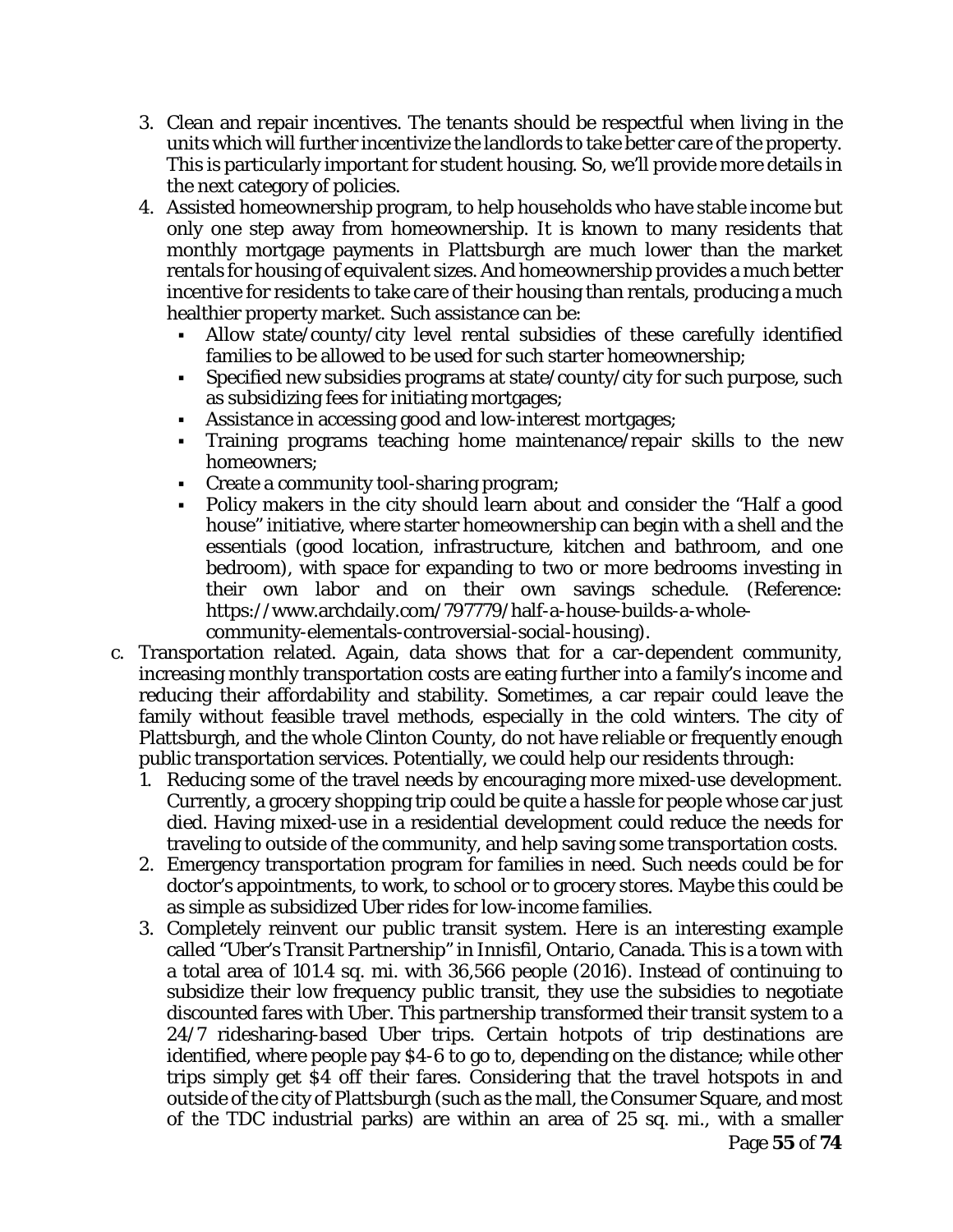3. Clean and repair incentives. The tenants should be respectful when living in the units which will further incentivize the landlords to take better care of the property. This is particularly important for student housing. So, we'll provide more details in the next category of policies.
4. Assisted homeownership program, to help households who have stable income but only one step away from homeownership. It is known to many residents that monthly mortgage payments in Plattsburgh are much lower than the market rentals for housing of equivalent sizes. And homeownership provides a much better incentive for residents to take care of their housing than rentals, producing a much healthier property market. Such assistance can be:
   - Allow state/county/city level rental subsidies of these carefully identified families to be allowed to be used for such starter homeownership;
   - Specified new subsidies programs at state/county/city for such purpose, such as subsidizing fees for initiating mortgages;
   - Assistance in accessing good and low-interest mortgages;
   - Training programs teaching home maintenance/repair skills to the new homeowners;
   - Create a community tool-sharing program;
   - Policy makers in the city should learn about and consider the "Half a good house" initiative, where starter homeownership can begin with a shell and the essentials (good location, infrastructure, kitchen and bathroom, and one bedroom), with space for expanding to two or more bedrooms investing in their own labor and on their own savings schedule. (Reference: https://www.archdaily.com/797779/half-a-house-builds-a-whole-community-elementals-controversial-social-housing).

c. Transportation related. Again, data shows that for a car-dependent community, increasing monthly transportation costs are eating further into a family's income and reducing their affordability and stability. Sometimes, a car repair could leave the family without feasible travel methods, especially in the cold winters. The city of Plattsburgh, and the whole Clinton County, do not have reliable or frequently enough public transportation services. Potentially, we could help our residents through:
   1. Reducing some of the travel needs by encouraging more mixed-use development. Currently, a grocery shopping trip could be quite a hassle for people whose car just died. Having mixed-use in a residential development could reduce the needs for traveling to outside of the community, and help saving some transportation costs.
   2. Emergency transportation program for families in need. Such needs could be for doctor's appointments, to work, to school or to grocery stores. Maybe this could be as simple as subsidized Uber rides for low-income families.
   3. Completely reinvent our public transit system. Here is an interesting example called "Uber's Transit Partnership" in Innisfil, Ontario, Canada. This is a town with a total area of 101.4 sq. mi. with 36,566 people (2016). Instead of continuing to subsidize their low frequency public transit, they use the subsidies to negotiate discounted fares with Uber. This partnership transformed their transit system to a 24/7 ridesharing-based Uber trips. Certain hotpots of trip destinations are identified, where people pay $4-6 to go to, depending on the distance; while other trips simply get $4 off their fares. Considering that the travel hotspots in and outside of the city of Plattsburgh (such as the mall, the Consumer Square, and most of the TDC industrial parks) are within an area of 25 sq. mi., with a smaller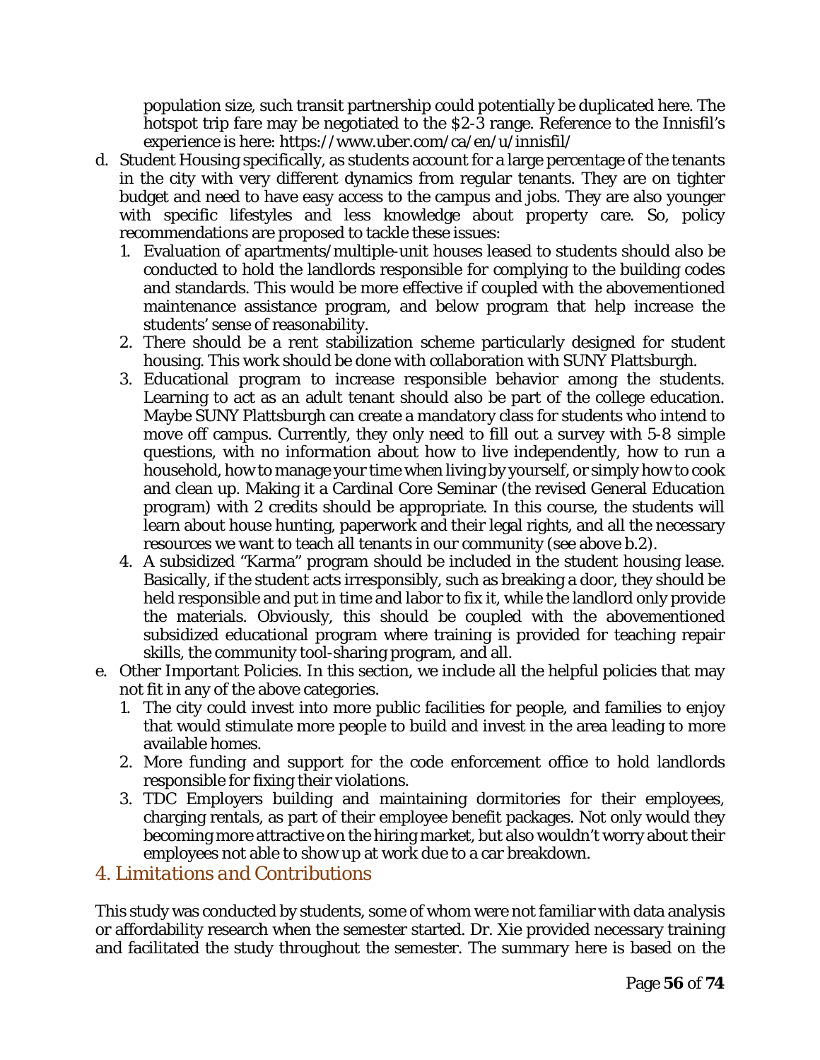population size, such transit partnership could potentially be duplicated here. The hotspot trip fare may be negotiated to the $2-3 range. Reference to the Innisfil's experience is here: https://www.uber.com/ca/en/u/innisfil/

d. Student Housing specifically, as students account for a large percentage of the tenants in the city with very different dynamics from regular tenants. They are on tighter budget and need to have easy access to the campus and jobs. They are also younger with specific lifestyles and less knowledge about property care. So, policy recommendations are proposed to tackle these issues:
   1. Evaluation of apartments/multiple-unit houses leased to students should also be conducted to hold the landlords responsible for complying to the building codes and standards. This would be more effective if coupled with the abovementioned maintenance assistance program, and below program that help increase the students' sense of reasonability.
   2. There should be a rent stabilization scheme particularly designed for student housing. This work should be done with collaboration with SUNY Plattsburgh.
   3. Educational program to increase responsible behavior among the students. Learning to act as an adult tenant should also be part of the college education. Maybe SUNY Plattsburgh can create a mandatory class for students who intend to move off campus. Currently, they only need to fill out a survey with 5-8 simple questions, with no information about how to live independently, how to run a household, how to manage your time when living by yourself, or simply how to cook and clean up. Making it a Cardinal Core Seminar (the revised General Education program) with 2 credits should be appropriate. In this course, the students will learn about house hunting, paperwork and their legal rights, and all the necessary resources we want to teach all tenants in our community (see above b.2).
   4. A subsidized "Karma" program should be included in the student housing lease. Basically, if the student acts irresponsibly, such as breaking a door, they should be held responsible and put in time and labor to fix it, while the landlord only provide the materials. Obviously, this should be coupled with the abovementioned subsidized educational program where training is provided for teaching repair skills, the community tool-sharing program, and all.

e. Other Important Policies. In this section, we include all the helpful policies that may not fit in any of the above categories.
   1. The city could invest into more public facilities for people, and families to enjoy that would stimulate more people to build and invest in the area leading to more available homes.
   2. More funding and support for the code enforcement office to hold landlords responsible for fixing their violations.
   3. TDC Employers building and maintaining dormitories for their employees, charging rentals, as part of their employee benefit packages. Not only would they becoming more attractive on the hiring market, but also wouldn't worry about their employees not able to show up at work due to a car breakdown.

## *4. Limitations and Contributions*

This study was conducted by students, some of whom were not familiar with data analysis or affordability research when the semester started. Dr. Xie provided necessary training and facilitated the study throughout the semester. The summary here is based on the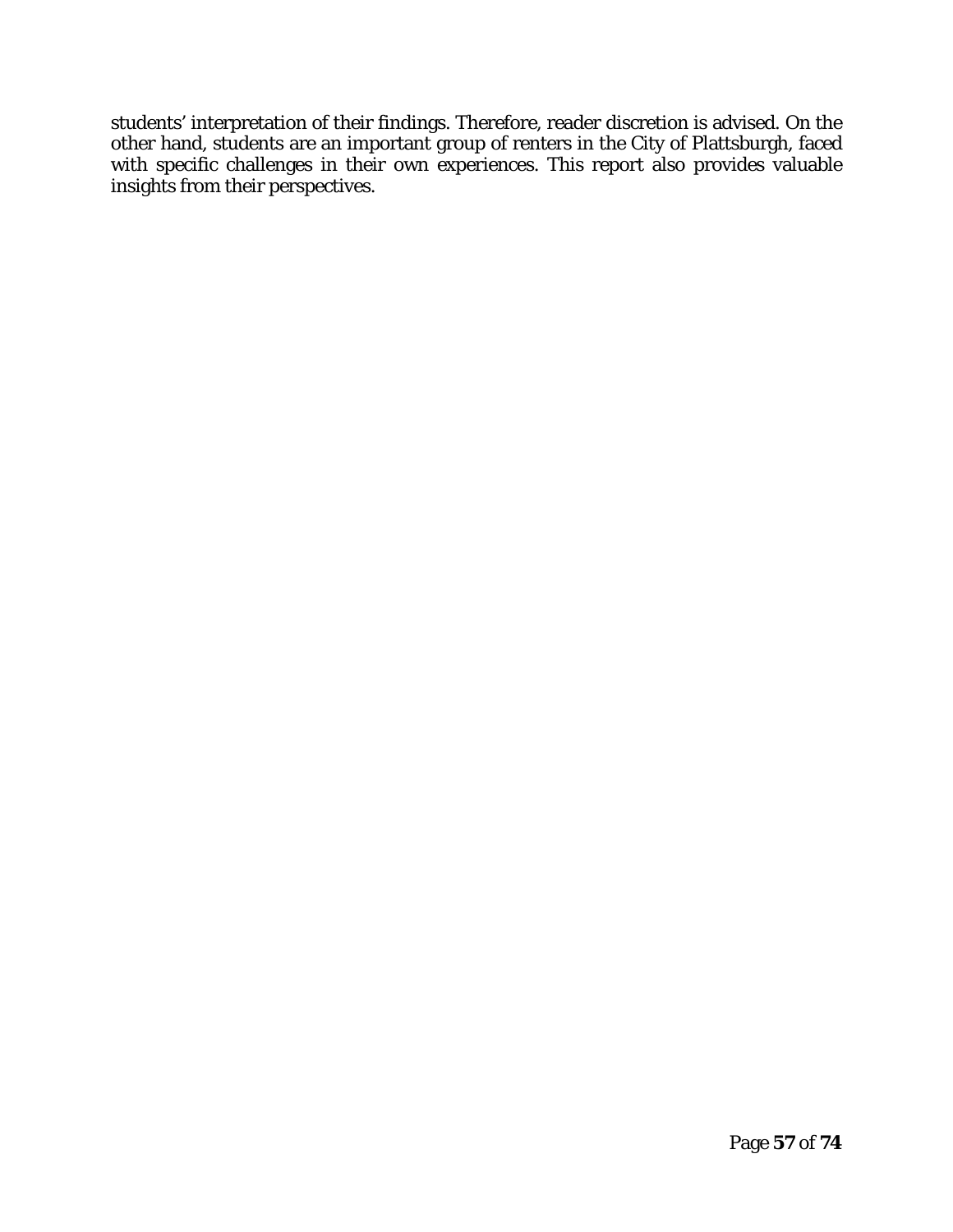students' interpretation of their findings. Therefore, reader discretion is advised. On the other hand, students are an important group of renters in the City of Plattsburgh, faced with specific challenges in their own experiences. This report also provides valuable insights from their perspectives.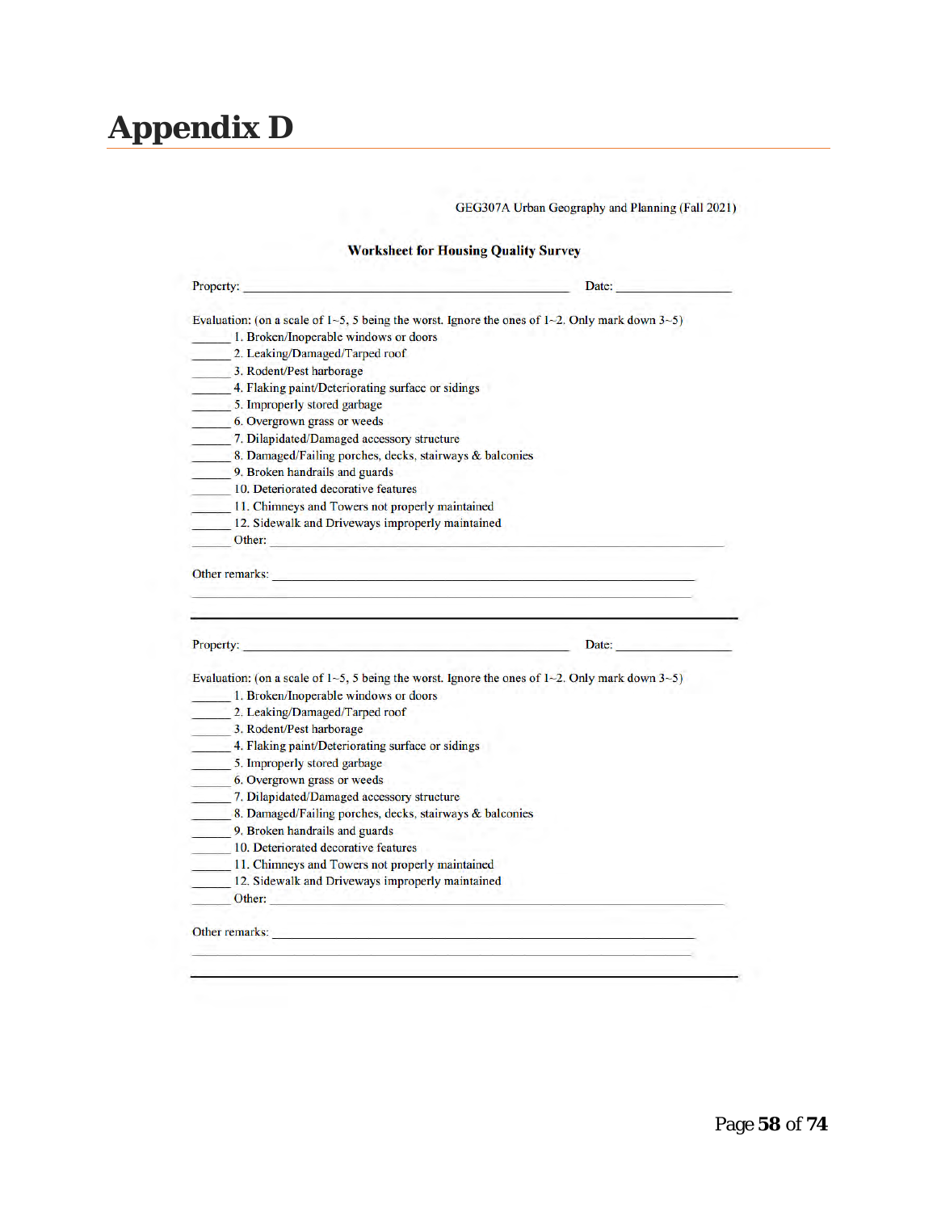# Appendix D

GEG307A Urban Geography and Planning (Fall 2021)

**Worksheet for Housing Quality Survey**

Property: ______________________________________________ Date: _______________

Evaluation: (on a scale of 1~5, 5 being the worst. Ignore the ones of 1~2. Only mark down 3~5)

______ 1. Broken/Inoperable windows or doors
______ 2. Leaking/Damaged/Tarped roof
______ 3. Rodent/Pest harborage
______ 4. Flaking paint/Deteriorating surface or sidings
______ 5. Improperly stored garbage
______ 6. Overgrown grass or weeds
______ 7. Dilapidated/Damaged accessory structure
______ 8. Damaged/Failing porches, decks, stairways & balconies
______ 9. Broken handrails and guards
______ 10. Deteriorated decorative features
______ 11. Chimneys and Towers not properly maintained
______ 12. Sidewalk and Driveways improperly maintained
______ Other: ____________________________________________________________

Other remarks: ____________________________________________________________

___________________________________________________________________________

---

Property: ______________________________________________ Date: _______________

Evaluation: (on a scale of 1~5, 5 being the worst. Ignore the ones of 1~2. Only mark down 3~5)

______ 1. Broken/Inoperable windows or doors
______ 2. Leaking/Damaged/Tarped roof
______ 3. Rodent/Pest harborage
______ 4. Flaking paint/Deteriorating surface or sidings
______ 5. Improperly stored garbage
______ 6. Overgrown grass or weeds
______ 7. Dilapidated/Damaged accessory structure
______ 8. Damaged/Failing porches, decks, stairways & balconies
______ 9. Broken handrails and guards
______ 10. Deteriorated decorative features
______ 11. Chimneys and Towers not properly maintained
______ 12. Sidewalk and Driveways improperly maintained
______ Other: ____________________________________________________________

Other remarks: ____________________________________________________________

___________________________________________________________________________

---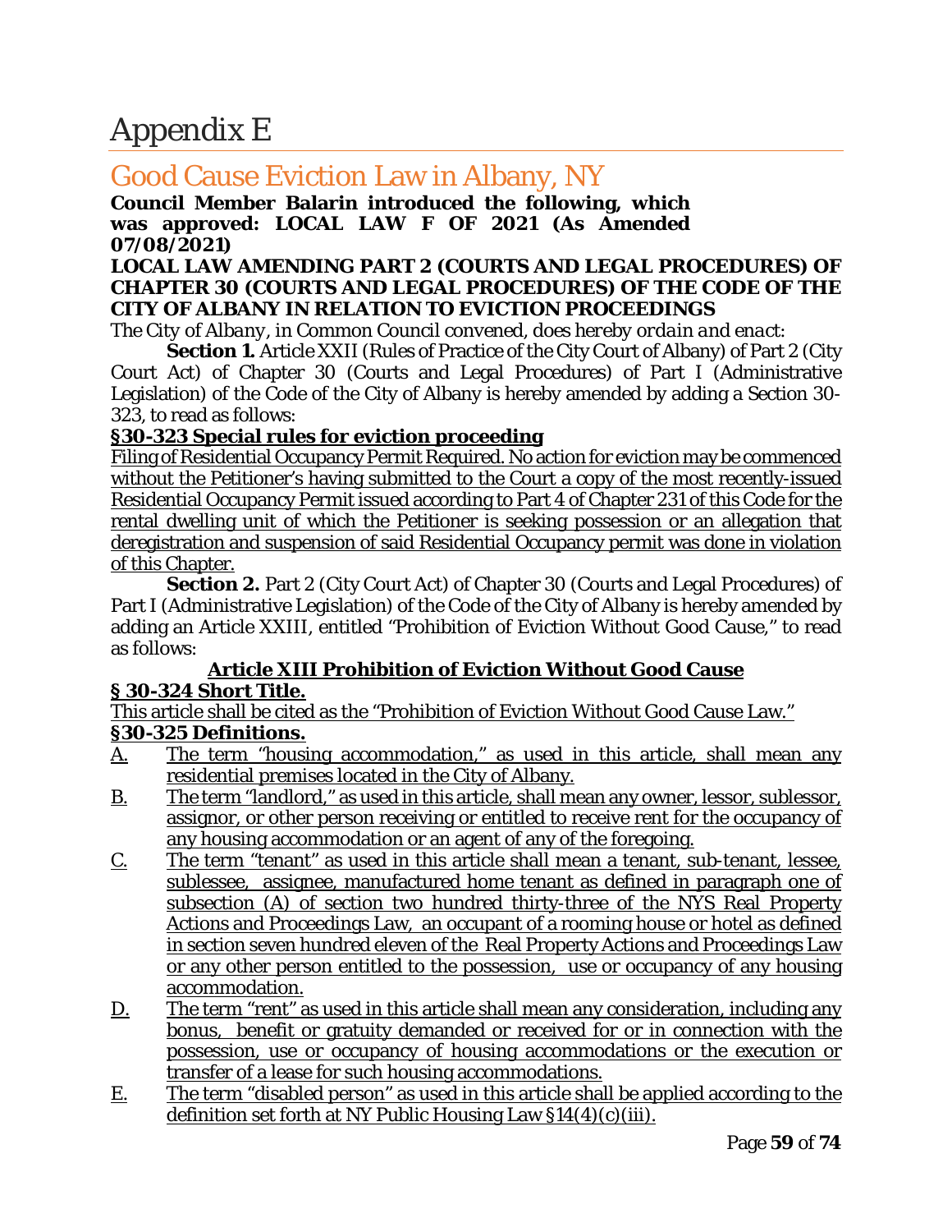# Appendix E

## Good Cause Eviction Law in Albany, NY

**Council Member Balarin introduced the following, which was approved: LOCAL LAW F OF 2021 (As Amended 07/08/2021)**

**LOCAL LAW AMENDING PART 2 (COURTS AND LEGAL PROCEDURES) OF CHAPTER 30 (COURTS AND LEGAL PROCEDURES) OF THE CODE OF THE CITY OF ALBANY IN RELATION TO EVICTION PROCEEDINGS**

*The City of Albany, in Common Council convened, does hereby ordain and enact:*

**Section 1.** Article XXII (Rules of Practice of the City Court of Albany) of Part 2 (City Court Act) of Chapter 30 (Courts and Legal Procedures) of Part I (Administrative Legislation) of the Code of the City of Albany is hereby amended by adding a Section 30-323, to read as follows:

**§30-323 Special rules for eviction proceeding**

Filing of Residential Occupancy Permit Required. No action for eviction may be commenced without the Petitioner's having submitted to the Court a copy of the most recently-issued Residential Occupancy Permit issued according to Part 4 of Chapter 231 of this Code for the rental dwelling unit of which the Petitioner is seeking possession or an allegation that deregistration and suspension of said Residential Occupancy permit was done in violation of this Chapter.

**Section 2.** Part 2 (City Court Act) of Chapter 30 (Courts and Legal Procedures) of Part I (Administrative Legislation) of the Code of the City of Albany is hereby amended by adding an Article XXIII, entitled "Prohibition of Eviction Without Good Cause," to read as follows:

**Article XIII Prohibition of Eviction Without Good Cause**

**§ 30-324 Short Title.**

This article shall be cited as the "Prohibition of Eviction Without Good Cause Law."

**§30-325 Definitions.**

A. The term "housing accommodation," as used in this article, shall mean any residential premises located in the City of Albany.

B. The term "landlord," as used in this article, shall mean any owner, lessor, sublessor, assignor, or other person receiving or entitled to receive rent for the occupancy of any housing accommodation or an agent of any of the foregoing.

C. The term "tenant" as used in this article shall mean a tenant, sub-tenant, lessee, sublessee, assignee, manufactured home tenant as defined in paragraph one of subsection (A) of section two hundred thirty-three of the NYS Real Property Actions and Proceedings Law, an occupant of a rooming house or hotel as defined in section seven hundred eleven of the Real Property Actions and Proceedings Law or any other person entitled to the possession, use or occupancy of any housing accommodation.

D. The term "rent" as used in this article shall mean any consideration, including any bonus, benefit or gratuity demanded or received for or in connection with the possession, use or occupancy of housing accommodations or the execution or transfer of a lease for such housing accommodations.

E. The term "disabled person" as used in this article shall be applied according to the definition set forth at NY Public Housing Law §14(4)(c)(iii).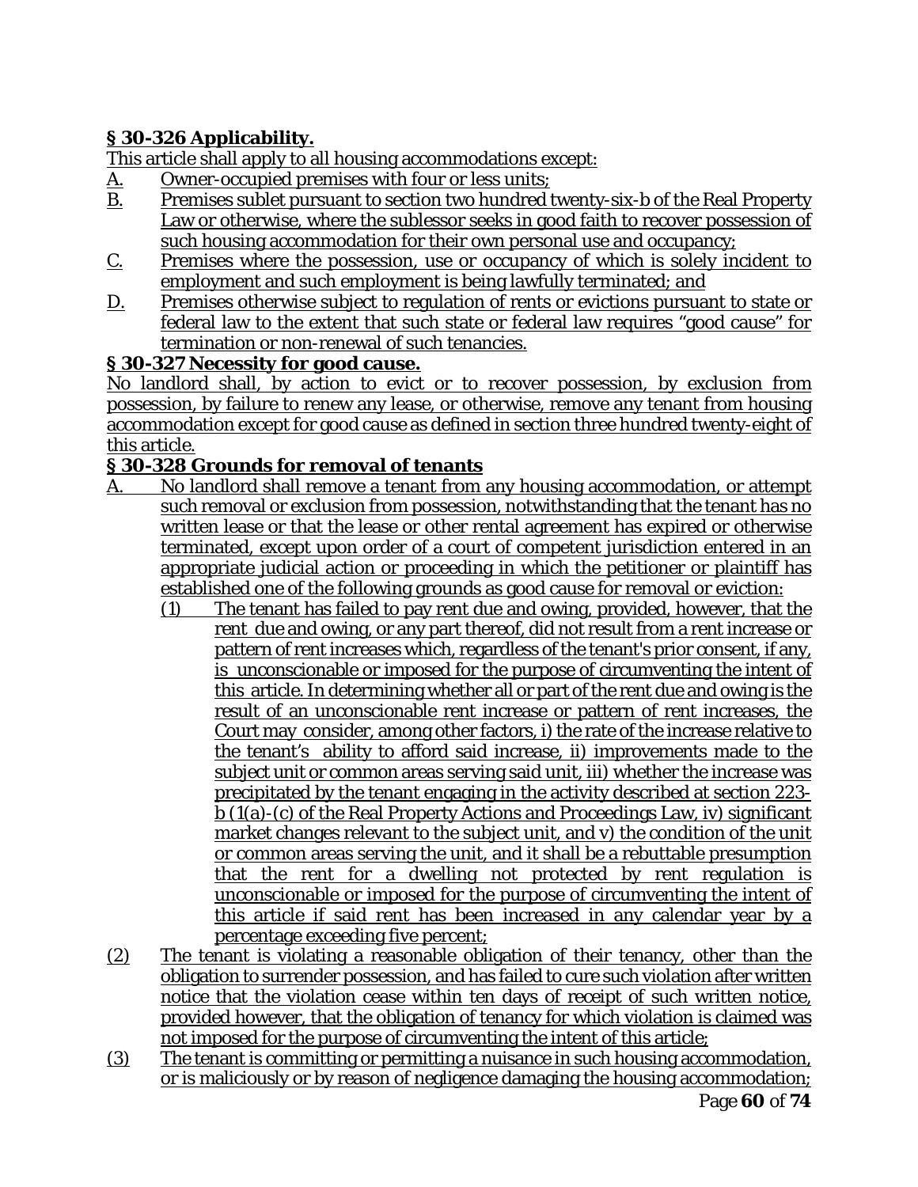## **§ 30-326 Applicability.**

This article shall apply to all housing accommodations except:

A. Owner-occupied premises with four or less units;

B. Premises sublet pursuant to section two hundred twenty-six-b of the Real Property Law or otherwise, where the sublessor seeks in good faith to recover possession of such housing accommodation for their own personal use and occupancy;

C. Premises where the possession, use or occupancy of which is solely incident to employment and such employment is being lawfully terminated; and

D. Premises otherwise subject to regulation of rents or evictions pursuant to state or federal law to the extent that such state or federal law requires "good cause" for termination or non-renewal of such tenancies.

## **§ 30-327 Necessity for good cause.**

No landlord shall, by action to evict or to recover possession, by exclusion from possession, by failure to renew any lease, or otherwise, remove any tenant from housing accommodation except for good cause as defined in section three hundred twenty-eight of this article.

## **§ 30-328 Grounds for removal of tenants**

A. No landlord shall remove a tenant from any housing accommodation, or attempt such removal or exclusion from possession, notwithstanding that the tenant has no written lease or that the lease or other rental agreement has expired or otherwise terminated, except upon order of a court of competent jurisdiction entered in an appropriate judicial action or proceeding in which the petitioner or plaintiff has established one of the following grounds as good cause for removal or eviction:

(1) The tenant has failed to pay rent due and owing, provided, however, that the rent due and owing, or any part thereof, did not result from a rent increase or pattern of rent increases which, regardless of the tenant's prior consent, if any, is unconscionable or imposed for the purpose of circumventing the intent of this article. In determining whether all or part of the rent due and owing is the result of an unconscionable rent increase or pattern of rent increases, the Court may consider, among other factors, i) the rate of the increase relative to the tenant's ability to afford said increase, ii) improvements made to the subject unit or common areas serving said unit, iii) whether the increase was precipitated by the tenant engaging in the activity described at section 223-b (1(a)-(c) of the Real Property Actions and Proceedings Law, iv) significant market changes relevant to the subject unit, and v) the condition of the unit or common areas serving the unit, and it shall be a rebuttable presumption that the rent for a dwelling not protected by rent regulation is unconscionable or imposed for the purpose of circumventing the intent of this article if said rent has been increased in any calendar year by a percentage exceeding five percent;

(2) The tenant is violating a reasonable obligation of their tenancy, other than the obligation to surrender possession, and has failed to cure such violation after written notice that the violation cease within ten days of receipt of such written notice, provided however, that the obligation of tenancy for which violation is claimed was not imposed for the purpose of circumventing the intent of this article;

(3) The tenant is committing or permitting a nuisance in such housing accommodation, or is maliciously or by reason of negligence damaging the housing accommodation;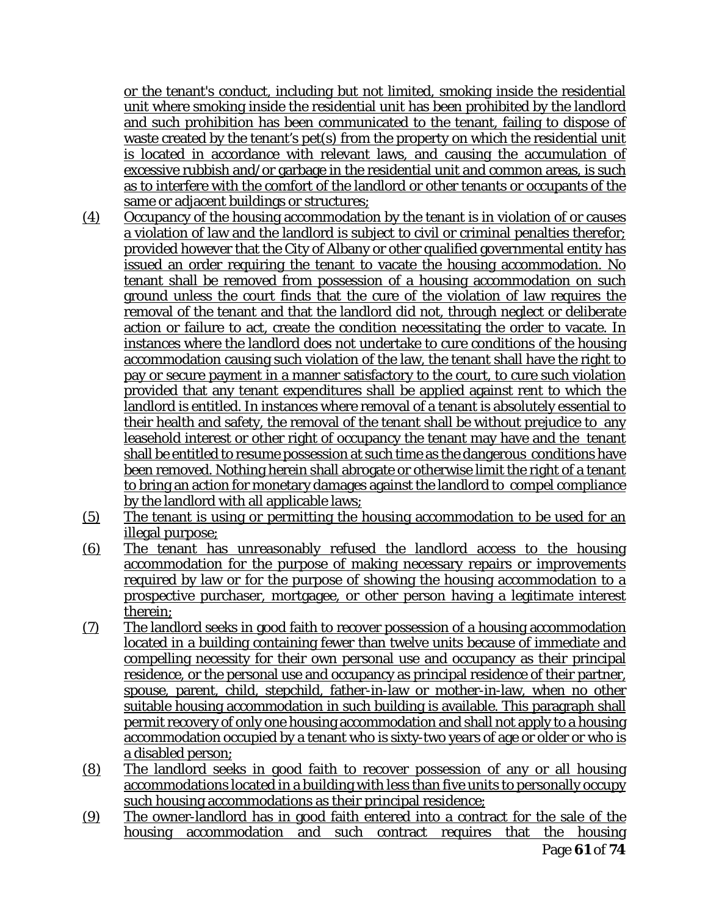or the tenant's conduct, including but not limited, smoking inside the residential unit where smoking inside the residential unit has been prohibited by the landlord and such prohibition has been communicated to the tenant, failing to dispose of waste created by the tenant's pet(s) from the property on which the residential unit is located in accordance with relevant laws, and causing the accumulation of excessive rubbish and/or garbage in the residential unit and common areas, is such as to interfere with the comfort of the landlord or other tenants or occupants of the same or adjacent buildings or structures;

(4) Occupancy of the housing accommodation by the tenant is in violation of or causes a violation of law and the landlord is subject to civil or criminal penalties therefor; provided however that the City of Albany or other qualified governmental entity has issued an order requiring the tenant to vacate the housing accommodation. No tenant shall be removed from possession of a housing accommodation on such ground unless the court finds that the cure of the violation of law requires the removal of the tenant and that the landlord did not, through neglect or deliberate action or failure to act, create the condition necessitating the order to vacate. In instances where the landlord does not undertake to cure conditions of the housing accommodation causing such violation of the law, the tenant shall have the right to pay or secure payment in a manner satisfactory to the court, to cure such violation provided that any tenant expenditures shall be applied against rent to which the landlord is entitled. In instances where removal of a tenant is absolutely essential to their health and safety, the removal of the tenant shall be without prejudice to any leasehold interest or other right of occupancy the tenant may have and the tenant shall be entitled to resume possession at such time as the dangerous conditions have been removed. Nothing herein shall abrogate or otherwise limit the right of a tenant to bring an action for monetary damages against the landlord to compel compliance by the landlord with all applicable laws;

(5) The tenant is using or permitting the housing accommodation to be used for an illegal purpose;

(6) The tenant has unreasonably refused the landlord access to the housing accommodation for the purpose of making necessary repairs or improvements required by law or for the purpose of showing the housing accommodation to a prospective purchaser, mortgagee, or other person having a legitimate interest therein;

(7) The landlord seeks in good faith to recover possession of a housing accommodation located in a building containing fewer than twelve units because of immediate and compelling necessity for their own personal use and occupancy as their principal residence, or the personal use and occupancy as principal residence of their partner, spouse, parent, child, stepchild, father-in-law or mother-in-law, when no other suitable housing accommodation in such building is available. This paragraph shall permit recovery of only one housing accommodation and shall not apply to a housing accommodation occupied by a tenant who is sixty-two years of age or older or who is a disabled person;

(8) The landlord seeks in good faith to recover possession of any or all housing accommodations located in a building with less than five units to personally occupy such housing accommodations as their principal residence;

(9) The owner-landlord has in good faith entered into a contract for the sale of the housing accommodation and such contract requires that the housing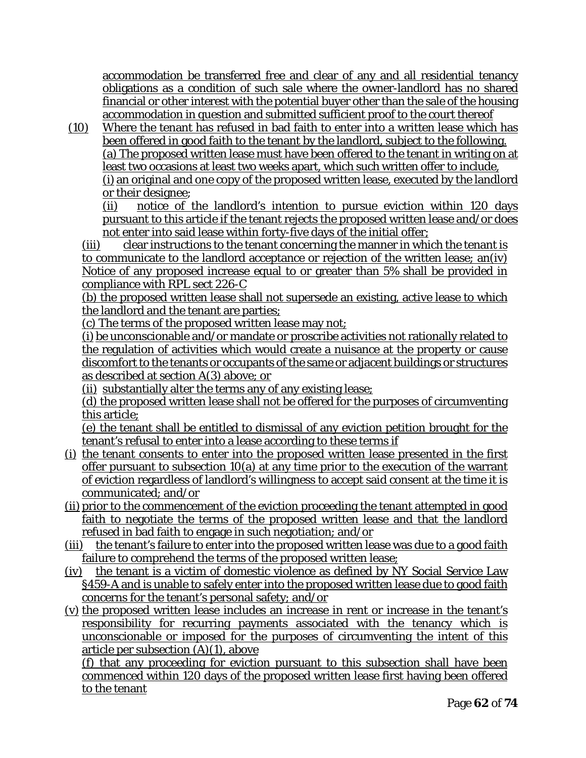accommodation be transferred free and clear of any and all residential tenancy obligations as a condition of such sale where the owner-landlord has no shared financial or other interest with the potential buyer other than the sale of the housing accommodation in question and submitted sufficient proof to the court thereof

(10) Where the tenant has refused in bad faith to enter into a written lease which has been offered in good faith to the tenant by the landlord, subject to the following.

(a) The proposed written lease must have been offered to the tenant in writing on at least two occasions at least two weeks apart, which such written offer to include,

(i) an original and one copy of the proposed written lease, executed by the landlord or their designee;

(ii) notice of the landlord's intention to pursue eviction within 120 days pursuant to this article if the tenant rejects the proposed written lease and/or does not enter into said lease within forty-five days of the initial offer;

(iii) clear instructions to the tenant concerning the manner in which the tenant is to communicate to the landlord acceptance or rejection of the written lease; an(iv) Notice of any proposed increase equal to or greater than 5% shall be provided in compliance with RPL sect 226-C

(b) the proposed written lease shall not supersede an existing, active lease to which the landlord and the tenant are parties;

(c) The terms of the proposed written lease may not;

(i) be unconscionable and/or mandate or proscribe activities not rationally related to the regulation of activities which would create a nuisance at the property or cause discomfort to the tenants or occupants of the same or adjacent buildings or structures as described at section A(3) above; or

(ii) substantially alter the terms any of any existing lease;

(d) the proposed written lease shall not be offered for the purposes of circumventing this article;

(e) the tenant shall be entitled to dismissal of any eviction petition brought for the tenant's refusal to enter into a lease according to these terms if

(i) the tenant consents to enter into the proposed written lease presented in the first offer pursuant to subsection 10(a) at any time prior to the execution of the warrant of eviction regardless of landlord's willingness to accept said consent at the time it is communicated; and/or

(ii) prior to the commencement of the eviction proceeding the tenant attempted in good faith to negotiate the terms of the proposed written lease and that the landlord refused in bad faith to engage in such negotiation; and/or

(iii) the tenant's failure to enter into the proposed written lease was due to a good faith failure to comprehend the terms of the proposed written lease;

(iv) the tenant is a victim of domestic violence as defined by NY Social Service Law §459-A and is unable to safely enter into the proposed written lease due to good faith concerns for the tenant's personal safety; and/or

(v) the proposed written lease includes an increase in rent or increase in the tenant's responsibility for recurring payments associated with the tenancy which is unconscionable or imposed for the purposes of circumventing the intent of this article per subsection (A)(1), above

(f) that any proceeding for eviction pursuant to this subsection shall have been commenced within 120 days of the proposed written lease first having been offered to the tenant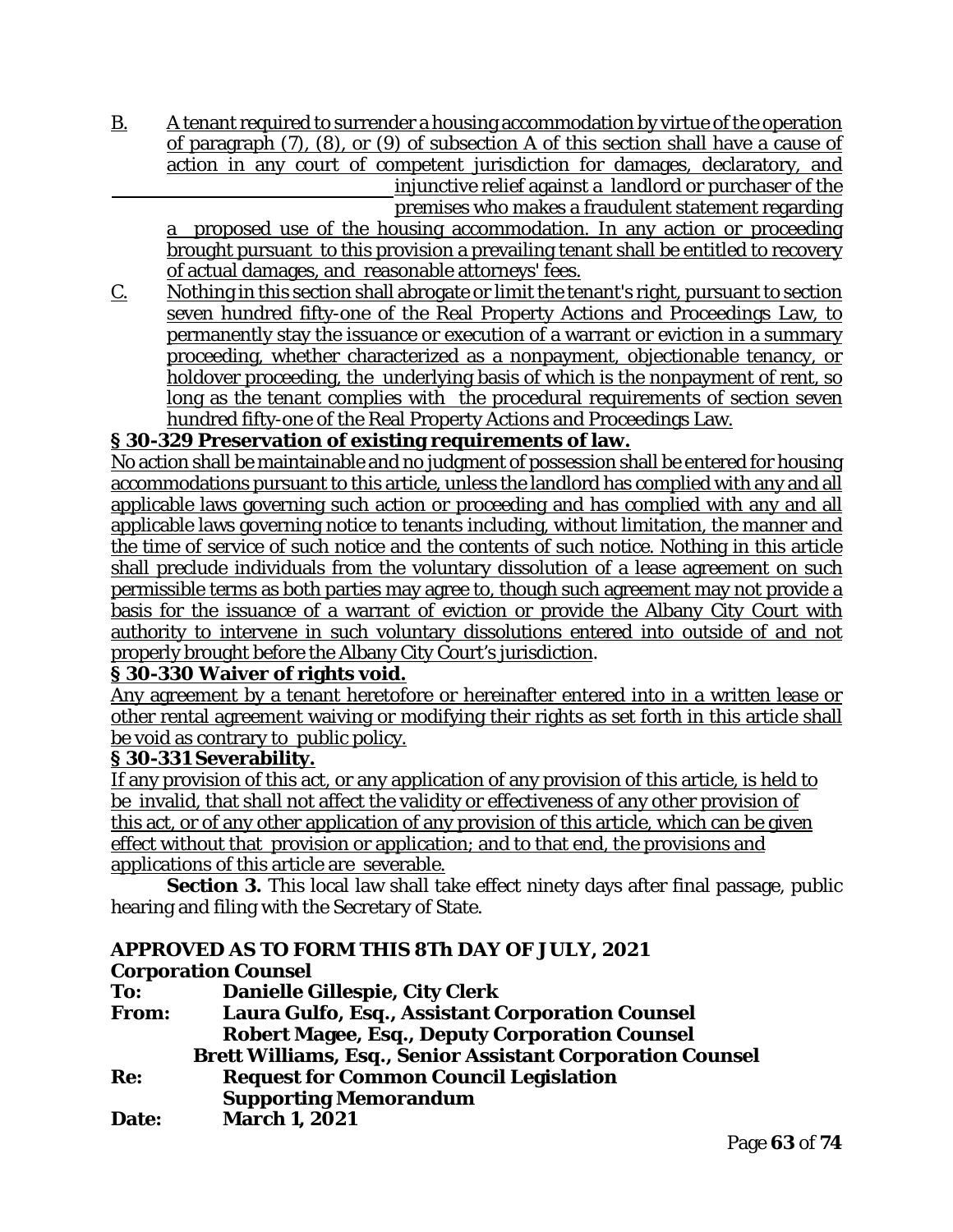B. A tenant required to surrender a housing accommodation by virtue of the operation of paragraph (7), (8), or (9) of subsection A of this section shall have a cause of action in any court of competent jurisdiction for damages, declaratory, and injunctive relief against a landlord or purchaser of the premises who makes a fraudulent statement regarding a proposed use of the housing accommodation. In any action or proceeding brought pursuant to this provision a prevailing tenant shall be entitled to recovery of actual damages, and reasonable attorneys' fees.

C. Nothing in this section shall abrogate or limit the tenant's right, pursuant to section seven hundred fifty-one of the Real Property Actions and Proceedings Law, to permanently stay the issuance or execution of a warrant or eviction in a summary proceeding, whether characterized as a nonpayment, objectionable tenancy, or holdover proceeding, the underlying basis of which is the nonpayment of rent, so long as the tenant complies with the procedural requirements of section seven hundred fifty-one of the Real Property Actions and Proceedings Law.

**§ 30-329 Preservation of existing requirements of law.**

No action shall be maintainable and no judgment of possession shall be entered for housing accommodations pursuant to this article, unless the landlord has complied with any and all applicable laws governing such action or proceeding and has complied with any and all applicable laws governing notice to tenants including, without limitation, the manner and the time of service of such notice and the contents of such notice. Nothing in this article shall preclude individuals from the voluntary dissolution of a lease agreement on such permissible terms as both parties may agree to, though such agreement may not provide a basis for the issuance of a warrant of eviction or provide the Albany City Court with authority to intervene in such voluntary dissolutions entered into outside of and not properly brought before the Albany City Court's jurisdiction.

**§ 30-330 Waiver of rights void.**

Any agreement by a tenant heretofore or hereinafter entered into in a written lease or other rental agreement waiving or modifying their rights as set forth in this article shall be void as contrary to public policy.

**§ 30-331 Severability.**

If any provision of this act, or any application of any provision of this article, is held to be invalid, that shall not affect the validity or effectiveness of any other provision of this act, or of any other application of any provision of this article, which can be given effect without that provision or application; and to that end, the provisions and applications of this article are severable.

**Section 3.** This local law shall take effect ninety days after final passage, public hearing and filing with the Secretary of State.

**APPROVED AS TO FORM THIS 8Th DAY OF JULY, 2021**

**Corporation Counsel**

**To:** Danielle Gillespie, City Clerk
**From:** Laura Gulfo, Esq., Assistant Corporation Counsel
Robert Magee, Esq., Deputy Corporation Counsel
Brett Williams, Esq., Senior Assistant Corporation Counsel
**Re:** Request for Common Council Legislation
Supporting Memorandum
**Date:** March 1, 2021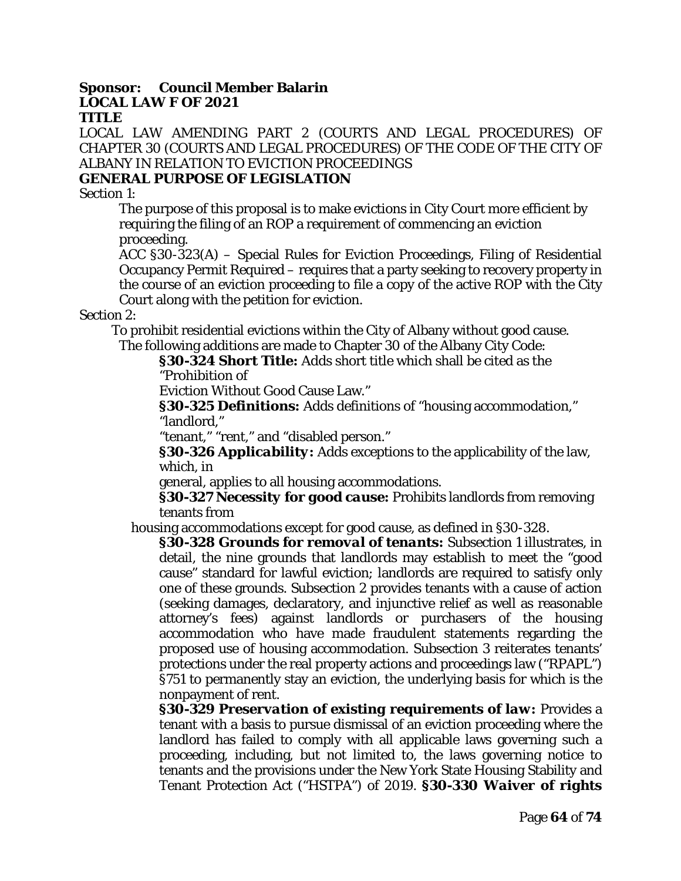**Sponsor: Council Member Balarin**

**LOCAL LAW F OF 2021**

**TITLE**

LOCAL LAW AMENDING PART 2 (COURTS AND LEGAL PROCEDURES) OF CHAPTER 30 (COURTS AND LEGAL PROCEDURES) OF THE CODE OF THE CITY OF ALBANY IN RELATION TO EVICTION PROCEEDINGS

**GENERAL PURPOSE OF LEGISLATION**

Section 1:

The purpose of this proposal is to make evictions in City Court more efficient by requiring the filing of an ROP a requirement of commencing an eviction proceeding.

ACC §30-323(A) – Special Rules for Eviction Proceedings, Filing of Residential Occupancy Permit Required – requires that a party seeking to recovery property in the course of an eviction proceeding to file a copy of the active ROP with the City Court along with the petition for eviction.

Section 2:

To prohibit residential evictions within the City of Albany without good cause.

The following additions are made to Chapter 30 of the Albany City Code:

**§30-324 Short Title:** Adds short title which shall be cited as the "Prohibition of Eviction Without Good Cause Law."

**§30-325 Definitions:** Adds definitions of "housing accommodation," "landlord," "tenant," "rent," and "disabled person."

***§30-326 Applicability:*** Adds exceptions to the applicability of the law, which, in general, applies to all housing accommodations.

***§30-327 Necessity for good cause:*** Prohibits landlords from removing tenants from housing accommodations except for good cause, as defined in §30-328.

***§30-328 Grounds for removal of tenants:*** Subsection 1 illustrates, in detail, the nine grounds that landlords may establish to meet the "good cause" standard for lawful eviction; landlords are required to satisfy only one of these grounds. Subsection 2 provides tenants with a cause of action (seeking damages, declaratory, and injunctive relief as well as reasonable attorney's fees) against landlords or purchasers of the housing accommodation who have made fraudulent statements regarding the proposed use of housing accommodation. Subsection 3 reiterates tenants' protections under the real property actions and proceedings law ("RPAPL") §751 to permanently stay an eviction, the underlying basis for which is the nonpayment of rent.

***§30-329 Preservation of existing requirements of law:*** Provides a tenant with a basis to pursue dismissal of an eviction proceeding where the landlord has failed to comply with all applicable laws governing such a proceeding, including, but not limited to, the laws governing notice to tenants and the provisions under the New York State Housing Stability and Tenant Protection Act ("HSTPA") of 2019. ***§30-330 Waiver of rights***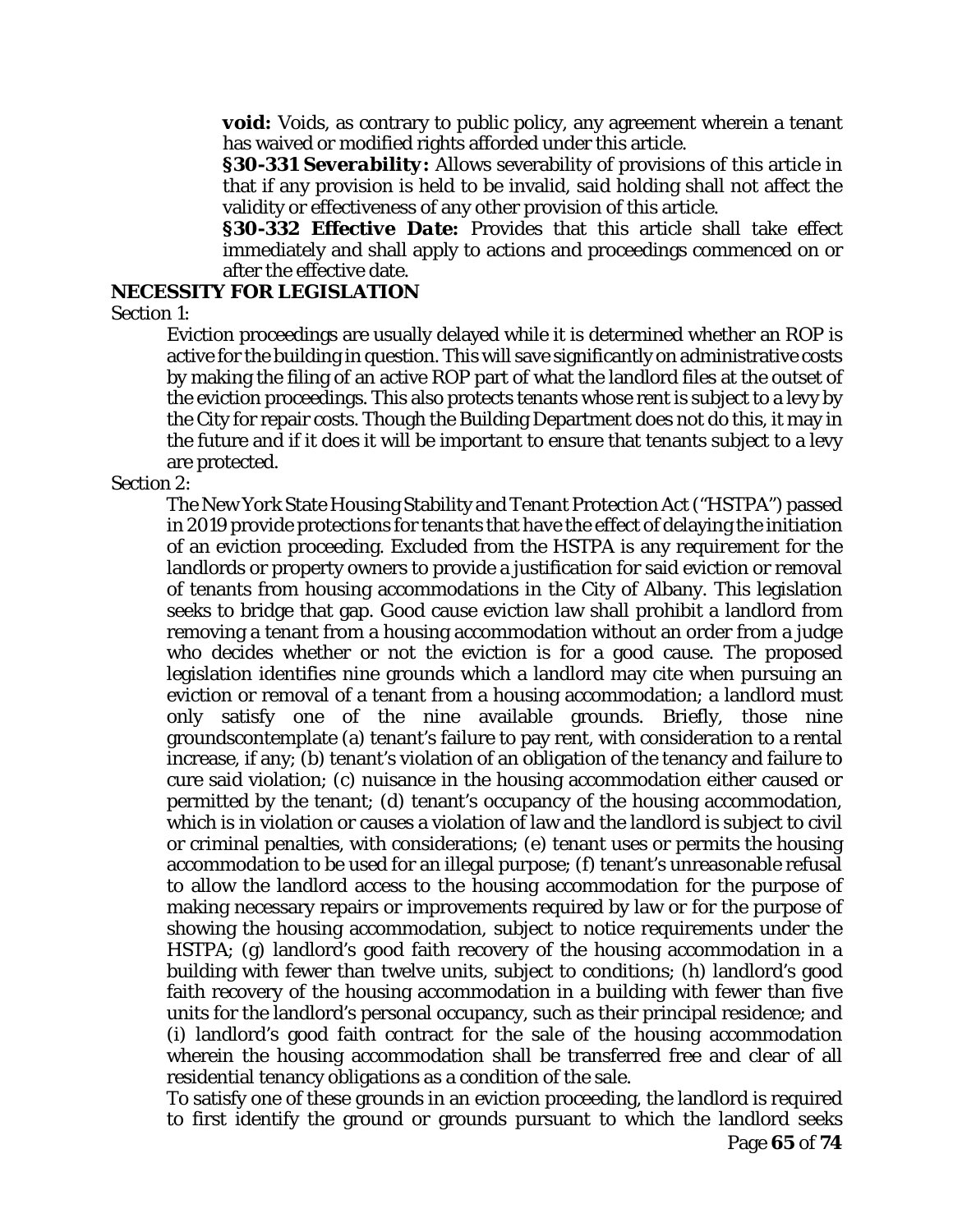**void:** Voids, as contrary to public policy, any agreement wherein a tenant has waived or modified rights afforded under this article.

***§30-331 Severability:*** Allows severability of provisions of this article in that if any provision is held to be invalid, said holding shall not affect the validity or effectiveness of any other provision of this article.

***§30-332 Effective Date:*** Provides that this article shall take effect immediately and shall apply to actions and proceedings commenced on or after the effective date.

## NECESSITY FOR LEGISLATION

Section 1:

Eviction proceedings are usually delayed while it is determined whether an ROP is active for the building in question. This will save significantly on administrative costs by making the filing of an active ROP part of what the landlord files at the outset of the eviction proceedings. This also protects tenants whose rent is subject to a levy by the City for repair costs. Though the Building Department does not do this, it may in the future and if it does it will be important to ensure that tenants subject to a levy are protected.

Section 2:

The New York State Housing Stability and Tenant Protection Act ("HSTPA") passed in 2019 provide protections for tenants that have the effect of delaying the initiation of an eviction proceeding. Excluded from the HSTPA is any requirement for the landlords or property owners to provide a justification for said eviction or removal of tenants from housing accommodations in the City of Albany. This legislation seeks to bridge that gap. Good cause eviction law shall prohibit a landlord from removing a tenant from a housing accommodation without an order from a judge who decides whether or not the eviction is for a good cause. The proposed legislation identifies nine grounds which a landlord may cite when pursuing an eviction or removal of a tenant from a housing accommodation; a landlord must only satisfy one of the nine available grounds. Briefly, those nine groundscontemplate (a) tenant's failure to pay rent, with consideration to a rental increase, if any; (b) tenant's violation of an obligation of the tenancy and failure to cure said violation; (c) nuisance in the housing accommodation either caused or permitted by the tenant; (d) tenant's occupancy of the housing accommodation, which is in violation or causes a violation of law and the landlord is subject to civil or criminal penalties, with considerations; (e) tenant uses or permits the housing accommodation to be used for an illegal purpose; (f) tenant's unreasonable refusal to allow the landlord access to the housing accommodation for the purpose of making necessary repairs or improvements required by law or for the purpose of showing the housing accommodation, subject to notice requirements under the HSTPA; (g) landlord's good faith recovery of the housing accommodation in a building with fewer than twelve units, subject to conditions; (h) landlord's good faith recovery of the housing accommodation in a building with fewer than five units for the landlord's personal occupancy, such as their principal residence; and (i) landlord's good faith contract for the sale of the housing accommodation wherein the housing accommodation shall be transferred free and clear of all residential tenancy obligations as a condition of the sale.

To satisfy one of these grounds in an eviction proceeding, the landlord is required to first identify the ground or grounds pursuant to which the landlord seeks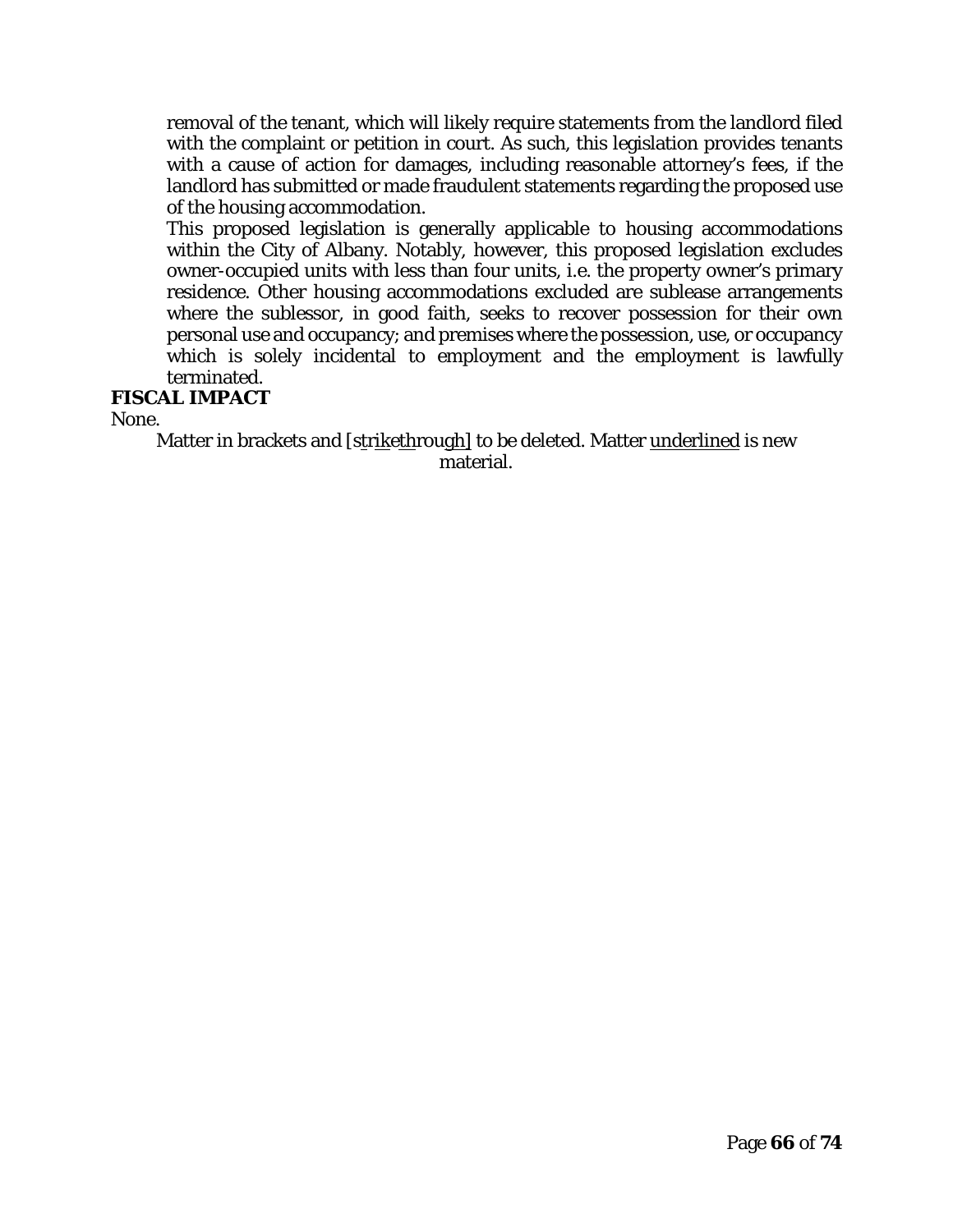removal of the tenant, which will likely require statements from the landlord filed with the complaint or petition in court. As such, this legislation provides tenants with a cause of action for damages, including reasonable attorney's fees, if the landlord has submitted or made fraudulent statements regarding the proposed use of the housing accommodation.

This proposed legislation is generally applicable to housing accommodations within the City of Albany. Notably, however, this proposed legislation excludes owner-occupied units with less than four units, i.e. the property owner's primary residence. Other housing accommodations excluded are sublease arrangements where the sublessor, in good faith, seeks to recover possession for their own personal use and occupancy; and premises where the possession, use, or occupancy which is solely incidental to employment and the employment is lawfully terminated.

**FISCAL IMPACT**

None.

Matter in brackets and [strikethrough] to be deleted. Matter underlined is new material.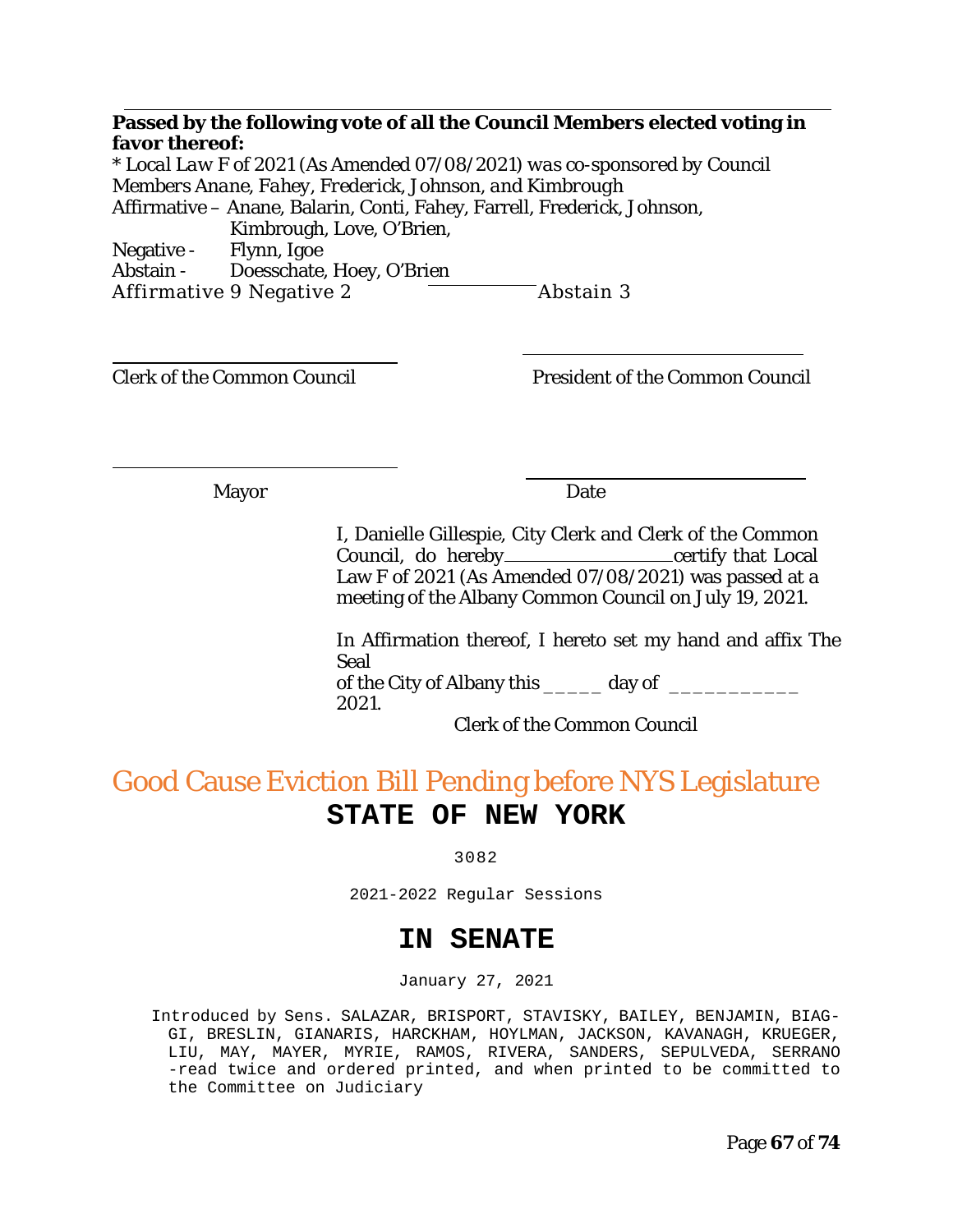**Passed by the following vote of all the Council Members elected voting in favor thereof:**

*\* Local Law F of 2021 (As Amended 07/08/2021) was co-sponsored by Council Members Anane, Fahey, Frederick, Johnson, and Kimbrough*

Affirmative – Anane, Balarin, Conti, Fahey, Farrell, Frederick, Johnson, Kimbrough, Love, O'Brien,

Negative - Flynn, Igoe

Abstain - Doesschate, Hoey, O'Brien

Affirmative 9 Negative 2 Abstain 3

______________________
Clerk of the Common Council

______________________
President of the Common Council

______________________
Mayor

______________________
Date

I, Danielle Gillespie, City Clerk and Clerk of the Common Council, do hereby ______________ certify that Local Law F of 2021 (As Amended 07/08/2021) was passed at a meeting of the Albany Common Council on July 19, 2021.

In Affirmation thereof, I hereto set my hand and affix The Seal of the City of Albany this _____ day of ___________ 2021.

Clerk of the Common Council

## Good Cause Eviction Bill Pending before NYS Legislature

# STATE OF NEW YORK

3082

2021-2022 Regular Sessions

# IN SENATE

January 27, 2021

Introduced by Sens. SALAZAR, BRISPORT, STAVISKY, BAILEY, BENJAMIN, BIAGGI, BRESLIN, GIANARIS, HARCKHAM, HOYLMAN, JACKSON, KAVANAGH, KRUEGER, LIU, MAY, MAYER, MYRIE, RAMOS, RIVERA, SANDERS, SEPULVEDA, SERRANO -read twice and ordered printed, and when printed to be committed to the Committee on Judiciary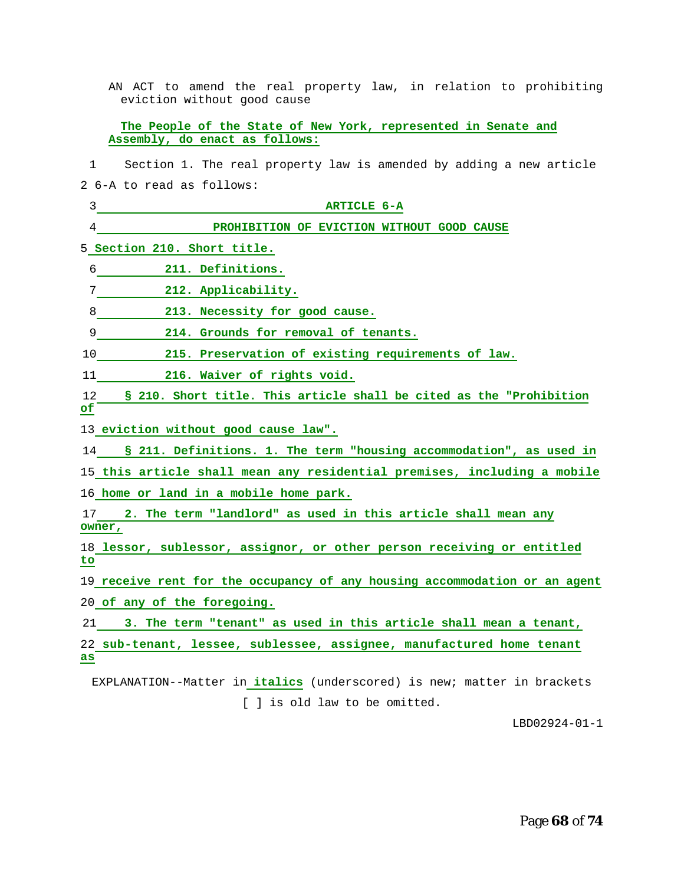AN ACT to amend the real property law, in relation to prohibiting eviction without good cause

The People of the State of New York, represented in Senate and Assembly, do enact as follows:

1 Section 1. The real property law is amended by adding a new article
2 6-A to read as follows:

3 ARTICLE 6-A

4 PROHIBITION OF EVICTION WITHOUT GOOD CAUSE

5 Section 210. Short title.

6 211. Definitions.

7 212. Applicability.

8 213. Necessity for good cause.

9 214. Grounds for removal of tenants.

10 215. Preservation of existing requirements of law.

11 216. Waiver of rights void.

12 § 210. Short title. This article shall be cited as the "Prohibition of
13 eviction without good cause law".

14 § 211. Definitions. 1. The term "housing accommodation", as used in
15 this article shall mean any residential premises, including a mobile
16 home or land in a mobile home park.

17 2. The term "landlord" as used in this article shall mean any owner,
18 lessor, sublessor, assignor, or other person receiving or entitled to
19 receive rent for the occupancy of any housing accommodation or an agent
20 of any of the foregoing.

21 3. The term "tenant" as used in this article shall mean a tenant,
22 sub-tenant, lessee, sublessee, assignee, manufactured home tenant as

EXPLANATION--Matter in *italics* (underscored) is new; matter in brackets [ ] is old law to be omitted.

LBD02924-01-1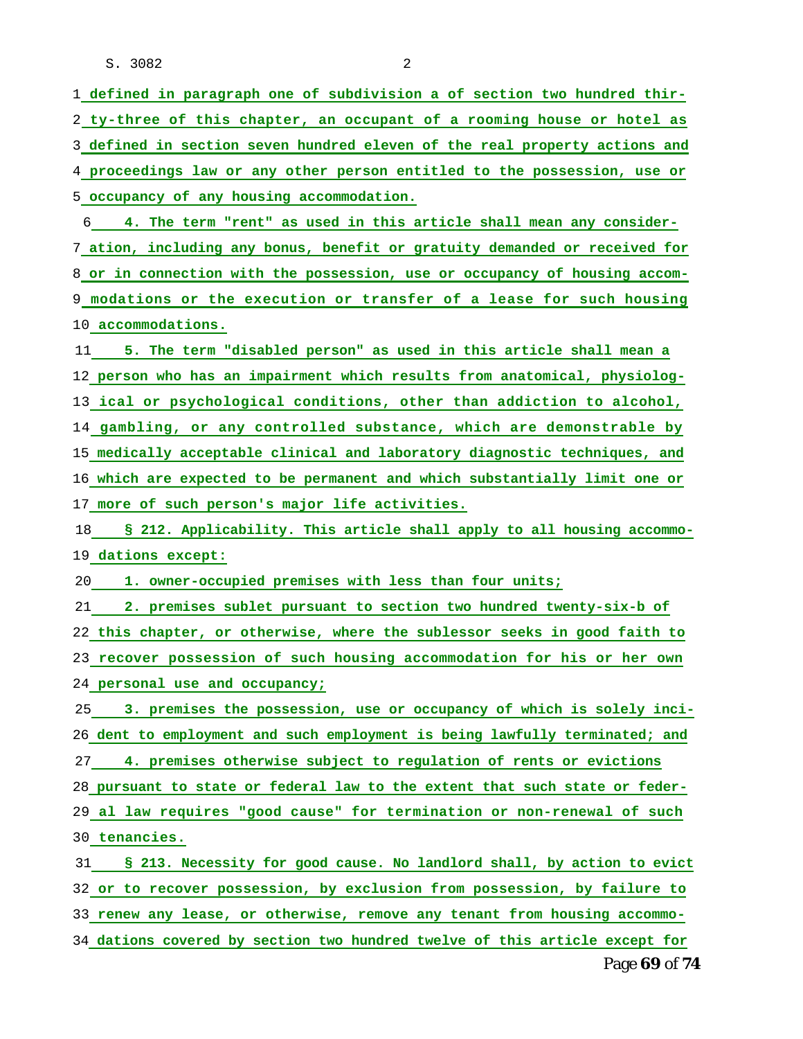defined in paragraph one of subdivision a of section two hundred thirty-three of this chapter, an occupant of a rooming house or hotel as defined in section seven hundred eleven of the real property actions and proceedings law or any other person entitled to the possession, use or occupancy of any housing accommodation.

4. The term "rent" as used in this article shall mean any consideration, including any bonus, benefit or gratuity demanded or received for or in connection with the possession, use or occupancy of housing accommodations or the execution or transfer of a lease for such housing accommodations.

5. The term "disabled person" as used in this article shall mean a person who has an impairment which results from anatomical, physiological or psychological conditions, other than addiction to alcohol, gambling, or any controlled substance, which are demonstrable by medically acceptable clinical and laboratory diagnostic techniques, and which are expected to be permanent and which substantially limit one or more of such person's major life activities.

§ 212. Applicability. This article shall apply to all housing accommodations except:

1. owner-occupied premises with less than four units;

2. premises sublet pursuant to section two hundred twenty-six-b of this chapter, or otherwise, where the sublessor seeks in good faith to recover possession of such housing accommodation for his or her own personal use and occupancy;

3. premises the possession, use or occupancy of which is solely incident to employment and such employment is being lawfully terminated; and

4. premises otherwise subject to regulation of rents or evictions pursuant to state or federal law to the extent that such state or federal law requires "good cause" for termination or non-renewal of such tenancies.

§ 213. Necessity for good cause. No landlord shall, by action to evict or to recover possession, by exclusion from possession, by failure to renew any lease, or otherwise, remove any tenant from housing accommodations covered by section two hundred twelve of this article except for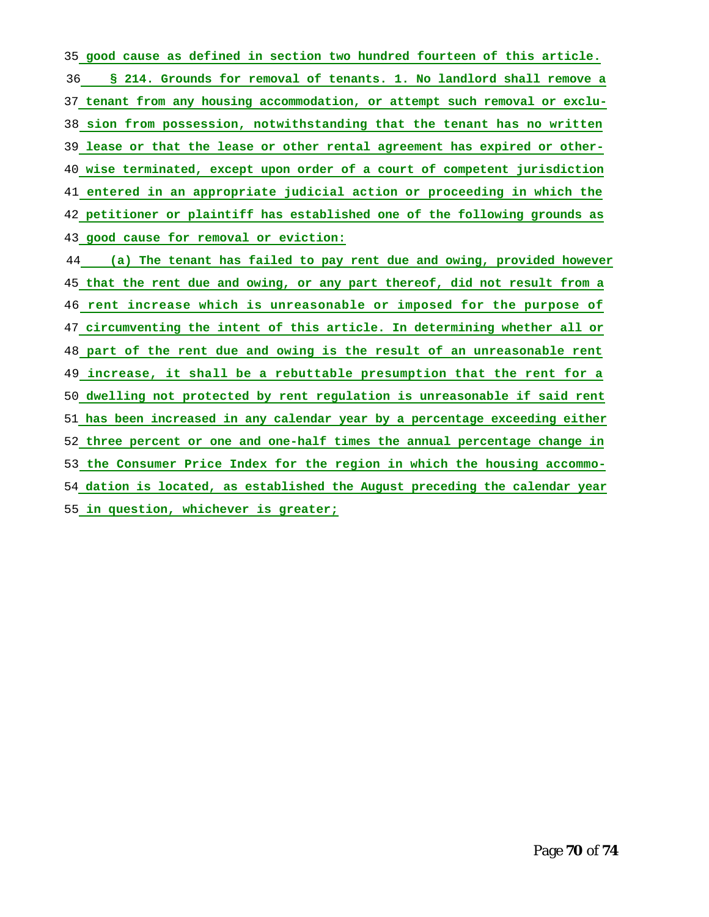good cause as defined in section two hundred fourteen of this article.

§ 214. Grounds for removal of tenants. 1. No landlord shall remove a tenant from any housing accommodation, or attempt such removal or exclusion from possession, notwithstanding that the tenant has no written lease or that the lease or other rental agreement has expired or otherwise terminated, except upon order of a court of competent jurisdiction entered in an appropriate judicial action or proceeding in which the petitioner or plaintiff has established one of the following grounds as good cause for removal or eviction:

(a) The tenant has failed to pay rent due and owing, provided however that the rent due and owing, or any part thereof, did not result from a rent increase which is unreasonable or imposed for the purpose of circumventing the intent of this article. In determining whether all or part of the rent due and owing is the result of an unreasonable rent increase, it shall be a rebuttable presumption that the rent for a dwelling not protected by rent regulation is unreasonable if said rent has been increased in any calendar year by a percentage exceeding either three percent or one and one-half times the annual percentage change in the Consumer Price Index for the region in which the housing accommodation is located, as established the August preceding the calendar year in question, whichever is greater;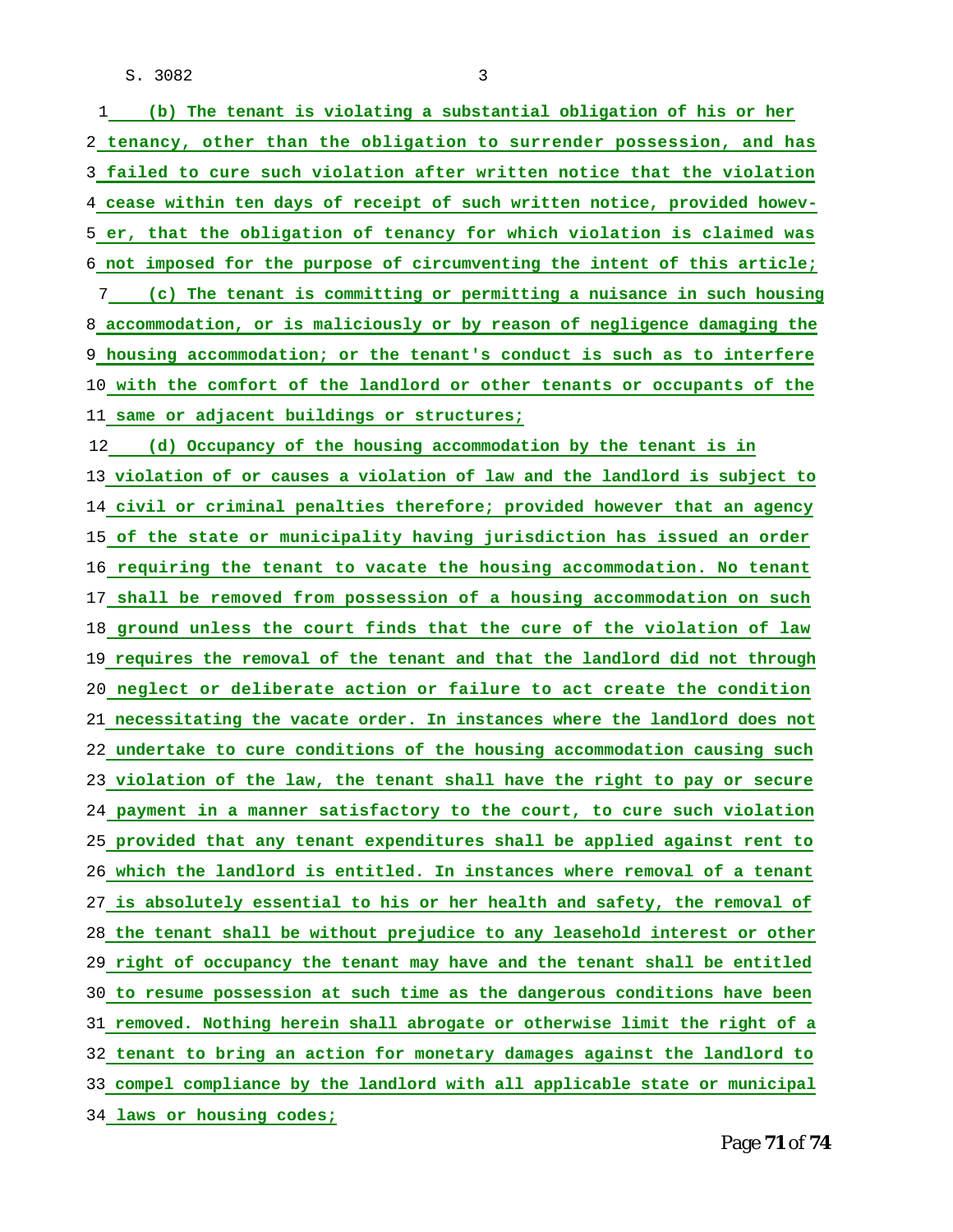(b) The tenant is violating a substantial obligation of his or her tenancy, other than the obligation to surrender possession, and has failed to cure such violation after written notice that the violation cease within ten days of receipt of such written notice, provided however, that the obligation of tenancy for which violation is claimed was not imposed for the purpose of circumventing the intent of this article;

(c) The tenant is committing or permitting a nuisance in such housing accommodation, or is maliciously or by reason of negligence damaging the housing accommodation; or the tenant's conduct is such as to interfere with the comfort of the landlord or other tenants or occupants of the same or adjacent buildings or structures;

(d) Occupancy of the housing accommodation by the tenant is in violation of or causes a violation of law and the landlord is subject to civil or criminal penalties therefore; provided however that an agency of the state or municipality having jurisdiction has issued an order requiring the tenant to vacate the housing accommodation. No tenant shall be removed from possession of a housing accommodation on such ground unless the court finds that the cure of the violation of law requires the removal of the tenant and that the landlord did not through neglect or deliberate action or failure to act create the condition necessitating the vacate order. In instances where the landlord does not undertake to cure conditions of the housing accommodation causing such violation of the law, the tenant shall have the right to pay or secure payment in a manner satisfactory to the court, to cure such violation provided that any tenant expenditures shall be applied against rent to which the landlord is entitled. In instances where removal of a tenant is absolutely essential to his or her health and safety, the removal of the tenant shall be without prejudice to any leasehold interest or other right of occupancy the tenant may have and the tenant shall be entitled to resume possession at such time as the dangerous conditions have been removed. Nothing herein shall abrogate or otherwise limit the right of a tenant to bring an action for monetary damages against the landlord to compel compliance by the landlord with all applicable state or municipal laws or housing codes;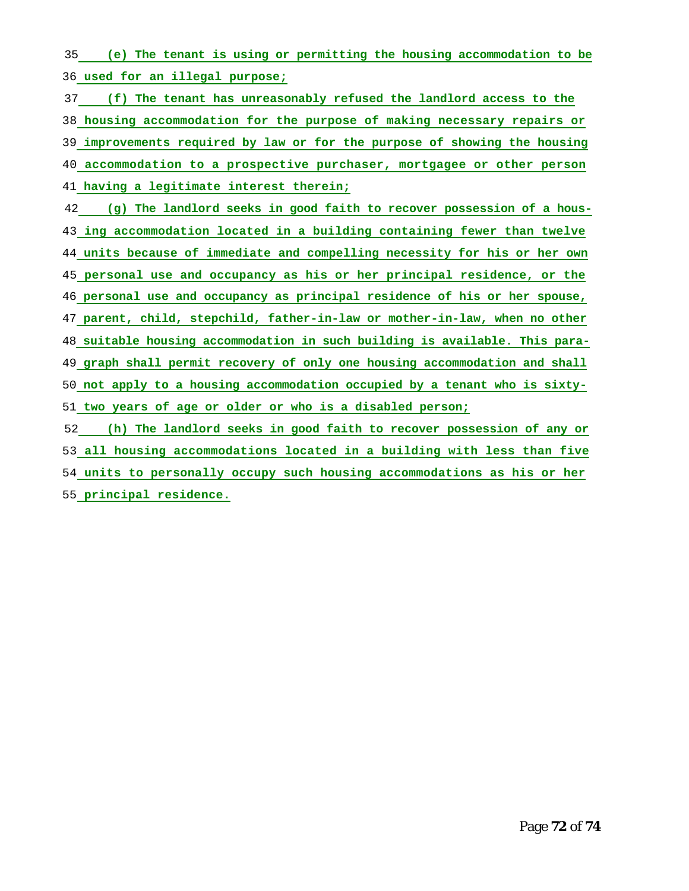(e) The tenant is using or permitting the housing accommodation to be used for an illegal purpose;

(f) The tenant has unreasonably refused the landlord access to the housing accommodation for the purpose of making necessary repairs or improvements required by law or for the purpose of showing the housing accommodation to a prospective purchaser, mortgagee or other person having a legitimate interest therein;

(g) The landlord seeks in good faith to recover possession of a housing accommodation located in a building containing fewer than twelve units because of immediate and compelling necessity for his or her own personal use and occupancy as his or her principal residence, or the personal use and occupancy as principal residence of his or her spouse, parent, child, stepchild, father-in-law or mother-in-law, when no other suitable housing accommodation in such building is available. This paragraph shall permit recovery of only one housing accommodation and shall not apply to a housing accommodation occupied by a tenant who is sixty-two years of age or older or who is a disabled person;

(h) The landlord seeks in good faith to recover possession of any or all housing accommodations located in a building with less than five units to personally occupy such housing accommodations as his or her principal residence.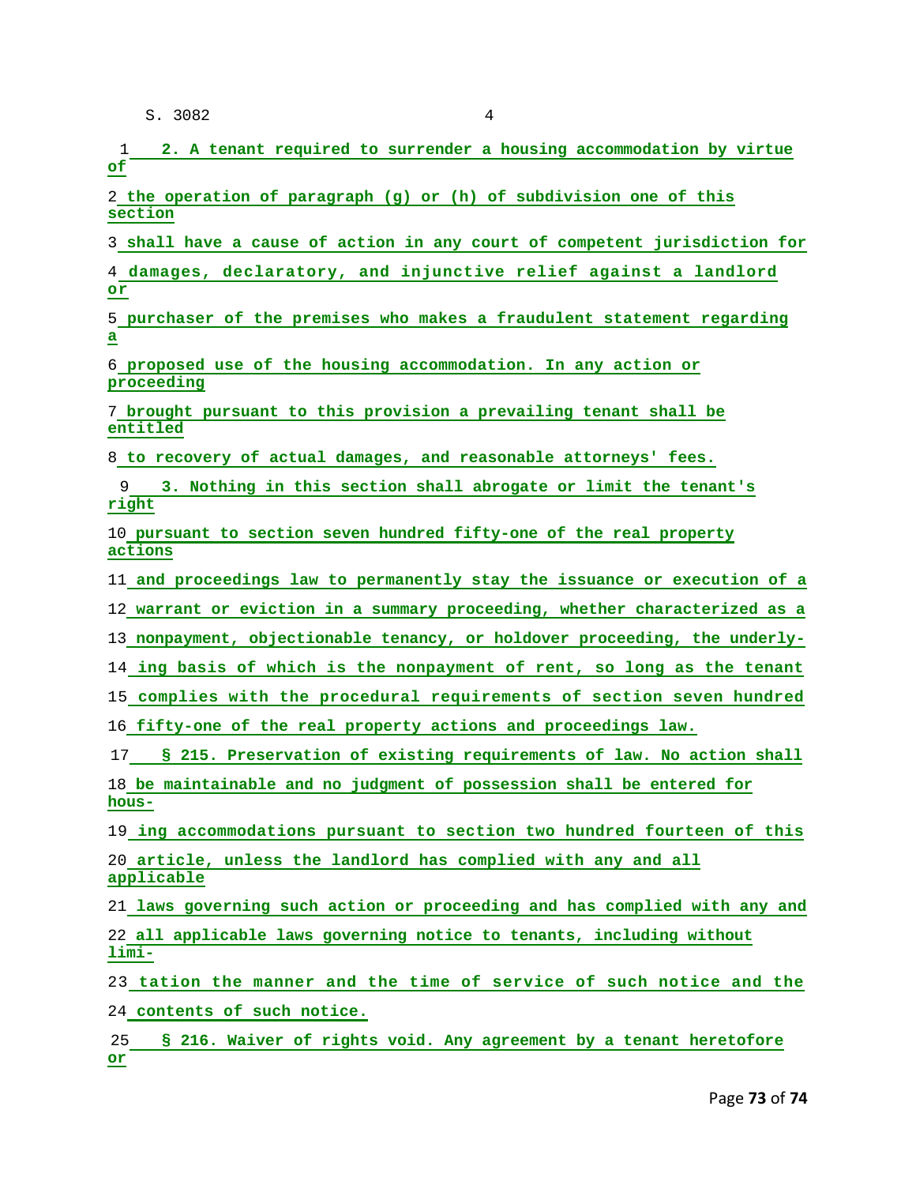2. A tenant required to surrender a housing accommodation by virtue of the operation of paragraph (g) or (h) of subdivision one of this section shall have a cause of action in any court of competent jurisdiction for damages, declaratory, and injunctive relief against a landlord or purchaser of the premises who makes a fraudulent statement regarding a proposed use of the housing accommodation. In any action or proceeding brought pursuant to this provision a prevailing tenant shall be entitled to recovery of actual damages, and reasonable attorneys' fees.

3. Nothing in this section shall abrogate or limit the tenant's right pursuant to section seven hundred fifty-one of the real property actions and proceedings law to permanently stay the issuance or execution of a warrant or eviction in a summary proceeding, whether characterized as a nonpayment, objectionable tenancy, or holdover proceeding, the underlying basis of which is the nonpayment of rent, so long as the tenant complies with the procedural requirements of section seven hundred fifty-one of the real property actions and proceedings law.

§ 215. Preservation of existing requirements of law. No action shall be maintainable and no judgment of possession shall be entered for housing accommodations pursuant to section two hundred fourteen of this article, unless the landlord has complied with any and all applicable laws governing such action or proceeding and has complied with any and all applicable laws governing notice to tenants, including without limitation the manner and the time of service of such notice and the contents of such notice.

§ 216. Waiver of rights void. Any agreement by a tenant heretofore or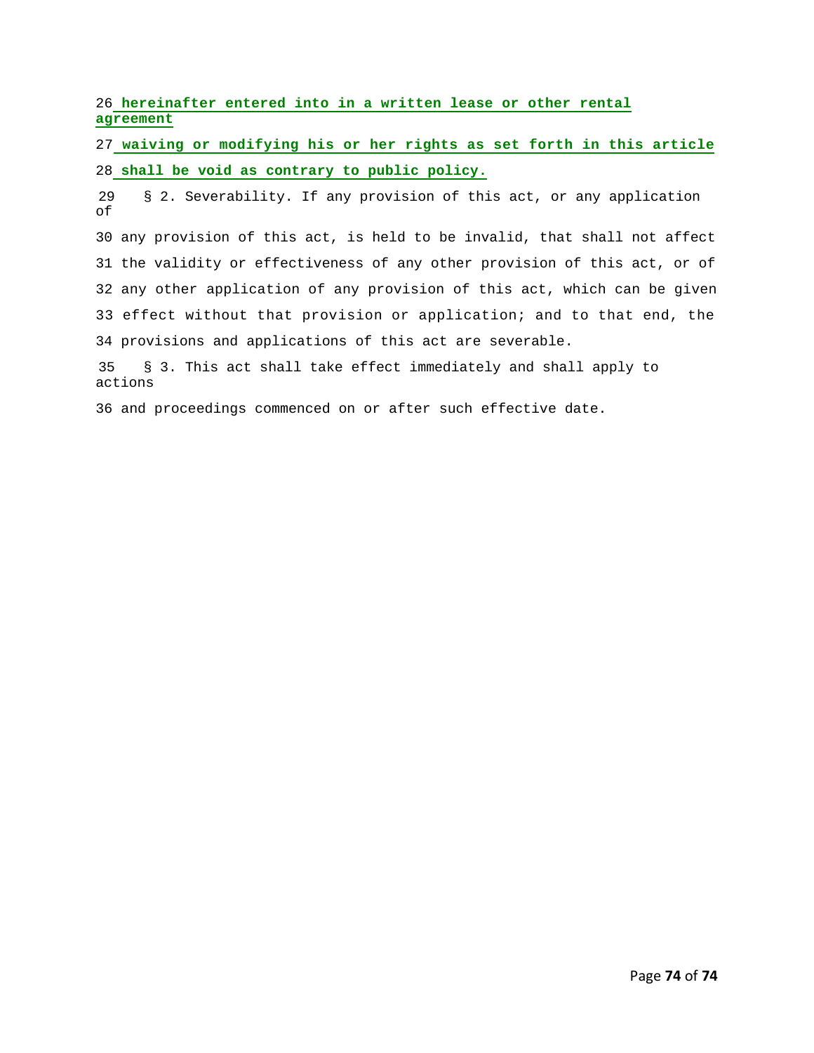26 **hereinafter entered into in a written lease or other rental agreement**

27 **waiving or modifying his or her rights as set forth in this article**

28 **shall be void as contrary to public policy.**

29 § 2. Severability. If any provision of this act, or any application of

30 any provision of this act, is held to be invalid, that shall not affect

31 the validity or effectiveness of any other provision of this act, or of

32 any other application of any provision of this act, which can be given

33 effect without that provision or application; and to that end, the

34 provisions and applications of this act are severable.

35 § 3. This act shall take effect immediately and shall apply to actions

36 and proceedings commenced on or after such effective date.